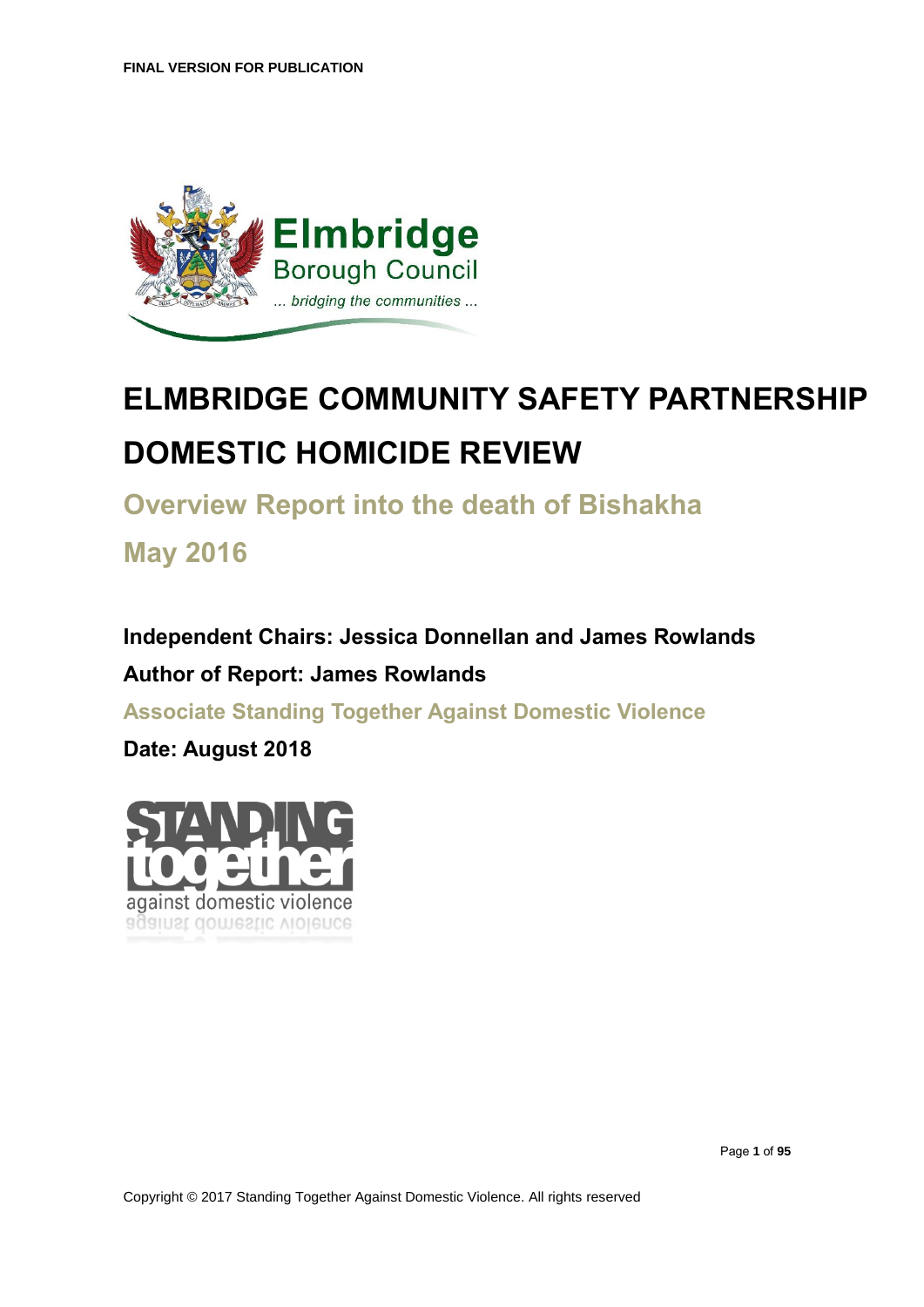FINAL VERSION FOR PUBLICATION

# ELMBRIDGE COMMUNITY SAFETY PARTNERSHIP DOMESTIC HOMICIDE REVIEW

## Overview Report into the death of Bishakha

## May 2016

**Independent Chairs: Jessica Donnellan and James Rowlands**

**Author of Report: James Rowlands**

**Associate Standing Together Against Domestic Violence**

**Date: August 2018**

Copyright © 2017 Standing Together Against Domestic Violence. All rights reserved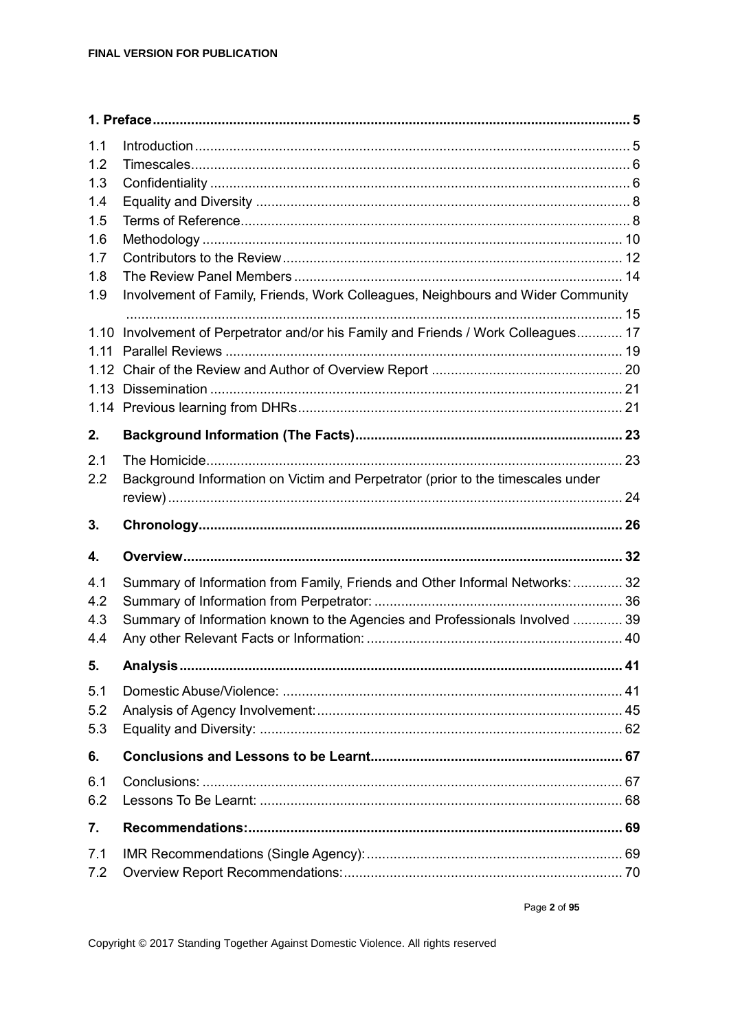| | | |
|---|---|---|
| **1. Preface** | | **5** |
| 1.1 | Introduction | 5 |
| 1.2 | Timescales | 6 |
| 1.3 | Confidentiality | 6 |
| 1.4 | Equality and Diversity | 8 |
| 1.5 | Terms of Reference | 8 |
| 1.6 | Methodology | 10 |
| 1.7 | Contributors to the Review | 12 |
| 1.8 | The Review Panel Members | 14 |
| 1.9 | Involvement of Family, Friends, Work Colleagues, Neighbours and Wider Community | 15 |
| 1.10 | Involvement of Perpetrator and/or his Family and Friends / Work Colleagues | 17 |
| 1.11 | Parallel Reviews | 19 |
| 1.12 | Chair of the Review and Author of Overview Report | 20 |
| 1.13 | Dissemination | 21 |
| 1.14 | Previous learning from DHRs | 21 |
| **2.** | **Background Information (The Facts)** | **23** |
| 2.1 | The Homicide | 23 |
| 2.2 | Background Information on Victim and Perpetrator (prior to the timescales under review) | 24 |
| **3.** | **Chronology** | **26** |
| **4.** | **Overview** | **32** |
| 4.1 | Summary of Information from Family, Friends and Other Informal Networks: | 32 |
| 4.2 | Summary of Information from Perpetrator: | 36 |
| 4.3 | Summary of Information known to the Agencies and Professionals Involved | 39 |
| 4.4 | Any other Relevant Facts or Information: | 40 |
| **5.** | **Analysis** | **41** |
| 5.1 | Domestic Abuse/Violence: | 41 |
| 5.2 | Analysis of Agency Involvement: | 45 |
| 5.3 | Equality and Diversity: | 62 |
| **6.** | **Conclusions and Lessons to be Learnt** | **67** |
| 6.1 | Conclusions: | 67 |
| 6.2 | Lessons To Be Learnt: | 68 |
| **7.** | **Recommendations:** | **69** |
| 7.1 | IMR Recommendations (Single Agency): | 69 |
| 7.2 | Overview Report Recommendations: | 70 |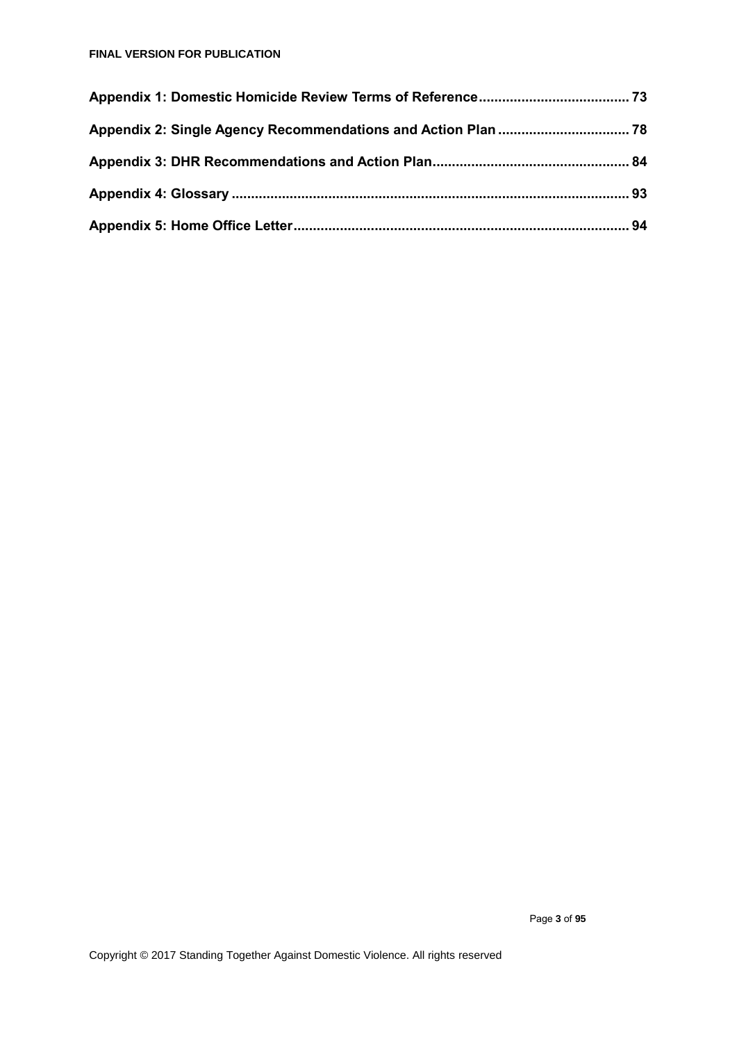**Appendix 1: Domestic Homicide Review Terms of Reference** .......................................... 73

**Appendix 2: Single Agency Recommendations and Action Plan** ................................. 78

**Appendix 3: DHR Recommendations and Action Plan** .................................................. 84

**Appendix 4: Glossary** ........................................................................................................ 93

**Appendix 5: Home Office Letter** ...................................................................................... 94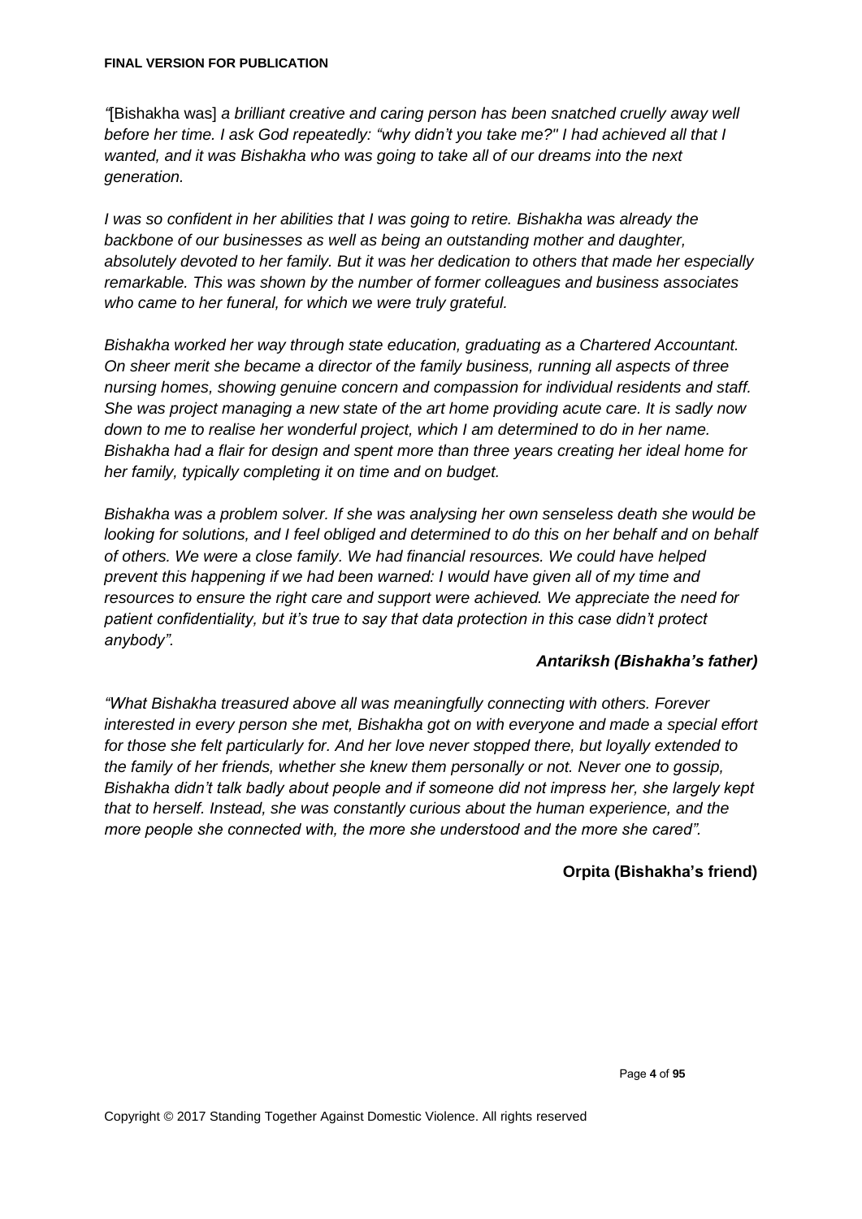*"*[Bishakha was] *a brilliant creative and caring person has been snatched cruelly away well before her time. I ask God repeatedly: "why didn't you take me?" I had achieved all that I wanted, and it was Bishakha who was going to take all of our dreams into the next generation.*

*I was so confident in her abilities that I was going to retire. Bishakha was already the backbone of our businesses as well as being an outstanding mother and daughter, absolutely devoted to her family. But it was her dedication to others that made her especially remarkable. This was shown by the number of former colleagues and business associates who came to her funeral, for which we were truly grateful.*

*Bishakha worked her way through state education, graduating as a Chartered Accountant. On sheer merit she became a director of the family business, running all aspects of three nursing homes, showing genuine concern and compassion for individual residents and staff. She was project managing a new state of the art home providing acute care. It is sadly now down to me to realise her wonderful project, which I am determined to do in her name. Bishakha had a flair for design and spent more than three years creating her ideal home for her family, typically completing it on time and on budget.*

*Bishakha was a problem solver. If she was analysing her own senseless death she would be looking for solutions, and I feel obliged and determined to do this on her behalf and on behalf of others. We were a close family. We had financial resources. We could have helped prevent this happening if we had been warned: I would have given all of my time and resources to ensure the right care and support were achieved. We appreciate the need for patient confidentiality, but it's true to say that data protection in this case didn't protect anybody".*

***Antariksh (Bishakha's father)***

*"What Bishakha treasured above all was meaningfully connecting with others. Forever interested in every person she met, Bishakha got on with everyone and made a special effort for those she felt particularly for. And her love never stopped there, but loyally extended to the family of her friends, whether she knew them personally or not. Never one to gossip, Bishakha didn't talk badly about people and if someone did not impress her, she largely kept that to herself. Instead, she was constantly curious about the human experience, and the more people she connected with, the more she understood and the more she cared".*

**Orpita (Bishakha's friend)**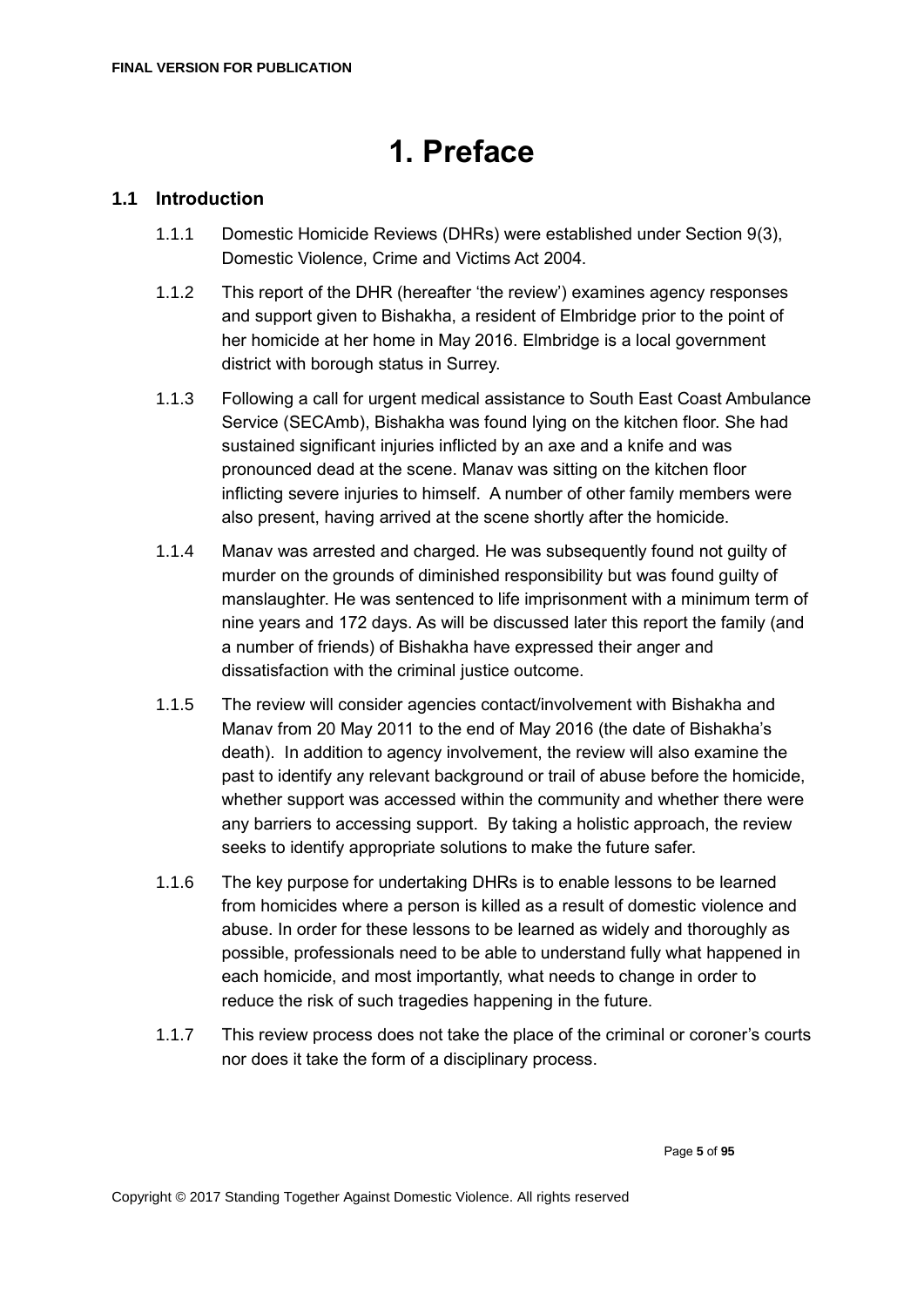# 1. Preface

## 1.1 Introduction

1.1.1 Domestic Homicide Reviews (DHRs) were established under Section 9(3), Domestic Violence, Crime and Victims Act 2004.

1.1.2 This report of the DHR (hereafter 'the review') examines agency responses and support given to Bishakha, a resident of Elmbridge prior to the point of her homicide at her home in May 2016. Elmbridge is a local government district with borough status in Surrey.

1.1.3 Following a call for urgent medical assistance to South East Coast Ambulance Service (SECAmb), Bishakha was found lying on the kitchen floor. She had sustained significant injuries inflicted by an axe and a knife and was pronounced dead at the scene. Manav was sitting on the kitchen floor inflicting severe injuries to himself. A number of other family members were also present, having arrived at the scene shortly after the homicide.

1.1.4 Manav was arrested and charged. He was subsequently found not guilty of murder on the grounds of diminished responsibility but was found guilty of manslaughter. He was sentenced to life imprisonment with a minimum term of nine years and 172 days. As will be discussed later this report the family (and a number of friends) of Bishakha have expressed their anger and dissatisfaction with the criminal justice outcome.

1.1.5 The review will consider agencies contact/involvement with Bishakha and Manav from 20 May 2011 to the end of May 2016 (the date of Bishakha's death). In addition to agency involvement, the review will also examine the past to identify any relevant background or trail of abuse before the homicide, whether support was accessed within the community and whether there were any barriers to accessing support. By taking a holistic approach, the review seeks to identify appropriate solutions to make the future safer.

1.1.6 The key purpose for undertaking DHRs is to enable lessons to be learned from homicides where a person is killed as a result of domestic violence and abuse. In order for these lessons to be learned as widely and thoroughly as possible, professionals need to be able to understand fully what happened in each homicide, and most importantly, what needs to change in order to reduce the risk of such tragedies happening in the future.

1.1.7 This review process does not take the place of the criminal or coroner's courts nor does it take the form of a disciplinary process.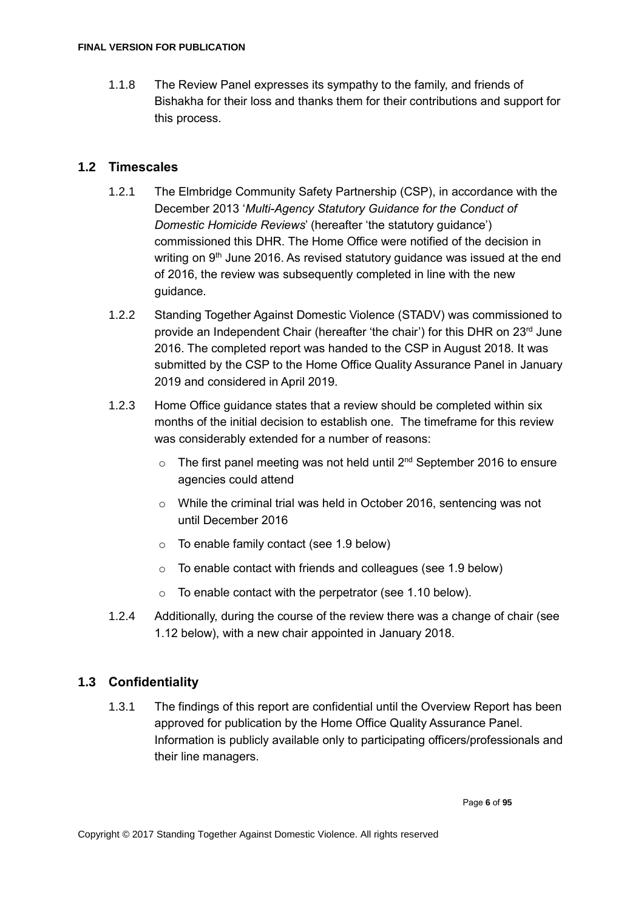1.1.8 The Review Panel expresses its sympathy to the family, and friends of Bishakha for their loss and thanks them for their contributions and support for this process.

## 1.2 Timescales

1.2.1 The Elmbridge Community Safety Partnership (CSP), in accordance with the December 2013 '*Multi-Agency Statutory Guidance for the Conduct of Domestic Homicide Reviews*' (hereafter 'the statutory guidance') commissioned this DHR. The Home Office were notified of the decision in writing on 9th June 2016. As revised statutory guidance was issued at the end of 2016, the review was subsequently completed in line with the new guidance.

1.2.2 Standing Together Against Domestic Violence (STADV) was commissioned to provide an Independent Chair (hereafter 'the chair') for this DHR on 23rd June 2016. The completed report was handed to the CSP in August 2018. It was submitted by the CSP to the Home Office Quality Assurance Panel in January 2019 and considered in April 2019.

1.2.3 Home Office guidance states that a review should be completed within six months of the initial decision to establish one. The timeframe for this review was considerably extended for a number of reasons:

- The first panel meeting was not held until 2nd September 2016 to ensure agencies could attend
- While the criminal trial was held in October 2016, sentencing was not until December 2016
- To enable family contact (see 1.9 below)
- To enable contact with friends and colleagues (see 1.9 below)
- To enable contact with the perpetrator (see 1.10 below).

1.2.4 Additionally, during the course of the review there was a change of chair (see 1.12 below), with a new chair appointed in January 2018.

## 1.3 Confidentiality

1.3.1 The findings of this report are confidential until the Overview Report has been approved for publication by the Home Office Quality Assurance Panel. Information is publicly available only to participating officers/professionals and their line managers.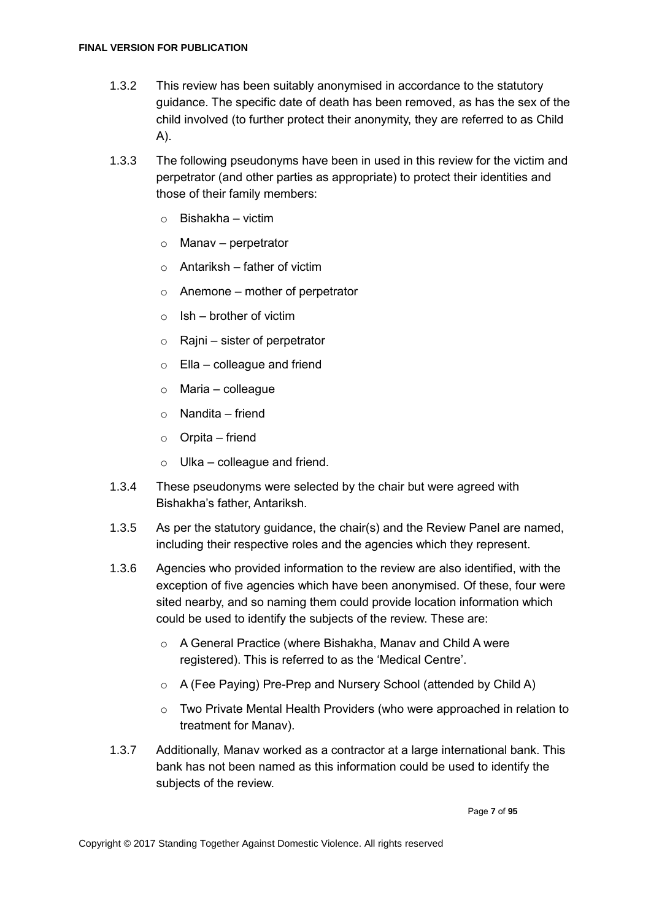1.3.2 This review has been suitably anonymised in accordance to the statutory guidance. The specific date of death has been removed, as has the sex of the child involved (to further protect their anonymity, they are referred to as Child A).

1.3.3 The following pseudonyms have been in used in this review for the victim and perpetrator (and other parties as appropriate) to protect their identities and those of their family members:

- Bishakha – victim
- Manav – perpetrator
- Antariksh – father of victim
- Anemone – mother of perpetrator
- Ish – brother of victim
- Rajni – sister of perpetrator
- Ella – colleague and friend
- Maria – colleague
- Nandita – friend
- Orpita – friend
- Ulka – colleague and friend.

1.3.4 These pseudonyms were selected by the chair but were agreed with Bishakha's father, Antariksh.

1.3.5 As per the statutory guidance, the chair(s) and the Review Panel are named, including their respective roles and the agencies which they represent.

1.3.6 Agencies who provided information to the review are also identified, with the exception of five agencies which have been anonymised. Of these, four were sited nearby, and so naming them could provide location information which could be used to identify the subjects of the review. These are:

- A General Practice (where Bishakha, Manav and Child A were registered). This is referred to as the 'Medical Centre'.
- A (Fee Paying) Pre-Prep and Nursery School (attended by Child A)
- Two Private Mental Health Providers (who were approached in relation to treatment for Manav).

1.3.7 Additionally, Manav worked as a contractor at a large international bank. This bank has not been named as this information could be used to identify the subjects of the review.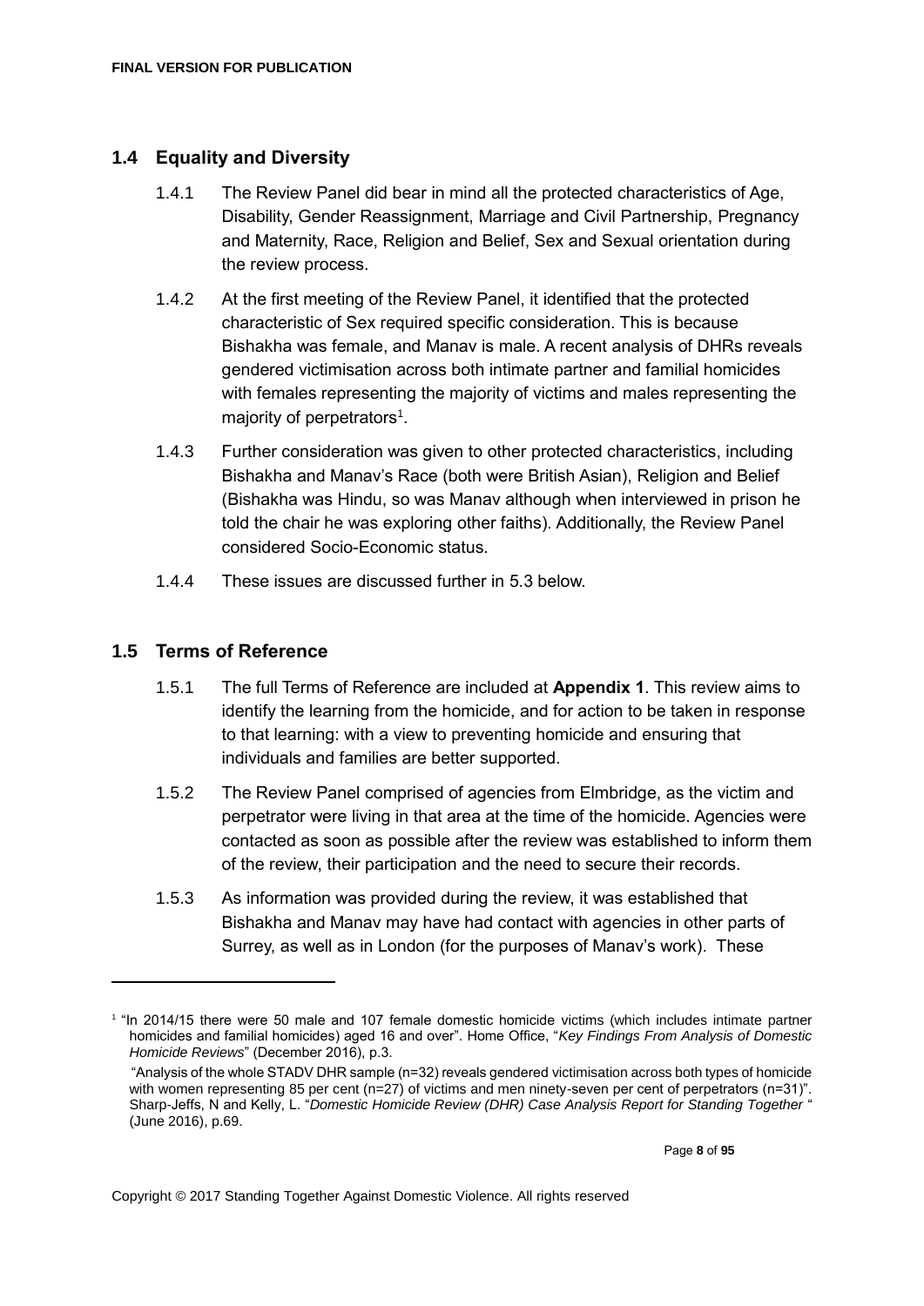## 1.4 Equality and Diversity

1.4.1 The Review Panel did bear in mind all the protected characteristics of Age, Disability, Gender Reassignment, Marriage and Civil Partnership, Pregnancy and Maternity, Race, Religion and Belief, Sex and Sexual orientation during the review process.

1.4.2 At the first meeting of the Review Panel, it identified that the protected characteristic of Sex required specific consideration. This is because Bishakha was female, and Manav is male. A recent analysis of DHRs reveals gendered victimisation across both intimate partner and familial homicides with females representing the majority of victims and males representing the majority of perpetrators[1].

1.4.3 Further consideration was given to other protected characteristics, including Bishakha and Manav's Race (both were British Asian), Religion and Belief (Bishakha was Hindu, so was Manav although when interviewed in prison he told the chair he was exploring other faiths). Additionally, the Review Panel considered Socio-Economic status.

1.4.4 These issues are discussed further in 5.3 below.

## 1.5 Terms of Reference

1.5.1 The full Terms of Reference are included at **Appendix 1**. This review aims to identify the learning from the homicide, and for action to be taken in response to that learning: with a view to preventing homicide and ensuring that individuals and families are better supported.

1.5.2 The Review Panel comprised of agencies from Elmbridge, as the victim and perpetrator were living in that area at the time of the homicide. Agencies were contacted as soon as possible after the review was established to inform them of the review, their participation and the need to secure their records.

1.5.3 As information was provided during the review, it was established that Bishakha and Manav may have had contact with agencies in other parts of Surrey, as well as in London (for the purposes of Manav's work). These

---

[1] "In 2014/15 there were 50 male and 107 female domestic homicide victims (which includes intimate partner homicides and familial homicides) aged 16 and over". Home Office, "*Key Findings From Analysis of Domestic Homicide Reviews*" (December 2016), p.3.

"Analysis of the whole STADV DHR sample (n=32) reveals gendered victimisation across both types of homicide with women representing 85 per cent (n=27) of victims and men ninety-seven per cent of perpetrators (n=31)". Sharp-Jeffs, N and Kelly, L. "*Domestic Homicide Review (DHR) Case Analysis Report for Standing Together* " (June 2016), p.69.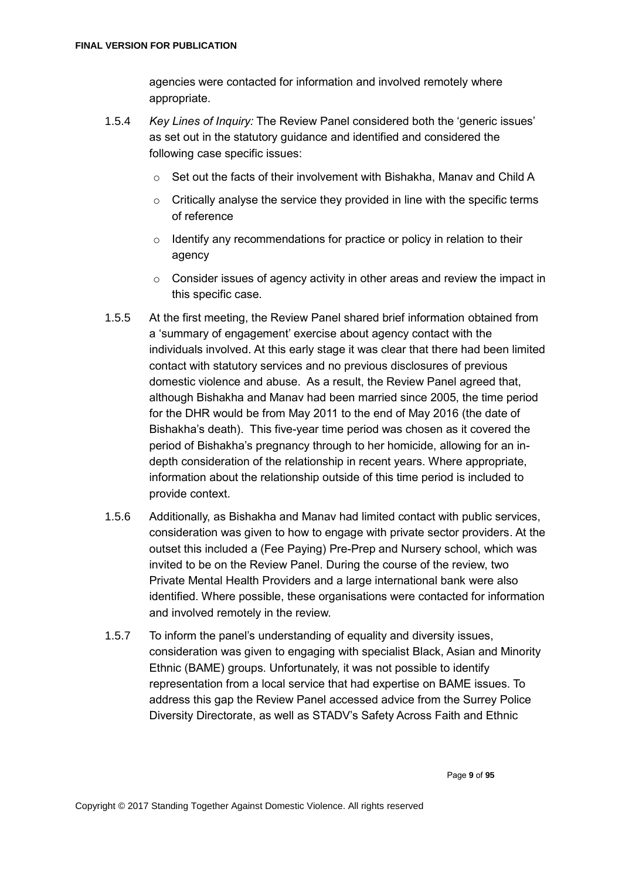agencies were contacted for information and involved remotely where appropriate.

1.5.4 *Key Lines of Inquiry:* The Review Panel considered both the 'generic issues' as set out in the statutory guidance and identified and considered the following case specific issues:

- Set out the facts of their involvement with Bishakha, Manav and Child A
- Critically analyse the service they provided in line with the specific terms of reference
- Identify any recommendations for practice or policy in relation to their agency
- Consider issues of agency activity in other areas and review the impact in this specific case.

1.5.5 At the first meeting, the Review Panel shared brief information obtained from a 'summary of engagement' exercise about agency contact with the individuals involved. At this early stage it was clear that there had been limited contact with statutory services and no previous disclosures of previous domestic violence and abuse. As a result, the Review Panel agreed that, although Bishakha and Manav had been married since 2005, the time period for the DHR would be from May 2011 to the end of May 2016 (the date of Bishakha's death). This five-year time period was chosen as it covered the period of Bishakha's pregnancy through to her homicide, allowing for an in-depth consideration of the relationship in recent years. Where appropriate, information about the relationship outside of this time period is included to provide context.

1.5.6 Additionally, as Bishakha and Manav had limited contact with public services, consideration was given to how to engage with private sector providers. At the outset this included a (Fee Paying) Pre-Prep and Nursery school, which was invited to be on the Review Panel. During the course of the review, two Private Mental Health Providers and a large international bank were also identified. Where possible, these organisations were contacted for information and involved remotely in the review.

1.5.7 To inform the panel's understanding of equality and diversity issues, consideration was given to engaging with specialist Black, Asian and Minority Ethnic (BAME) groups. Unfortunately, it was not possible to identify representation from a local service that had expertise on BAME issues. To address this gap the Review Panel accessed advice from the Surrey Police Diversity Directorate, as well as STADV's Safety Across Faith and Ethnic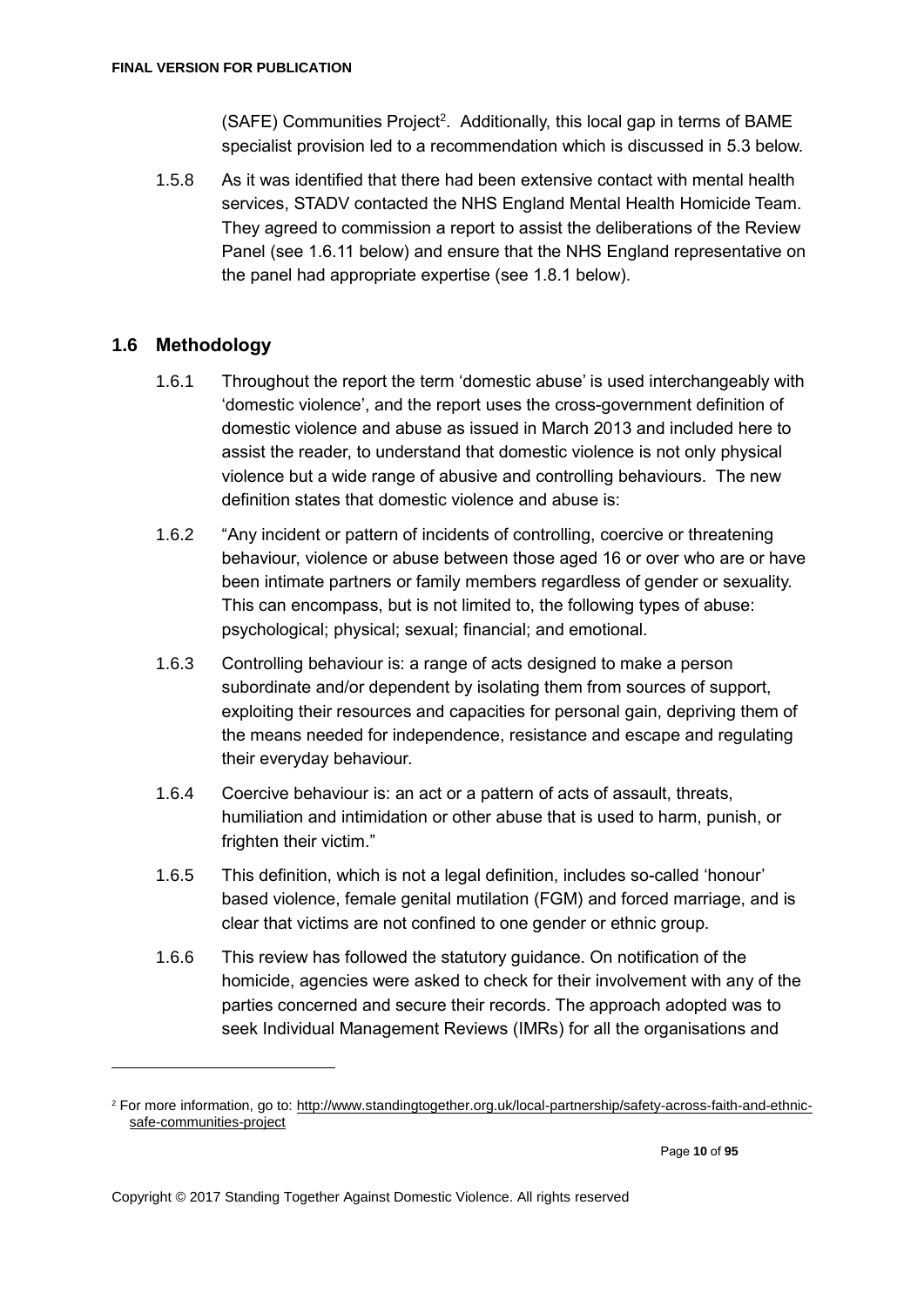(SAFE) Communities Project[2]. Additionally, this local gap in terms of BAME specialist provision led to a recommendation which is discussed in 5.3 below.

1.5.8 As it was identified that there had been extensive contact with mental health services, STADV contacted the NHS England Mental Health Homicide Team. They agreed to commission a report to assist the deliberations of the Review Panel (see 1.6.11 below) and ensure that the NHS England representative on the panel had appropriate expertise (see 1.8.1 below).

## 1.6 Methodology

1.6.1 Throughout the report the term 'domestic abuse' is used interchangeably with 'domestic violence', and the report uses the cross-government definition of domestic violence and abuse as issued in March 2013 and included here to assist the reader, to understand that domestic violence is not only physical violence but a wide range of abusive and controlling behaviours. The new definition states that domestic violence and abuse is:

1.6.2 "Any incident or pattern of incidents of controlling, coercive or threatening behaviour, violence or abuse between those aged 16 or over who are or have been intimate partners or family members regardless of gender or sexuality. This can encompass, but is not limited to, the following types of abuse: psychological; physical; sexual; financial; and emotional.

1.6.3 Controlling behaviour is: a range of acts designed to make a person subordinate and/or dependent by isolating them from sources of support, exploiting their resources and capacities for personal gain, depriving them of the means needed for independence, resistance and escape and regulating their everyday behaviour.

1.6.4 Coercive behaviour is: an act or a pattern of acts of assault, threats, humiliation and intimidation or other abuse that is used to harm, punish, or frighten their victim."

1.6.5 This definition, which is not a legal definition, includes so-called 'honour' based violence, female genital mutilation (FGM) and forced marriage, and is clear that victims are not confined to one gender or ethnic group.

1.6.6 This review has followed the statutory guidance. On notification of the homicide, agencies were asked to check for their involvement with any of the parties concerned and secure their records. The approach adopted was to seek Individual Management Reviews (IMRs) for all the organisations and

[2] For more information, go to: http://www.standingtogether.org.uk/local-partnership/safety-across-faith-and-ethnic-safe-communities-project

Copyright © 2017 Standing Together Against Domestic Violence. All rights reserved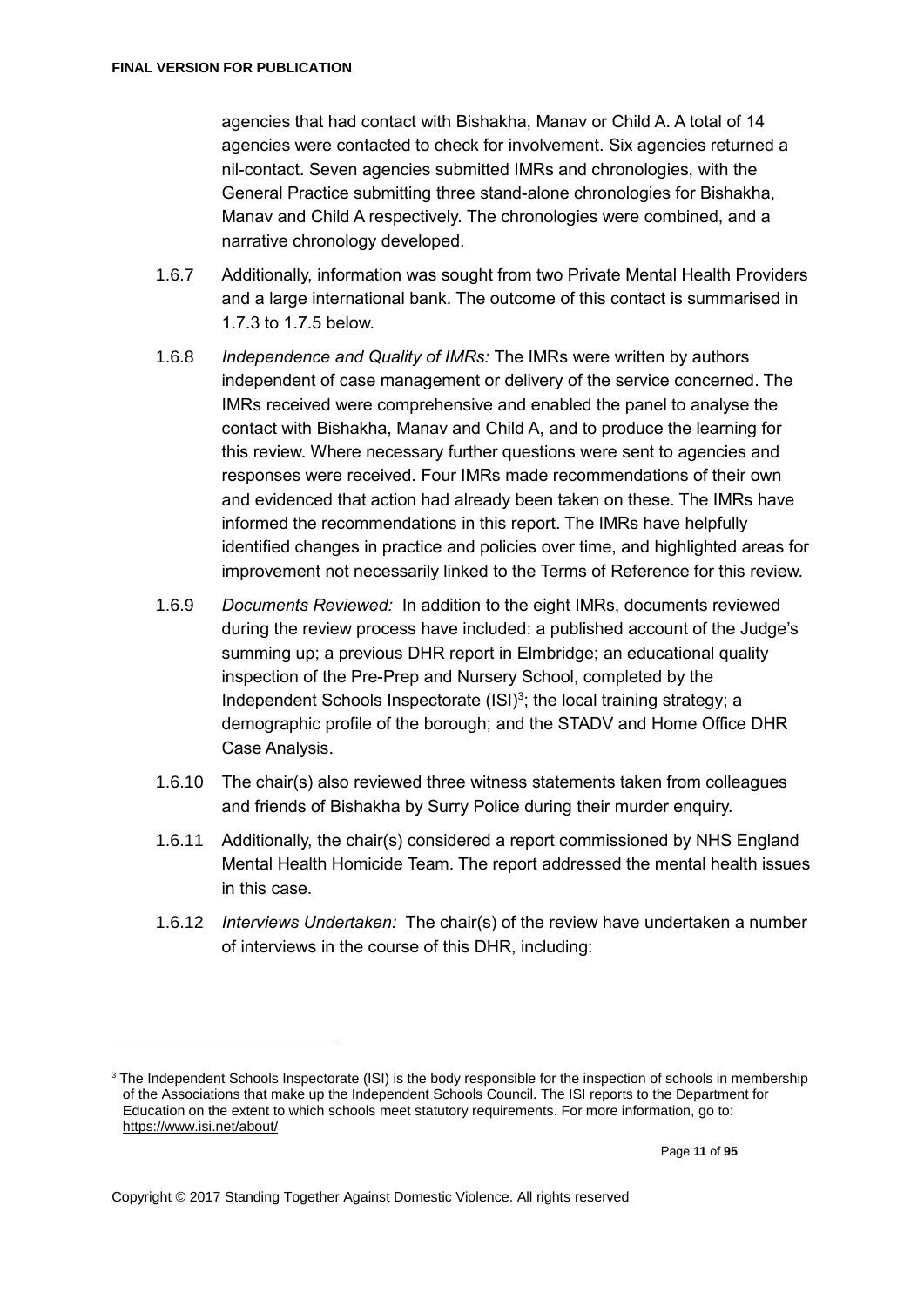agencies that had contact with Bishakha, Manav or Child A. A total of 14 agencies were contacted to check for involvement. Six agencies returned a nil-contact. Seven agencies submitted IMRs and chronologies, with the General Practice submitting three stand-alone chronologies for Bishakha, Manav and Child A respectively. The chronologies were combined, and a narrative chronology developed.

1.6.7 Additionally, information was sought from two Private Mental Health Providers and a large international bank. The outcome of this contact is summarised in 1.7.3 to 1.7.5 below.

1.6.8 *Independence and Quality of IMRs:* The IMRs were written by authors independent of case management or delivery of the service concerned. The IMRs received were comprehensive and enabled the panel to analyse the contact with Bishakha, Manav and Child A, and to produce the learning for this review. Where necessary further questions were sent to agencies and responses were received. Four IMRs made recommendations of their own and evidenced that action had already been taken on these. The IMRs have informed the recommendations in this report. The IMRs have helpfully identified changes in practice and policies over time, and highlighted areas for improvement not necessarily linked to the Terms of Reference for this review.

1.6.9 *Documents Reviewed:* In addition to the eight IMRs, documents reviewed during the review process have included: a published account of the Judge's summing up; a previous DHR report in Elmbridge; an educational quality inspection of the Pre-Prep and Nursery School, completed by the Independent Schools Inspectorate (ISI)[3]; the local training strategy; a demographic profile of the borough; and the STADV and Home Office DHR Case Analysis.

1.6.10 The chair(s) also reviewed three witness statements taken from colleagues and friends of Bishakha by Surry Police during their murder enquiry.

1.6.11 Additionally, the chair(s) considered a report commissioned by NHS England Mental Health Homicide Team. The report addressed the mental health issues in this case.

1.6.12 *Interviews Undertaken:* The chair(s) of the review have undertaken a number of interviews in the course of this DHR, including:

[3] The Independent Schools Inspectorate (ISI) is the body responsible for the inspection of schools in membership of the Associations that make up the Independent Schools Council. The ISI reports to the Department for Education on the extent to which schools meet statutory requirements. For more information, go to: https://www.isi.net/about/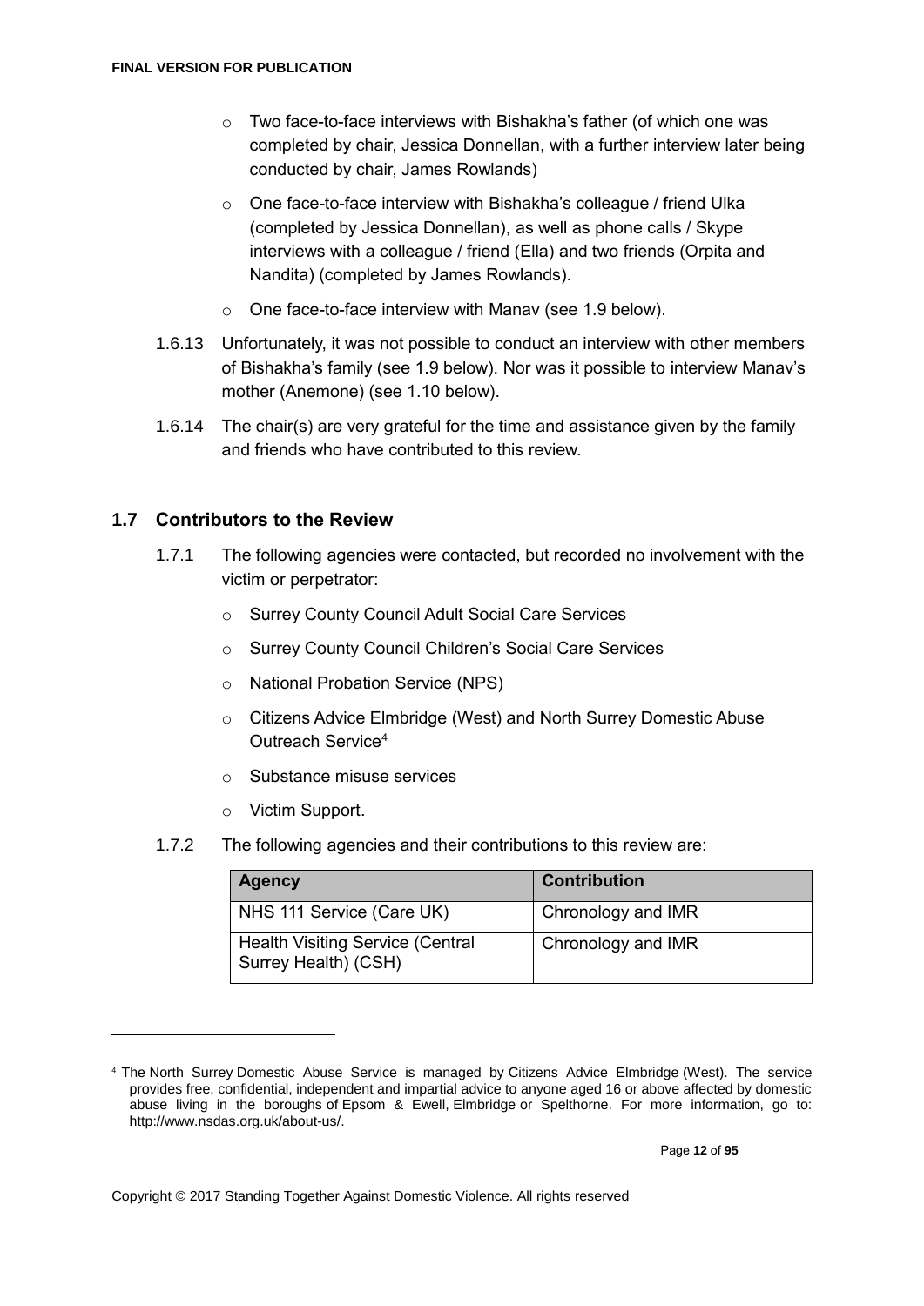- Two face-to-face interviews with Bishakha's father (of which one was completed by chair, Jessica Donnellan, with a further interview later being conducted by chair, James Rowlands)
- One face-to-face interview with Bishakha's colleague / friend Ulka (completed by Jessica Donnellan), as well as phone calls / Skype interviews with a colleague / friend (Ella) and two friends (Orpita and Nandita) (completed by James Rowlands).
- One face-to-face interview with Manav (see 1.9 below).

1.6.13 Unfortunately, it was not possible to conduct an interview with other members of Bishakha's family (see 1.9 below). Nor was it possible to interview Manav's mother (Anemone) (see 1.10 below).

1.6.14 The chair(s) are very grateful for the time and assistance given by the family and friends who have contributed to this review.

## 1.7 Contributors to the Review

1.7.1 The following agencies were contacted, but recorded no involvement with the victim or perpetrator:

- Surrey County Council Adult Social Care Services
- Surrey County Council Children's Social Care Services
- National Probation Service (NPS)
- Citizens Advice Elmbridge (West) and North Surrey Domestic Abuse Outreach Service[4]
- Substance misuse services
- Victim Support.

1.7.2 The following agencies and their contributions to this review are:

| Agency | Contribution |
|---|---|
| NHS 111 Service (Care UK) | Chronology and IMR |
| Health Visiting Service (Central Surrey Health) (CSH) | Chronology and IMR |

[4] The North Surrey Domestic Abuse Service is managed by Citizens Advice Elmbridge (West). The service provides free, confidential, independent and impartial advice to anyone aged 16 or above affected by domestic abuse living in the boroughs of Epsom & Ewell, Elmbridge or Spelthorne. For more information, go to: http://www.nsdas.org.uk/about-us/.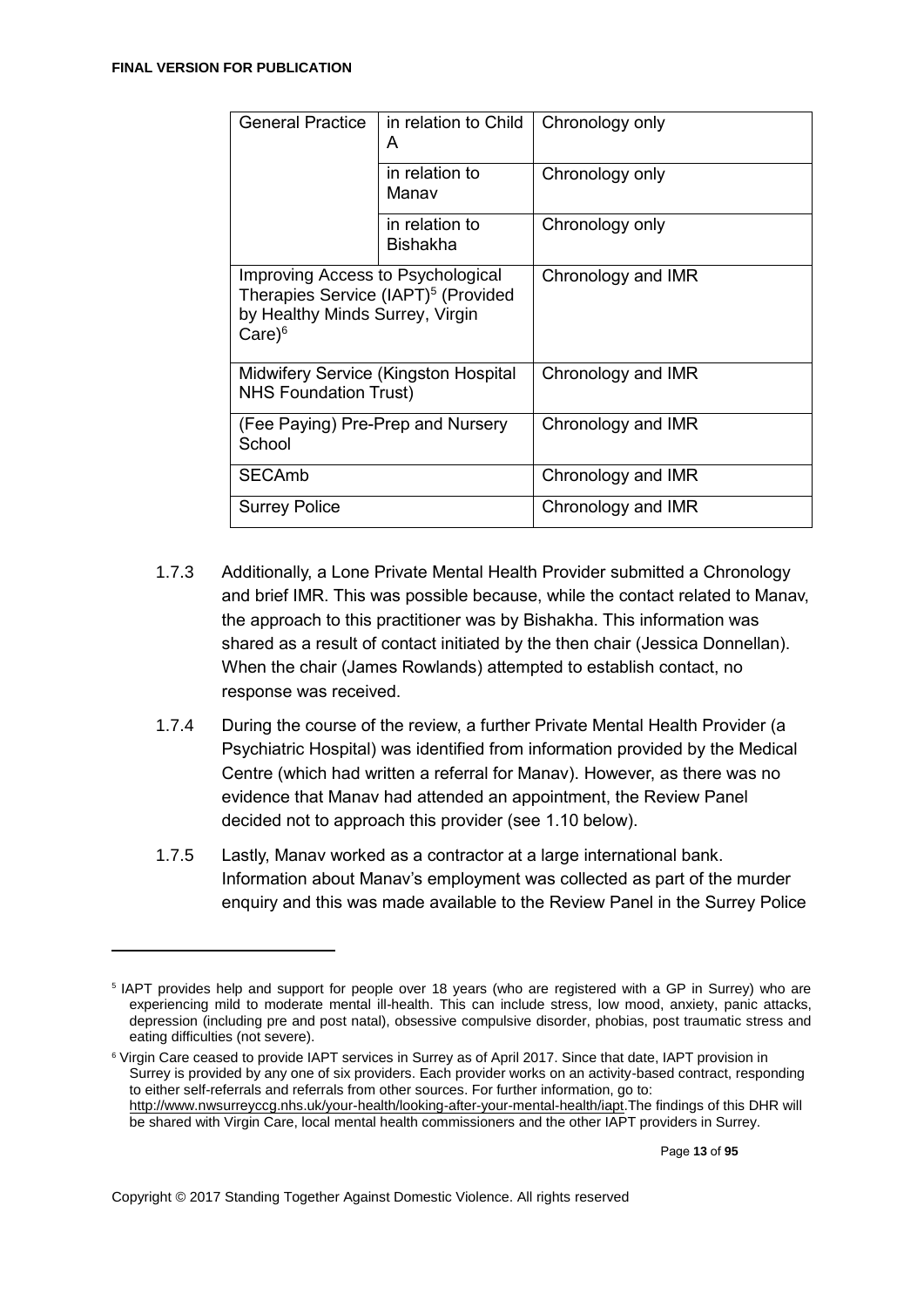| General Practice | in relation to Child A | Chronology only |
|---|---|---|
| | in relation to Manav | Chronology only |
| | in relation to Bishakha | Chronology only |
| Improving Access to Psychological Therapies Service (IAPT)[5] (Provided by Healthy Minds Surrey, Virgin Care)[6] | | Chronology and IMR |
| Midwifery Service (Kingston Hospital NHS Foundation Trust) | | Chronology and IMR |
| (Fee Paying) Pre-Prep and Nursery School | | Chronology and IMR |
| SECAmb | | Chronology and IMR |
| Surrey Police | | Chronology and IMR |

1.7.3 Additionally, a Lone Private Mental Health Provider submitted a Chronology and brief IMR. This was possible because, while the contact related to Manav, the approach to this practitioner was by Bishakha. This information was shared as a result of contact initiated by the then chair (Jessica Donnellan). When the chair (James Rowlands) attempted to establish contact, no response was received.

1.7.4 During the course of the review, a further Private Mental Health Provider (a Psychiatric Hospital) was identified from information provided by the Medical Centre (which had written a referral for Manav). However, as there was no evidence that Manav had attended an appointment, the Review Panel decided not to approach this provider (see 1.10 below).

1.7.5 Lastly, Manav worked as a contractor at a large international bank. Information about Manav's employment was collected as part of the murder enquiry and this was made available to the Review Panel in the Surrey Police

---

[5] IAPT provides help and support for people over 18 years (who are registered with a GP in Surrey) who are experiencing mild to moderate mental ill-health. This can include stress, low mood, anxiety, panic attacks, depression (including pre and post natal), obsessive compulsive disorder, phobias, post traumatic stress and eating difficulties (not severe).

[6] Virgin Care ceased to provide IAPT services in Surrey as of April 2017. Since that date, IAPT provision in Surrey is provided by any one of six providers. Each provider works on an activity-based contract, responding to either self-referrals and referrals from other sources. For further information, go to: http://www.nwsurreyccg.nhs.uk/your-health/looking-after-your-mental-health/iapt. The findings of this DHR will be shared with Virgin Care, local mental health commissioners and the other IAPT providers in Surrey.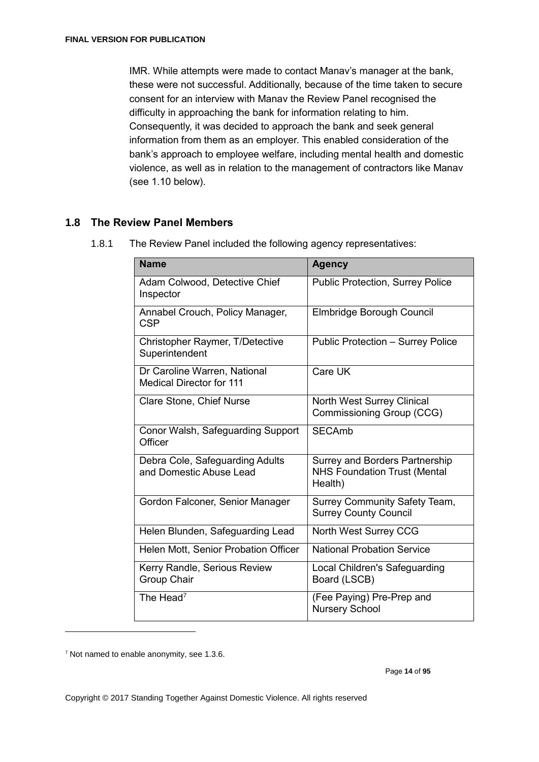IMR. While attempts were made to contact Manav's manager at the bank, these were not successful. Additionally, because of the time taken to secure consent for an interview with Manav the Review Panel recognised the difficulty in approaching the bank for information relating to him. Consequently, it was decided to approach the bank and seek general information from them as an employer. This enabled consideration of the bank's approach to employee welfare, including mental health and domestic violence, as well as in relation to the management of contractors like Manav (see 1.10 below).

## 1.8 The Review Panel Members

1.8.1 The Review Panel included the following agency representatives:

| Name | Agency |
| --- | --- |
| Adam Colwood, Detective Chief Inspector | Public Protection, Surrey Police |
| Annabel Crouch, Policy Manager, CSP | Elmbridge Borough Council |
| Christopher Raymer, T/Detective Superintendent | Public Protection – Surrey Police |
| Dr Caroline Warren, National Medical Director for 111 | Care UK |
| Clare Stone, Chief Nurse | North West Surrey Clinical Commissioning Group (CCG) |
| Conor Walsh, Safeguarding Support Officer | SECAmb |
| Debra Cole, Safeguarding Adults and Domestic Abuse Lead | Surrey and Borders Partnership NHS Foundation Trust (Mental Health) |
| Gordon Falconer, Senior Manager | Surrey Community Safety Team, Surrey County Council |
| Helen Blunden, Safeguarding Lead | North West Surrey CCG |
| Helen Mott, Senior Probation Officer | National Probation Service |
| Kerry Randle, Serious Review Group Chair | Local Children's Safeguarding Board (LSCB) |
| The Head[7] | (Fee Paying) Pre-Prep and Nursery School |

[7] Not named to enable anonymity, see 1.3.6.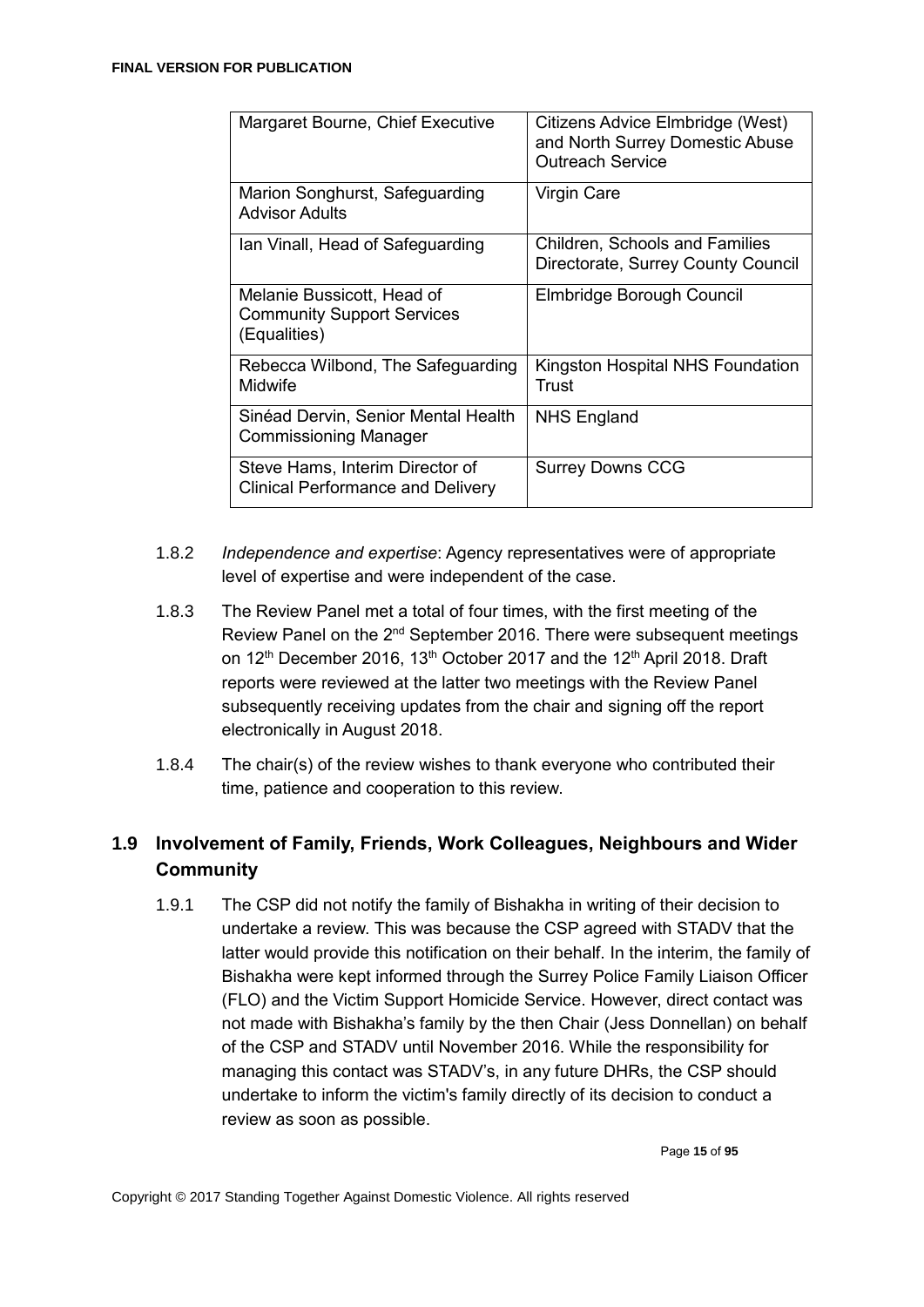| Margaret Bourne, Chief Executive | Citizens Advice Elmbridge (West) and North Surrey Domestic Abuse Outreach Service |
|---|---|
| Marion Songhurst, Safeguarding Advisor Adults | Virgin Care |
| Ian Vinall, Head of Safeguarding | Children, Schools and Families Directorate, Surrey County Council |
| Melanie Bussicott, Head of Community Support Services (Equalities) | Elmbridge Borough Council |
| Rebecca Wilbond, The Safeguarding Midwife | Kingston Hospital NHS Foundation Trust |
| Sinéad Dervin, Senior Mental Health Commissioning Manager | NHS England |
| Steve Hams, Interim Director of Clinical Performance and Delivery | Surrey Downs CCG |

1.8.2 *Independence and expertise*: Agency representatives were of appropriate level of expertise and were independent of the case.

1.8.3 The Review Panel met a total of four times, with the first meeting of the Review Panel on the 2nd September 2016. There were subsequent meetings on 12th December 2016, 13th October 2017 and the 12th April 2018. Draft reports were reviewed at the latter two meetings with the Review Panel subsequently receiving updates from the chair and signing off the report electronically in August 2018.

1.8.4 The chair(s) of the review wishes to thank everyone who contributed their time, patience and cooperation to this review.

## 1.9 Involvement of Family, Friends, Work Colleagues, Neighbours and Wider Community

1.9.1 The CSP did not notify the family of Bishakha in writing of their decision to undertake a review. This was because the CSP agreed with STADV that the latter would provide this notification on their behalf. In the interim, the family of Bishakha were kept informed through the Surrey Police Family Liaison Officer (FLO) and the Victim Support Homicide Service. However, direct contact was not made with Bishakha's family by the then Chair (Jess Donnellan) on behalf of the CSP and STADV until November 2016. While the responsibility for managing this contact was STADV's, in any future DHRs, the CSP should undertake to inform the victim's family directly of its decision to conduct a review as soon as possible.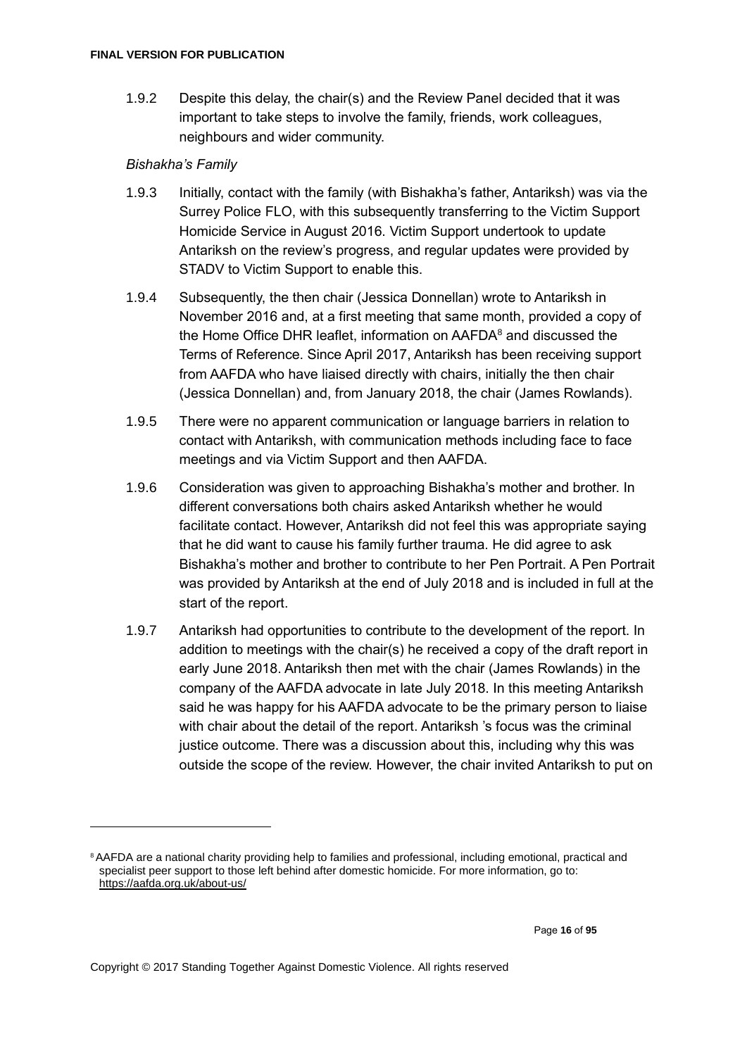1.9.2 Despite this delay, the chair(s) and the Review Panel decided that it was important to take steps to involve the family, friends, work colleagues, neighbours and wider community.

*Bishakha's Family*

1.9.3 Initially, contact with the family (with Bishakha's father, Antariksh) was via the Surrey Police FLO, with this subsequently transferring to the Victim Support Homicide Service in August 2016. Victim Support undertook to update Antariksh on the review's progress, and regular updates were provided by STADV to Victim Support to enable this.

1.9.4 Subsequently, the then chair (Jessica Donnellan) wrote to Antariksh in November 2016 and, at a first meeting that same month, provided a copy of the Home Office DHR leaflet, information on AAFDA[8] and discussed the Terms of Reference. Since April 2017, Antariksh has been receiving support from AAFDA who have liaised directly with chairs, initially the then chair (Jessica Donnellan) and, from January 2018, the chair (James Rowlands).

1.9.5 There were no apparent communication or language barriers in relation to contact with Antariksh, with communication methods including face to face meetings and via Victim Support and then AAFDA.

1.9.6 Consideration was given to approaching Bishakha's mother and brother. In different conversations both chairs asked Antariksh whether he would facilitate contact. However, Antariksh did not feel this was appropriate saying that he did want to cause his family further trauma. He did agree to ask Bishakha's mother and brother to contribute to her Pen Portrait. A Pen Portrait was provided by Antariksh at the end of July 2018 and is included in full at the start of the report.

1.9.7 Antariksh had opportunities to contribute to the development of the report. In addition to meetings with the chair(s) he received a copy of the draft report in early June 2018. Antariksh then met with the chair (James Rowlands) in the company of the AAFDA advocate in late July 2018. In this meeting Antariksh said he was happy for his AAFDA advocate to be the primary person to liaise with chair about the detail of the report. Antariksh 's focus was the criminal justice outcome. There was a discussion about this, including why this was outside the scope of the review. However, the chair invited Antariksh to put on

---

[8] AAFDA are a national charity providing help to families and professional, including emotional, practical and specialist peer support to those left behind after domestic homicide. For more information, go to: https://aafda.org.uk/about-us/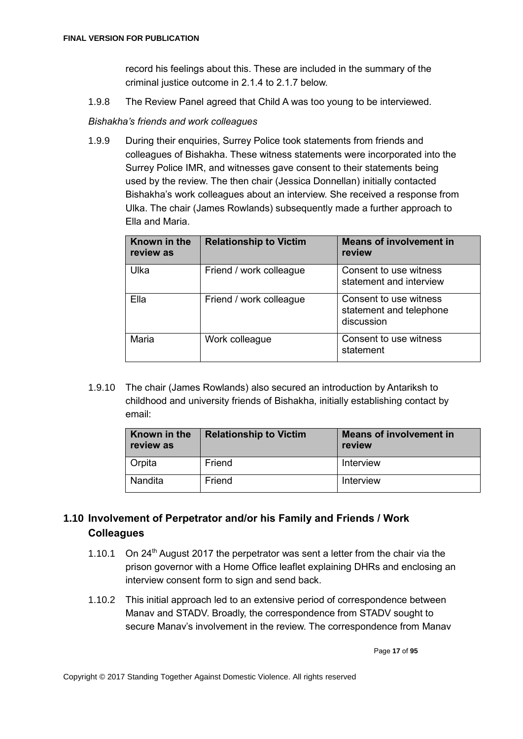record his feelings about this. These are included in the summary of the criminal justice outcome in 2.1.4 to 2.1.7 below.

1.9.8 The Review Panel agreed that Child A was too young to be interviewed.

*Bishakha's friends and work colleagues*

1.9.9 During their enquiries, Surrey Police took statements from friends and colleagues of Bishakha. These witness statements were incorporated into the Surrey Police IMR, and witnesses gave consent to their statements being used by the review. The then chair (Jessica Donnellan) initially contacted Bishakha's work colleagues about an interview. She received a response from Ulka. The chair (James Rowlands) subsequently made a further approach to Ella and Maria.

| Known in the review as | Relationship to Victim | Means of involvement in review |
|---|---|---|
| Ulka | Friend / work colleague | Consent to use witness statement and interview |
| Ella | Friend / work colleague | Consent to use witness statement and telephone discussion |
| Maria | Work colleague | Consent to use witness statement |

1.9.10 The chair (James Rowlands) also secured an introduction by Antariksh to childhood and university friends of Bishakha, initially establishing contact by email:

| Known in the review as | Relationship to Victim | Means of involvement in review |
|---|---|---|
| Orpita | Friend | Interview |
| Nandita | Friend | Interview |

## 1.10 Involvement of Perpetrator and/or his Family and Friends / Work Colleagues

1.10.1 On 24th August 2017 the perpetrator was sent a letter from the chair via the prison governor with a Home Office leaflet explaining DHRs and enclosing an interview consent form to sign and send back.

1.10.2 This initial approach led to an extensive period of correspondence between Manav and STADV. Broadly, the correspondence from STADV sought to secure Manav's involvement in the review. The correspondence from Manav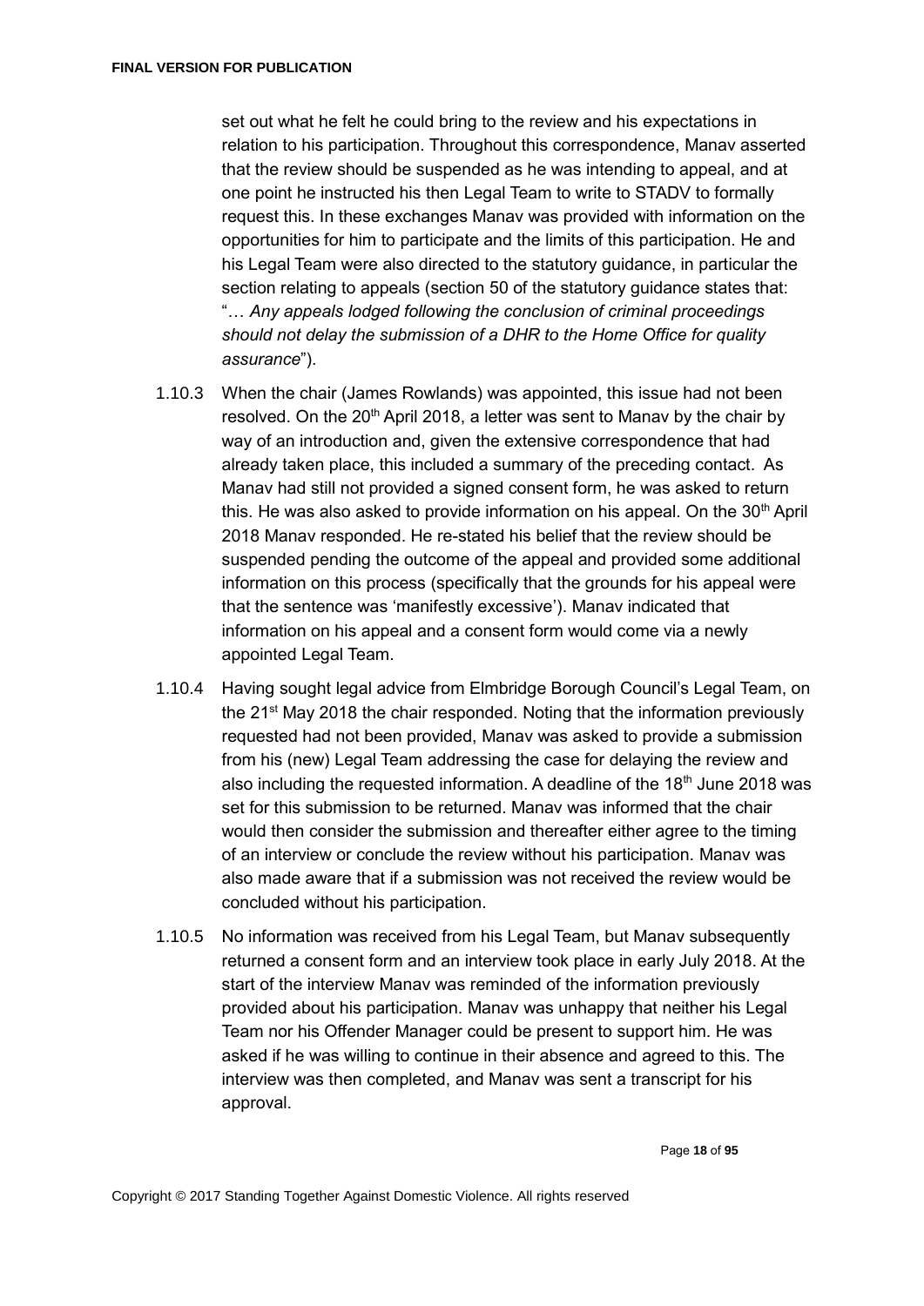set out what he felt he could bring to the review and his expectations in relation to his participation. Throughout this correspondence, Manav asserted that the review should be suspended as he was intending to appeal, and at one point he instructed his then Legal Team to write to STADV to formally request this. In these exchanges Manav was provided with information on the opportunities for him to participate and the limits of this participation. He and his Legal Team were also directed to the statutory guidance, in particular the section relating to appeals (section 50 of the statutory guidance states that: "*… Any appeals lodged following the conclusion of criminal proceedings should not delay the submission of a DHR to the Home Office for quality assurance*").

1.10.3 When the chair (James Rowlands) was appointed, this issue had not been resolved. On the 20th April 2018, a letter was sent to Manav by the chair by way of an introduction and, given the extensive correspondence that had already taken place, this included a summary of the preceding contact. As Manav had still not provided a signed consent form, he was asked to return this. He was also asked to provide information on his appeal. On the 30th April 2018 Manav responded. He re-stated his belief that the review should be suspended pending the outcome of the appeal and provided some additional information on this process (specifically that the grounds for his appeal were that the sentence was 'manifestly excessive'). Manav indicated that information on his appeal and a consent form would come via a newly appointed Legal Team.

1.10.4 Having sought legal advice from Elmbridge Borough Council's Legal Team, on the 21st May 2018 the chair responded. Noting that the information previously requested had not been provided, Manav was asked to provide a submission from his (new) Legal Team addressing the case for delaying the review and also including the requested information. A deadline of the 18th June 2018 was set for this submission to be returned. Manav was informed that the chair would then consider the submission and thereafter either agree to the timing of an interview or conclude the review without his participation. Manav was also made aware that if a submission was not received the review would be concluded without his participation.

1.10.5 No information was received from his Legal Team, but Manav subsequently returned a consent form and an interview took place in early July 2018. At the start of the interview Manav was reminded of the information previously provided about his participation. Manav was unhappy that neither his Legal Team nor his Offender Manager could be present to support him. He was asked if he was willing to continue in their absence and agreed to this. The interview was then completed, and Manav was sent a transcript for his approval.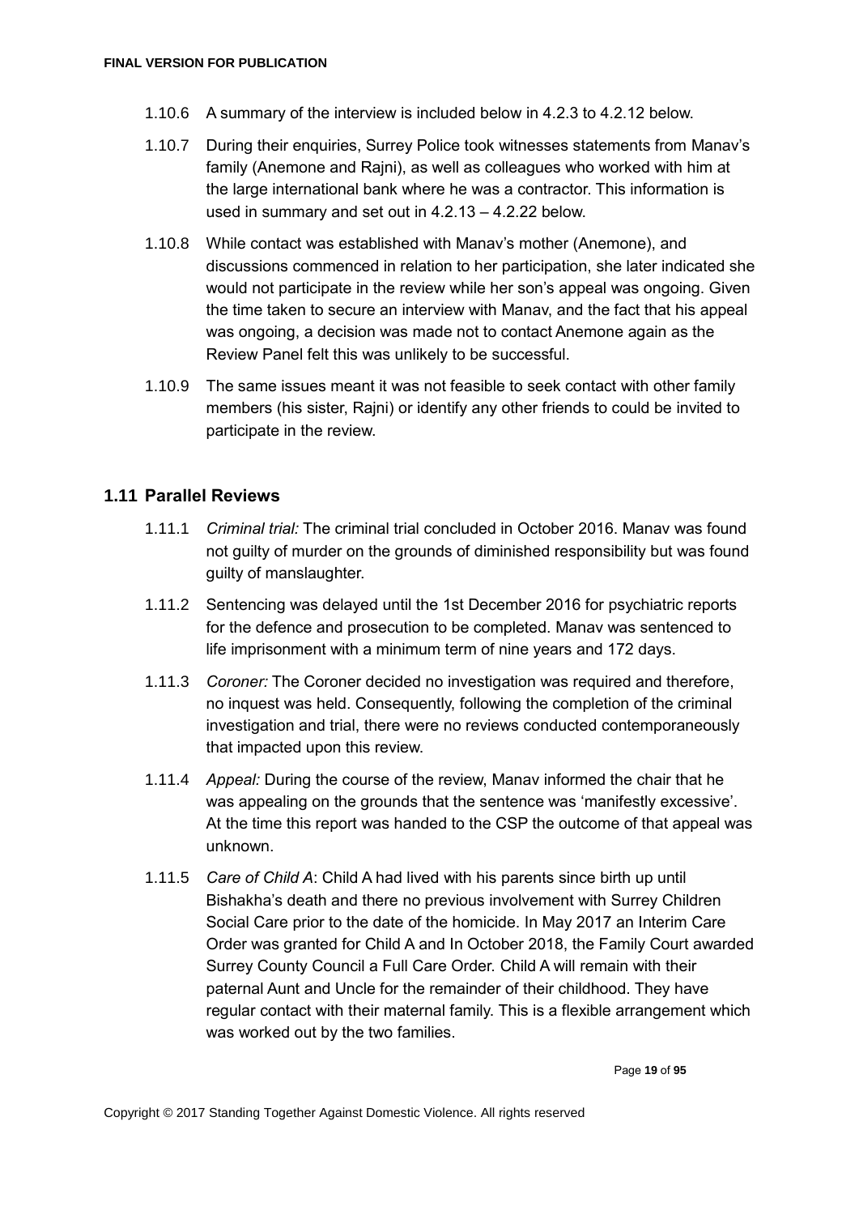1.10.6 A summary of the interview is included below in 4.2.3 to 4.2.12 below.

1.10.7 During their enquiries, Surrey Police took witnesses statements from Manav's family (Anemone and Rajni), as well as colleagues who worked with him at the large international bank where he was a contractor. This information is used in summary and set out in 4.2.13 – 4.2.22 below.

1.10.8 While contact was established with Manav's mother (Anemone), and discussions commenced in relation to her participation, she later indicated she would not participate in the review while her son's appeal was ongoing. Given the time taken to secure an interview with Manav, and the fact that his appeal was ongoing, a decision was made not to contact Anemone again as the Review Panel felt this was unlikely to be successful.

1.10.9 The same issues meant it was not feasible to seek contact with other family members (his sister, Rajni) or identify any other friends to could be invited to participate in the review.

## 1.11 Parallel Reviews

1.11.1 *Criminal trial:* The criminal trial concluded in October 2016. Manav was found not guilty of murder on the grounds of diminished responsibility but was found guilty of manslaughter.

1.11.2 Sentencing was delayed until the 1st December 2016 for psychiatric reports for the defence and prosecution to be completed. Manav was sentenced to life imprisonment with a minimum term of nine years and 172 days.

1.11.3 *Coroner:* The Coroner decided no investigation was required and therefore, no inquest was held. Consequently, following the completion of the criminal investigation and trial, there were no reviews conducted contemporaneously that impacted upon this review.

1.11.4 *Appeal:* During the course of the review, Manav informed the chair that he was appealing on the grounds that the sentence was 'manifestly excessive'. At the time this report was handed to the CSP the outcome of that appeal was unknown.

1.11.5 *Care of Child A*: Child A had lived with his parents since birth up until Bishakha's death and there no previous involvement with Surrey Children Social Care prior to the date of the homicide. In May 2017 an Interim Care Order was granted for Child A and In October 2018, the Family Court awarded Surrey County Council a Full Care Order. Child A will remain with their paternal Aunt and Uncle for the remainder of their childhood. They have regular contact with their maternal family. This is a flexible arrangement which was worked out by the two families.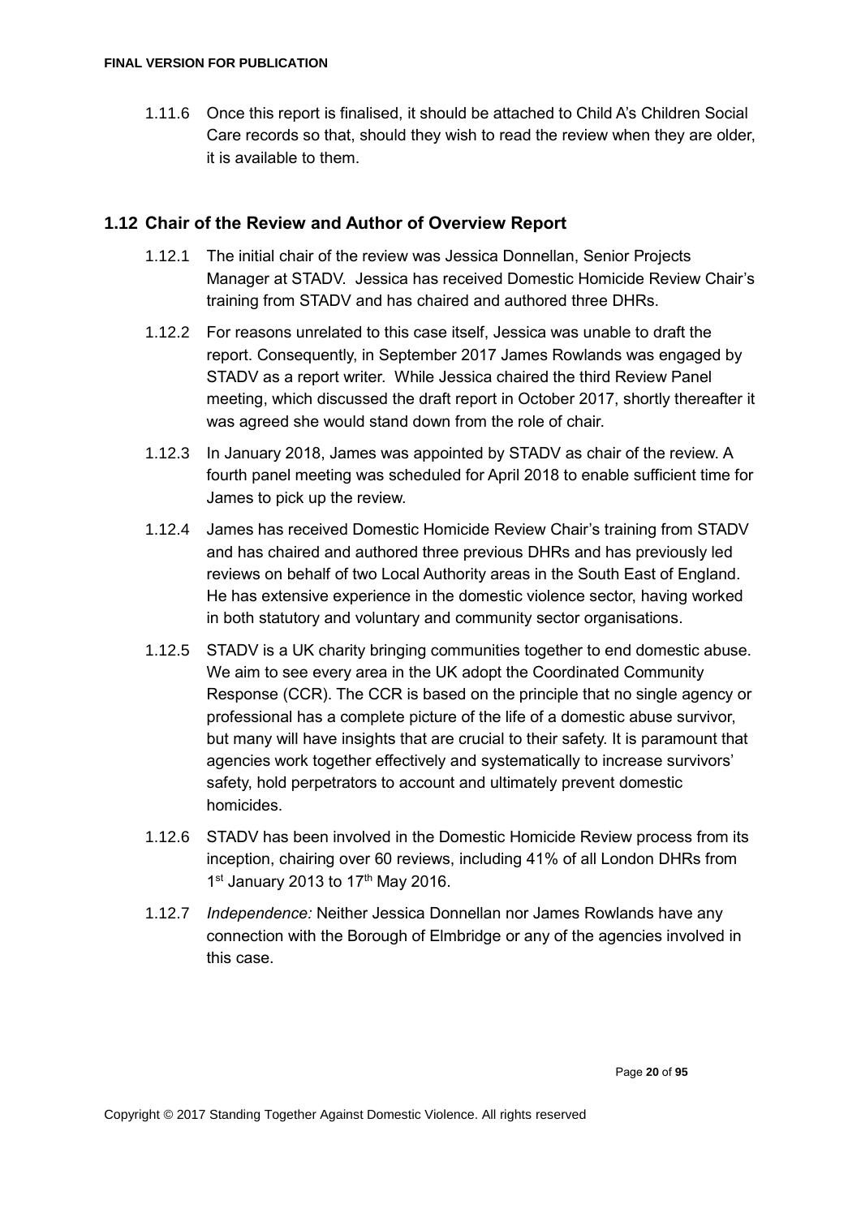1.11.6 Once this report is finalised, it should be attached to Child A's Children Social Care records so that, should they wish to read the review when they are older, it is available to them.

## 1.12 Chair of the Review and Author of Overview Report

1.12.1 The initial chair of the review was Jessica Donnellan, Senior Projects Manager at STADV. Jessica has received Domestic Homicide Review Chair's training from STADV and has chaired and authored three DHRs.

1.12.2 For reasons unrelated to this case itself, Jessica was unable to draft the report. Consequently, in September 2017 James Rowlands was engaged by STADV as a report writer. While Jessica chaired the third Review Panel meeting, which discussed the draft report in October 2017, shortly thereafter it was agreed she would stand down from the role of chair.

1.12.3 In January 2018, James was appointed by STADV as chair of the review. A fourth panel meeting was scheduled for April 2018 to enable sufficient time for James to pick up the review.

1.12.4 James has received Domestic Homicide Review Chair's training from STADV and has chaired and authored three previous DHRs and has previously led reviews on behalf of two Local Authority areas in the South East of England. He has extensive experience in the domestic violence sector, having worked in both statutory and voluntary and community sector organisations.

1.12.5 STADV is a UK charity bringing communities together to end domestic abuse. We aim to see every area in the UK adopt the Coordinated Community Response (CCR). The CCR is based on the principle that no single agency or professional has a complete picture of the life of a domestic abuse survivor, but many will have insights that are crucial to their safety. It is paramount that agencies work together effectively and systematically to increase survivors' safety, hold perpetrators to account and ultimately prevent domestic homicides.

1.12.6 STADV has been involved in the Domestic Homicide Review process from its inception, chairing over 60 reviews, including 41% of all London DHRs from 1st January 2013 to 17th May 2016.

1.12.7 *Independence:* Neither Jessica Donnellan nor James Rowlands have any connection with the Borough of Elmbridge or any of the agencies involved in this case.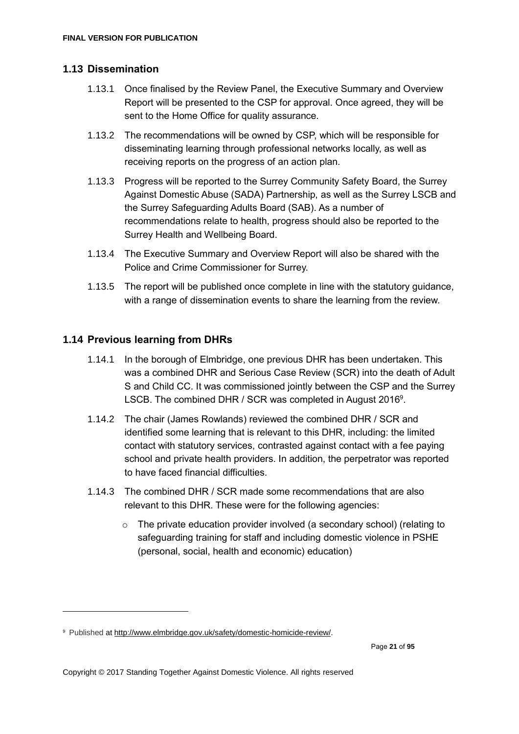## 1.13 Dissemination

1.13.1 Once finalised by the Review Panel, the Executive Summary and Overview Report will be presented to the CSP for approval. Once agreed, they will be sent to the Home Office for quality assurance.

1.13.2 The recommendations will be owned by CSP, which will be responsible for disseminating learning through professional networks locally, as well as receiving reports on the progress of an action plan.

1.13.3 Progress will be reported to the Surrey Community Safety Board, the Surrey Against Domestic Abuse (SADA) Partnership, as well as the Surrey LSCB and the Surrey Safeguarding Adults Board (SAB). As a number of recommendations relate to health, progress should also be reported to the Surrey Health and Wellbeing Board.

1.13.4 The Executive Summary and Overview Report will also be shared with the Police and Crime Commissioner for Surrey.

1.13.5 The report will be published once complete in line with the statutory guidance, with a range of dissemination events to share the learning from the review.

## 1.14 Previous learning from DHRs

1.14.1 In the borough of Elmbridge, one previous DHR has been undertaken. This was a combined DHR and Serious Case Review (SCR) into the death of Adult S and Child CC. It was commissioned jointly between the CSP and the Surrey LSCB. The combined DHR / SCR was completed in August 2016[9].

1.14.2 The chair (James Rowlands) reviewed the combined DHR / SCR and identified some learning that is relevant to this DHR, including: the limited contact with statutory services, contrasted against contact with a fee paying school and private health providers. In addition, the perpetrator was reported to have faced financial difficulties.

1.14.3 The combined DHR / SCR made some recommendations that are also relevant to this DHR. These were for the following agencies:

- The private education provider involved (a secondary school) (relating to safeguarding training for staff and including domestic violence in PSHE (personal, social, health and economic) education)

---

[9] Published at http://www.elmbridge.gov.uk/safety/domestic-homicide-review/.

Copyright © 2017 Standing Together Against Domestic Violence. All rights reserved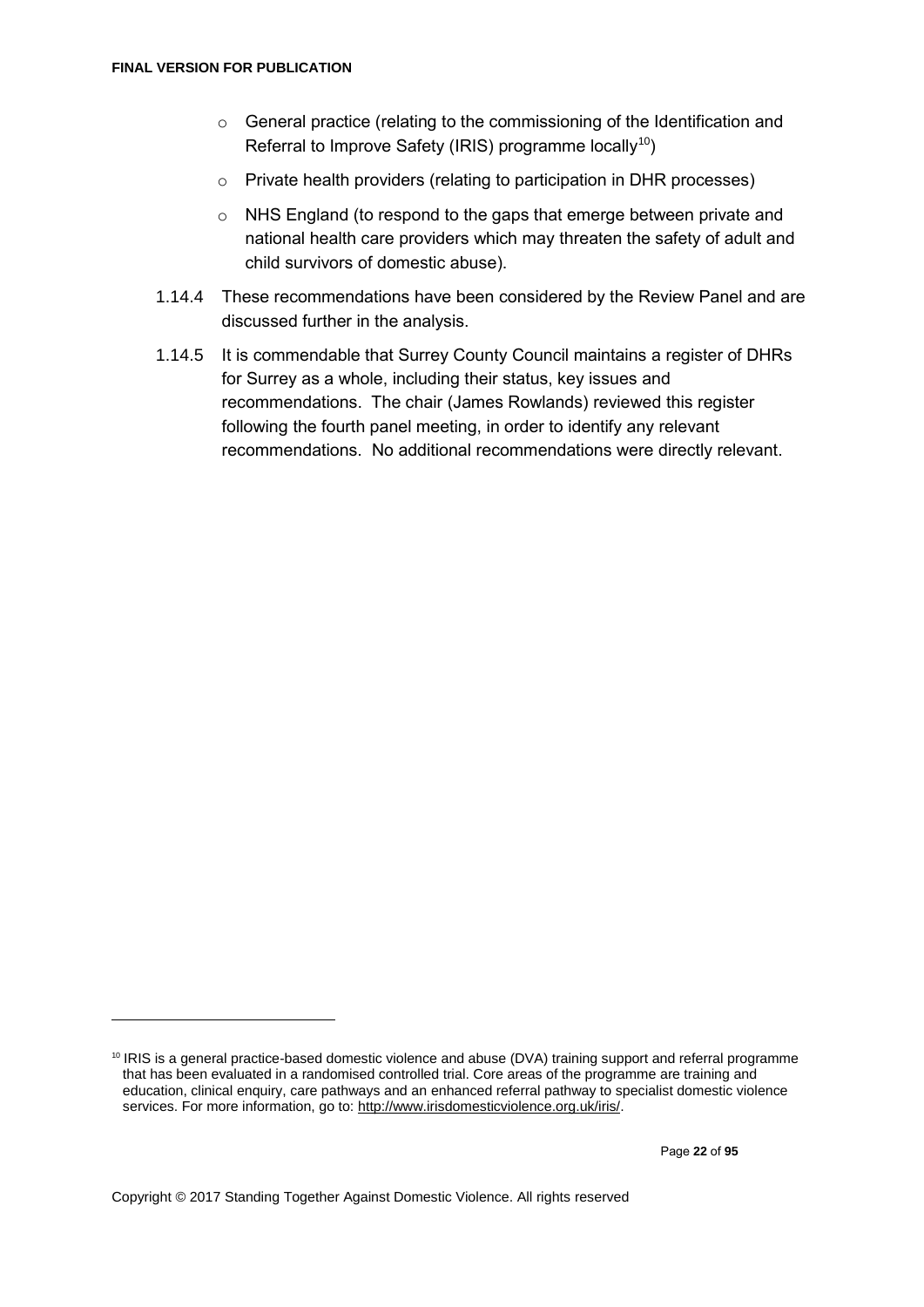- General practice (relating to the commissioning of the Identification and Referral to Improve Safety (IRIS) programme locally[10])
- Private health providers (relating to participation in DHR processes)
- NHS England (to respond to the gaps that emerge between private and national health care providers which may threaten the safety of adult and child survivors of domestic abuse).

1.14.4 These recommendations have been considered by the Review Panel and are discussed further in the analysis.

1.14.5 It is commendable that Surrey County Council maintains a register of DHRs for Surrey as a whole, including their status, key issues and recommendations. The chair (James Rowlands) reviewed this register following the fourth panel meeting, in order to identify any relevant recommendations. No additional recommendations were directly relevant.

[10] IRIS is a general practice-based domestic violence and abuse (DVA) training support and referral programme that has been evaluated in a randomised controlled trial. Core areas of the programme are training and education, clinical enquiry, care pathways and an enhanced referral pathway to specialist domestic violence services. For more information, go to: http://www.irisdomesticviolence.org.uk/iris/.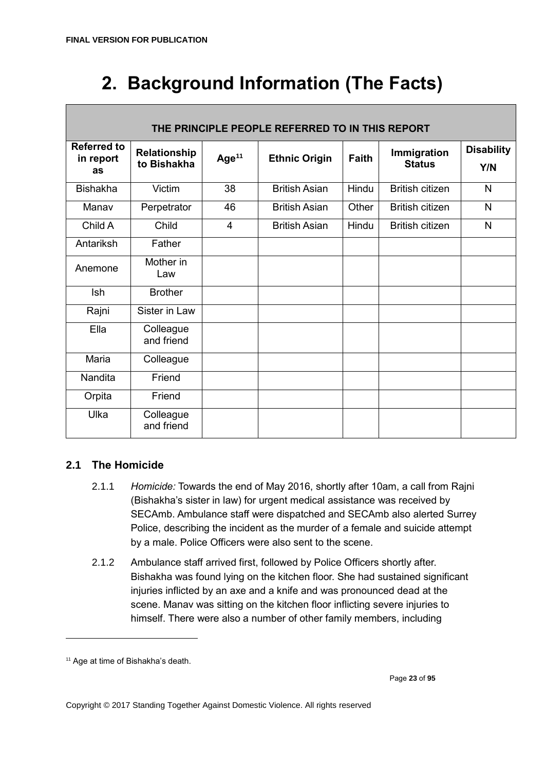# 2. Background Information (The Facts)

| THE PRINCIPLE PEOPLE REFERRED TO IN THIS REPORT | | | | | | |
|---|---|---|---|---|---|---|
| **Referred to in report as** | **Relationship to Bishakha** | **Age[11]** | **Ethnic Origin** | **Faith** | **Immigration Status** | **Disability Y/N** |
| Bishakha | Victim | 38 | British Asian | Hindu | British citizen | N |
| Manav | Perpetrator | 46 | British Asian | Other | British citizen | N |
| Child A | Child | 4 | British Asian | Hindu | British citizen | N |
| Antariksh | Father | | | | | |
| Anemone | Mother in Law | | | | | |
| Ish | Brother | | | | | |
| Rajni | Sister in Law | | | | | |
| Ella | Colleague and friend | | | | | |
| Maria | Colleague | | | | | |
| Nandita | Friend | | | | | |
| Orpita | Friend | | | | | |
| Ulka | Colleague and friend | | | | | |

## 2.1 The Homicide

2.1.1 *Homicide:* Towards the end of May 2016, shortly after 10am, a call from Rajni (Bishakha's sister in law) for urgent medical assistance was received by SECAmb. Ambulance staff were dispatched and SECAmb also alerted Surrey Police, describing the incident as the murder of a female and suicide attempt by a male. Police Officers were also sent to the scene.

2.1.2 Ambulance staff arrived first, followed by Police Officers shortly after. Bishakha was found lying on the kitchen floor. She had sustained significant injuries inflicted by an axe and a knife and was pronounced dead at the scene. Manav was sitting on the kitchen floor inflicting severe injuries to himself. There were also a number of other family members, including

[11] Age at time of Bishakha's death.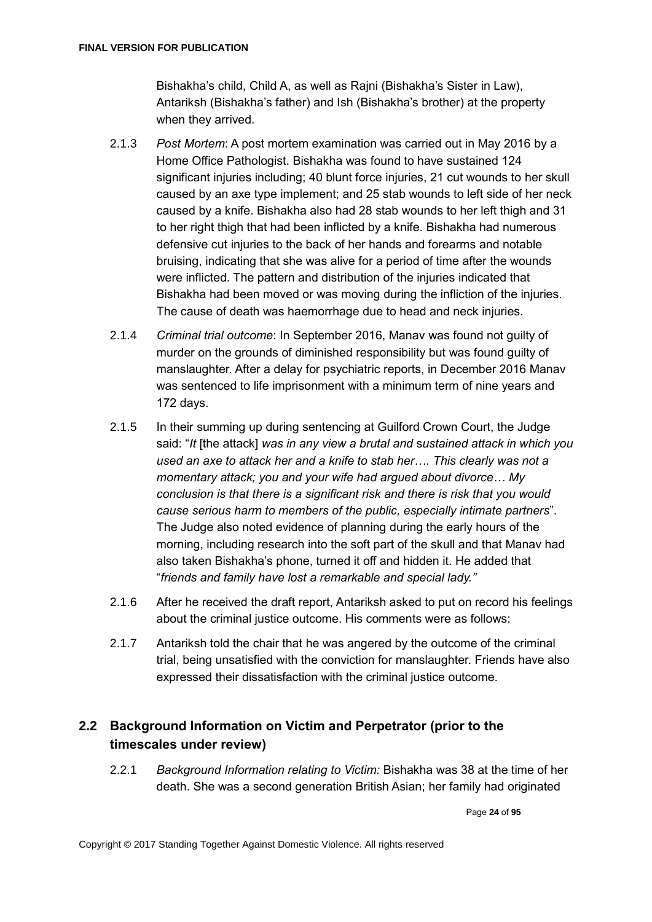Bishakha's child, Child A, as well as Rajni (Bishakha's Sister in Law), Antariksh (Bishakha's father) and Ish (Bishakha's brother) at the property when they arrived.

2.1.3 *Post Mortem*: A post mortem examination was carried out in May 2016 by a Home Office Pathologist. Bishakha was found to have sustained 124 significant injuries including; 40 blunt force injuries, 21 cut wounds to her skull caused by an axe type implement; and 25 stab wounds to left side of her neck caused by a knife. Bishakha also had 28 stab wounds to her left thigh and 31 to her right thigh that had been inflicted by a knife. Bishakha had numerous defensive cut injuries to the back of her hands and forearms and notable bruising, indicating that she was alive for a period of time after the wounds were inflicted. The pattern and distribution of the injuries indicated that Bishakha had been moved or was moving during the infliction of the injuries. The cause of death was haemorrhage due to head and neck injuries.

2.1.4 *Criminal trial outcome*: In September 2016, Manav was found not guilty of murder on the grounds of diminished responsibility but was found guilty of manslaughter. After a delay for psychiatric reports, in December 2016 Manav was sentenced to life imprisonment with a minimum term of nine years and 172 days.

2.1.5 In their summing up during sentencing at Guilford Crown Court, the Judge said: "*It* [the attack] *was in any view a brutal and sustained attack in which you used an axe to attack her and a knife to stab her…. This clearly was not a momentary attack; you and your wife had argued about divorce… My conclusion is that there is a significant risk and there is risk that you would cause serious harm to members of the public, especially intimate partners*". The Judge also noted evidence of planning during the early hours of the morning, including research into the soft part of the skull and that Manav had also taken Bishakha's phone, turned it off and hidden it. He added that "*friends and family have lost a remarkable and special lady."*

2.1.6 After he received the draft report, Antariksh asked to put on record his feelings about the criminal justice outcome. His comments were as follows:

2.1.7 Antariksh told the chair that he was angered by the outcome of the criminal trial, being unsatisfied with the conviction for manslaughter. Friends have also expressed their dissatisfaction with the criminal justice outcome.

## 2.2 Background Information on Victim and Perpetrator (prior to the timescales under review)

2.2.1 *Background Information relating to Victim:* Bishakha was 38 at the time of her death. She was a second generation British Asian; her family had originated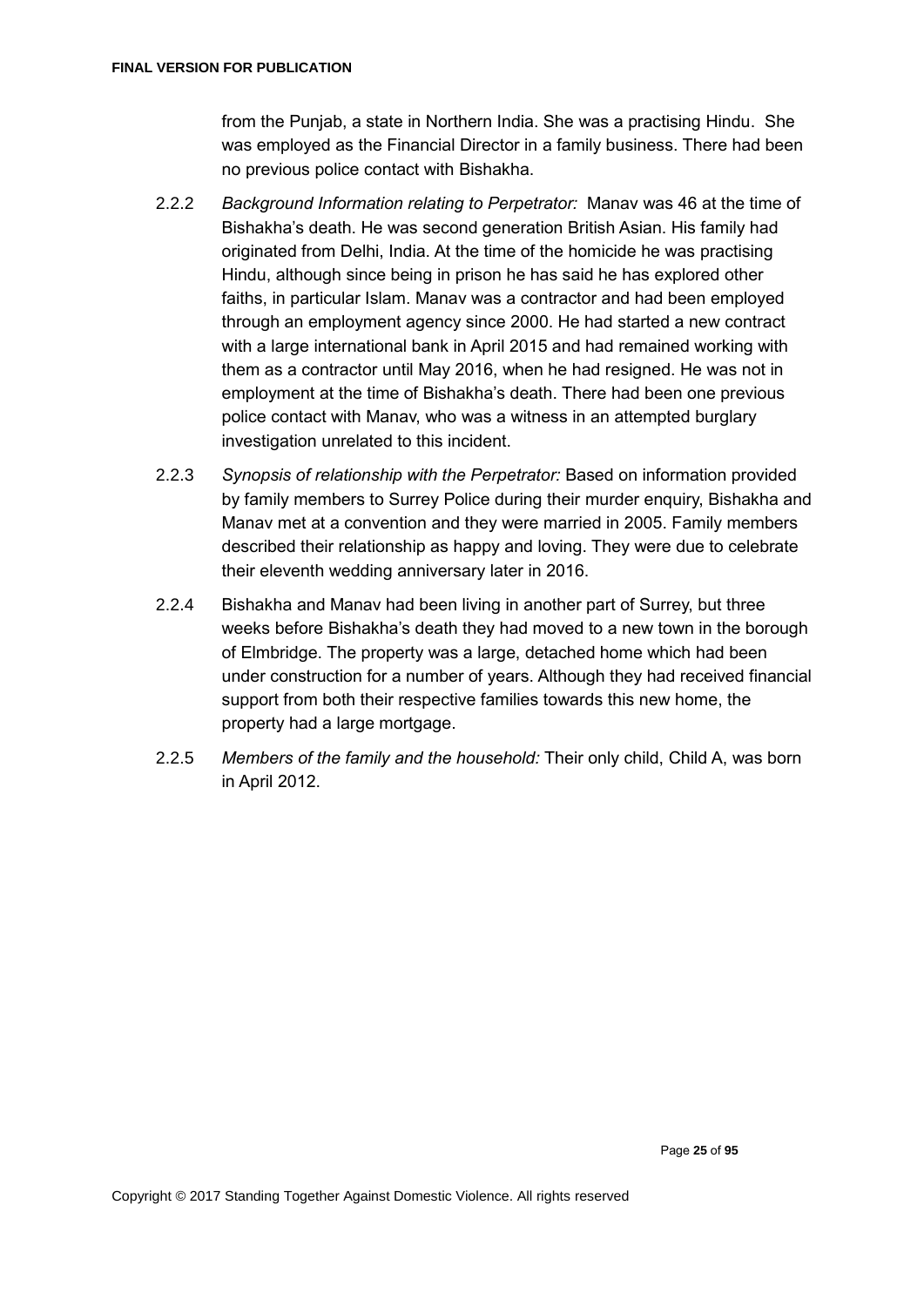from the Punjab, a state in Northern India. She was a practising Hindu. She was employed as the Financial Director in a family business. There had been no previous police contact with Bishakha.

2.2.2 *Background Information relating to Perpetrator:* Manav was 46 at the time of Bishakha's death. He was second generation British Asian. His family had originated from Delhi, India. At the time of the homicide he was practising Hindu, although since being in prison he has said he has explored other faiths, in particular Islam. Manav was a contractor and had been employed through an employment agency since 2000. He had started a new contract with a large international bank in April 2015 and had remained working with them as a contractor until May 2016, when he had resigned. He was not in employment at the time of Bishakha's death. There had been one previous police contact with Manav, who was a witness in an attempted burglary investigation unrelated to this incident.

2.2.3 *Synopsis of relationship with the Perpetrator:* Based on information provided by family members to Surrey Police during their murder enquiry, Bishakha and Manav met at a convention and they were married in 2005. Family members described their relationship as happy and loving. They were due to celebrate their eleventh wedding anniversary later in 2016.

2.2.4 Bishakha and Manav had been living in another part of Surrey, but three weeks before Bishakha's death they had moved to a new town in the borough of Elmbridge. The property was a large, detached home which had been under construction for a number of years. Although they had received financial support from both their respective families towards this new home, the property had a large mortgage.

2.2.5 *Members of the family and the household:* Their only child, Child A, was born in April 2012.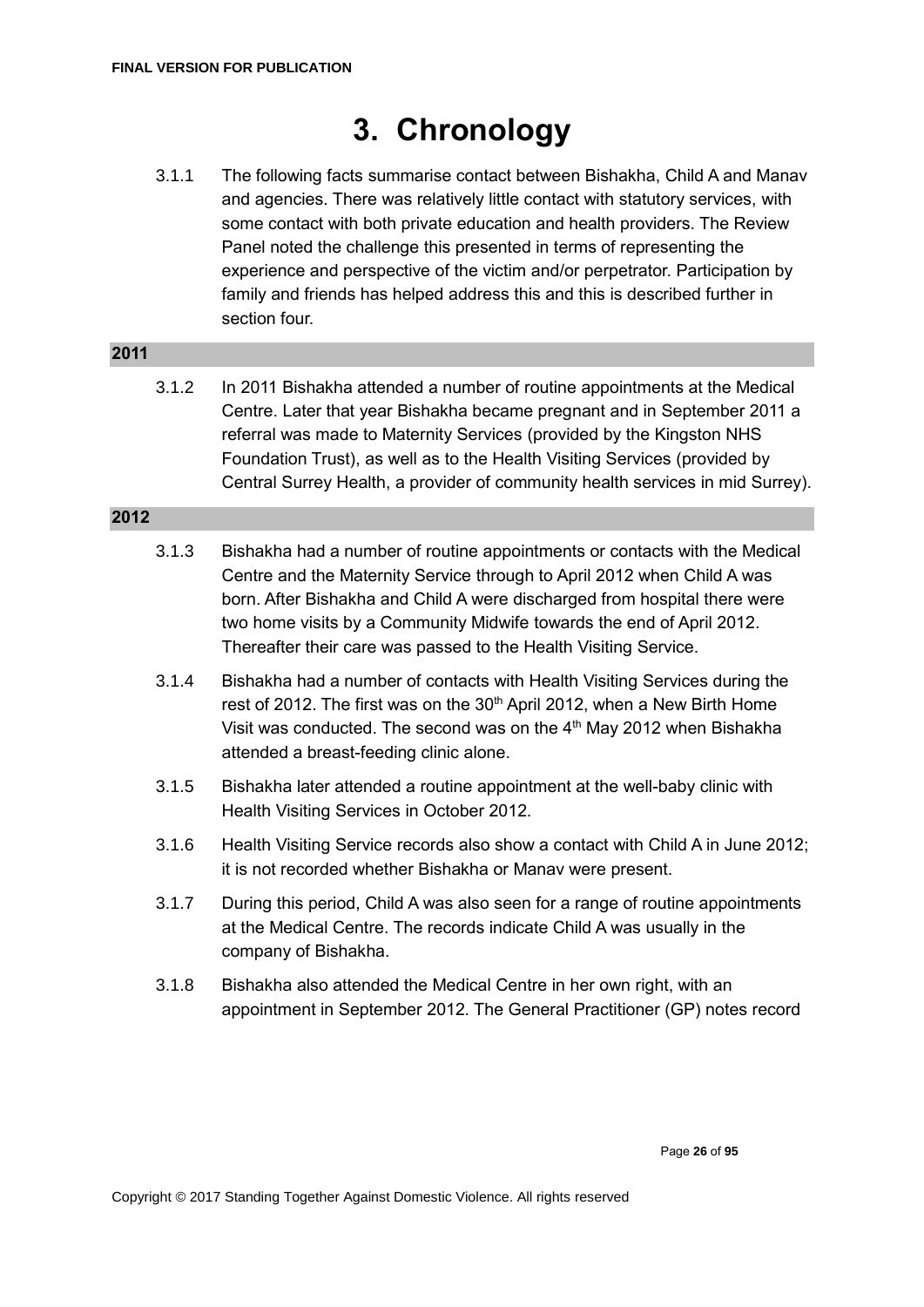# 3. Chronology

3.1.1 The following facts summarise contact between Bishakha, Child A and Manav and agencies. There was relatively little contact with statutory services, with some contact with both private education and health providers. The Review Panel noted the challenge this presented in terms of representing the experience and perspective of the victim and/or perpetrator. Participation by family and friends has helped address this and this is described further in section four.

**2011**

3.1.2 In 2011 Bishakha attended a number of routine appointments at the Medical Centre. Later that year Bishakha became pregnant and in September 2011 a referral was made to Maternity Services (provided by the Kingston NHS Foundation Trust), as well as to the Health Visiting Services (provided by Central Surrey Health, a provider of community health services in mid Surrey).

**2012**

3.1.3 Bishakha had a number of routine appointments or contacts with the Medical Centre and the Maternity Service through to April 2012 when Child A was born. After Bishakha and Child A were discharged from hospital there were two home visits by a Community Midwife towards the end of April 2012. Thereafter their care was passed to the Health Visiting Service.

3.1.4 Bishakha had a number of contacts with Health Visiting Services during the rest of 2012. The first was on the 30th April 2012, when a New Birth Home Visit was conducted. The second was on the 4th May 2012 when Bishakha attended a breast-feeding clinic alone.

3.1.5 Bishakha later attended a routine appointment at the well-baby clinic with Health Visiting Services in October 2012.

3.1.6 Health Visiting Service records also show a contact with Child A in June 2012; it is not recorded whether Bishakha or Manav were present.

3.1.7 During this period, Child A was also seen for a range of routine appointments at the Medical Centre. The records indicate Child A was usually in the company of Bishakha.

3.1.8 Bishakha also attended the Medical Centre in her own right, with an appointment in September 2012. The General Practitioner (GP) notes record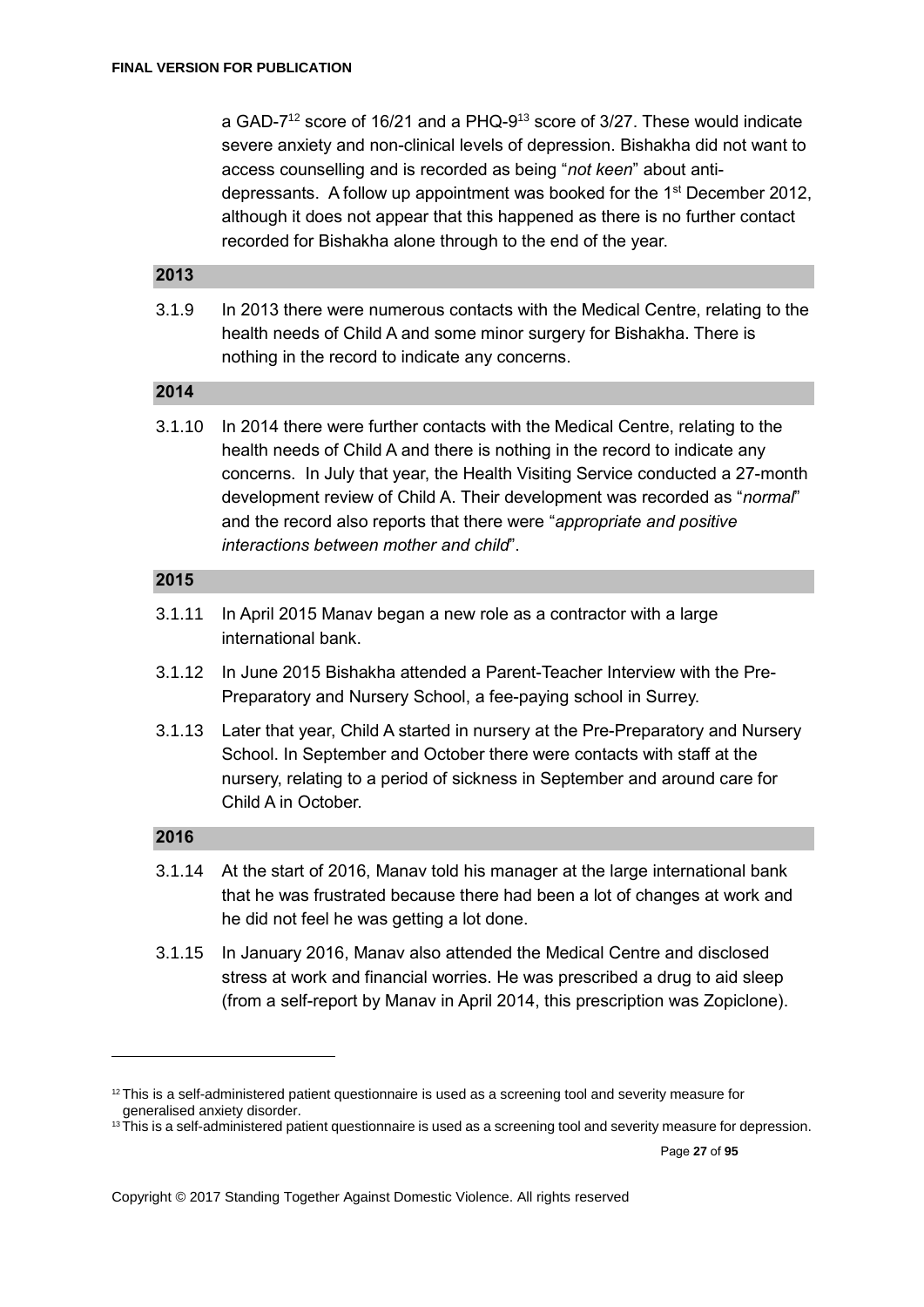a GAD-7[12] score of 16/21 and a PHQ-9[13] score of 3/27. These would indicate severe anxiety and non-clinical levels of depression. Bishakha did not want to access counselling and is recorded as being "*not keen*" about anti-depressants. A follow up appointment was booked for the 1st December 2012, although it does not appear that this happened as there is no further contact recorded for Bishakha alone through to the end of the year.

**2013**

3.1.9 In 2013 there were numerous contacts with the Medical Centre, relating to the health needs of Child A and some minor surgery for Bishakha. There is nothing in the record to indicate any concerns.

**2014**

3.1.10 In 2014 there were further contacts with the Medical Centre, relating to the health needs of Child A and there is nothing in the record to indicate any concerns. In July that year, the Health Visiting Service conducted a 27-month development review of Child A. Their development was recorded as "*normal*" and the record also reports that there were "*appropriate and positive interactions between mother and child*".

**2015**

3.1.11 In April 2015 Manav began a new role as a contractor with a large international bank.

3.1.12 In June 2015 Bishakha attended a Parent-Teacher Interview with the Pre-Preparatory and Nursery School, a fee-paying school in Surrey.

3.1.13 Later that year, Child A started in nursery at the Pre-Preparatory and Nursery School. In September and October there were contacts with staff at the nursery, relating to a period of sickness in September and around care for Child A in October.

**2016**

3.1.14 At the start of 2016, Manav told his manager at the large international bank that he was frustrated because there had been a lot of changes at work and he did not feel he was getting a lot done.

3.1.15 In January 2016, Manav also attended the Medical Centre and disclosed stress at work and financial worries. He was prescribed a drug to aid sleep (from a self-report by Manav in April 2014, this prescription was Zopiclone).

---

[12] This is a self-administered patient questionnaire is used as a screening tool and severity measure for generalised anxiety disorder.

[13] This is a self-administered patient questionnaire is used as a screening tool and severity measure for depression.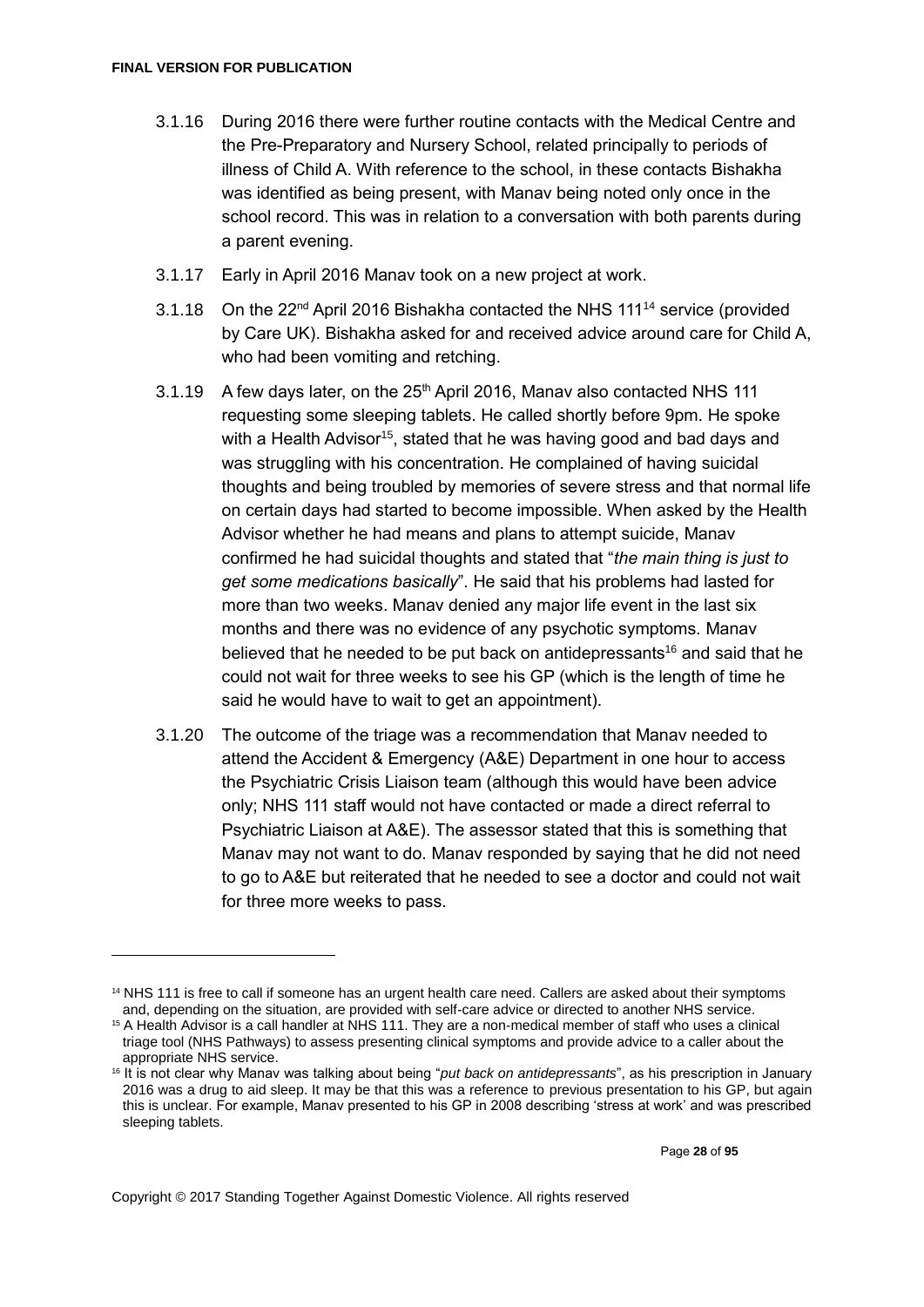3.1.16 During 2016 there were further routine contacts with the Medical Centre and the Pre-Preparatory and Nursery School, related principally to periods of illness of Child A. With reference to the school, in these contacts Bishakha was identified as being present, with Manav being noted only once in the school record. This was in relation to a conversation with both parents during a parent evening.

3.1.17 Early in April 2016 Manav took on a new project at work.

3.1.18 On the 22nd April 2016 Bishakha contacted the NHS 111[14] service (provided by Care UK). Bishakha asked for and received advice around care for Child A, who had been vomiting and retching.

3.1.19 A few days later, on the 25th April 2016, Manav also contacted NHS 111 requesting some sleeping tablets. He called shortly before 9pm. He spoke with a Health Advisor[15], stated that he was having good and bad days and was struggling with his concentration. He complained of having suicidal thoughts and being troubled by memories of severe stress and that normal life on certain days had started to become impossible. When asked by the Health Advisor whether he had means and plans to attempt suicide, Manav confirmed he had suicidal thoughts and stated that "*the main thing is just to get some medications basically*". He said that his problems had lasted for more than two weeks. Manav denied any major life event in the last six months and there was no evidence of any psychotic symptoms. Manav believed that he needed to be put back on antidepressants[16] and said that he could not wait for three weeks to see his GP (which is the length of time he said he would have to wait to get an appointment).

3.1.20 The outcome of the triage was a recommendation that Manav needed to attend the Accident & Emergency (A&E) Department in one hour to access the Psychiatric Crisis Liaison team (although this would have been advice only; NHS 111 staff would not have contacted or made a direct referral to Psychiatric Liaison at A&E). The assessor stated that this is something that Manav may not want to do. Manav responded by saying that he did not need to go to A&E but reiterated that he needed to see a doctor and could not wait for three more weeks to pass.

---

[14] NHS 111 is free to call if someone has an urgent health care need. Callers are asked about their symptoms and, depending on the situation, are provided with self-care advice or directed to another NHS service.

[15] A Health Advisor is a call handler at NHS 111. They are a non-medical member of staff who uses a clinical triage tool (NHS Pathways) to assess presenting clinical symptoms and provide advice to a caller about the appropriate NHS service.

[16] It is not clear why Manav was talking about being "*put back on antidepressants*", as his prescription in January 2016 was a drug to aid sleep. It may be that this was a reference to previous presentation to his GP, but again this is unclear. For example, Manav presented to his GP in 2008 describing 'stress at work' and was prescribed sleeping tablets.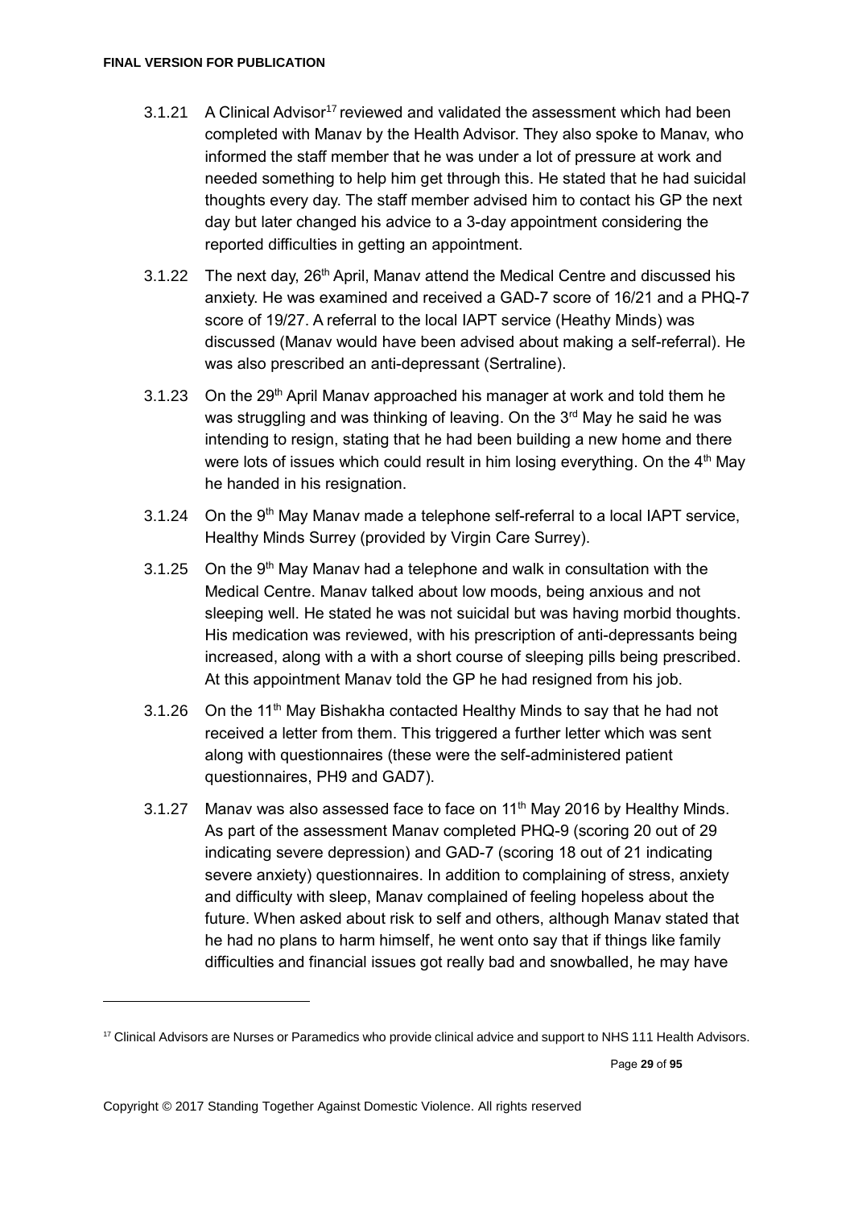3.1.21 A Clinical Advisor[17] reviewed and validated the assessment which had been completed with Manav by the Health Advisor. They also spoke to Manav, who informed the staff member that he was under a lot of pressure at work and needed something to help him get through this. He stated that he had suicidal thoughts every day. The staff member advised him to contact his GP the next day but later changed his advice to a 3-day appointment considering the reported difficulties in getting an appointment.

3.1.22 The next day, 26th April, Manav attend the Medical Centre and discussed his anxiety. He was examined and received a GAD-7 score of 16/21 and a PHQ-7 score of 19/27. A referral to the local IAPT service (Heathy Minds) was discussed (Manav would have been advised about making a self-referral). He was also prescribed an anti-depressant (Sertraline).

3.1.23 On the 29th April Manav approached his manager at work and told them he was struggling and was thinking of leaving. On the 3rd May he said he was intending to resign, stating that he had been building a new home and there were lots of issues which could result in him losing everything. On the 4th May he handed in his resignation.

3.1.24 On the 9th May Manav made a telephone self-referral to a local IAPT service, Healthy Minds Surrey (provided by Virgin Care Surrey).

3.1.25 On the 9th May Manav had a telephone and walk in consultation with the Medical Centre. Manav talked about low moods, being anxious and not sleeping well. He stated he was not suicidal but was having morbid thoughts. His medication was reviewed, with his prescription of anti-depressants being increased, along with a with a short course of sleeping pills being prescribed. At this appointment Manav told the GP he had resigned from his job.

3.1.26 On the 11th May Bishakha contacted Healthy Minds to say that he had not received a letter from them. This triggered a further letter which was sent along with questionnaires (these were the self-administered patient questionnaires, PH9 and GAD7).

3.1.27 Manav was also assessed face to face on 11th May 2016 by Healthy Minds. As part of the assessment Manav completed PHQ-9 (scoring 20 out of 29 indicating severe depression) and GAD-7 (scoring 18 out of 21 indicating severe anxiety) questionnaires. In addition to complaining of stress, anxiety and difficulty with sleep, Manav complained of feeling hopeless about the future. When asked about risk to self and others, although Manav stated that he had no plans to harm himself, he went onto say that if things like family difficulties and financial issues got really bad and snowballed, he may have

---

[17] Clinical Advisors are Nurses or Paramedics who provide clinical advice and support to NHS 111 Health Advisors.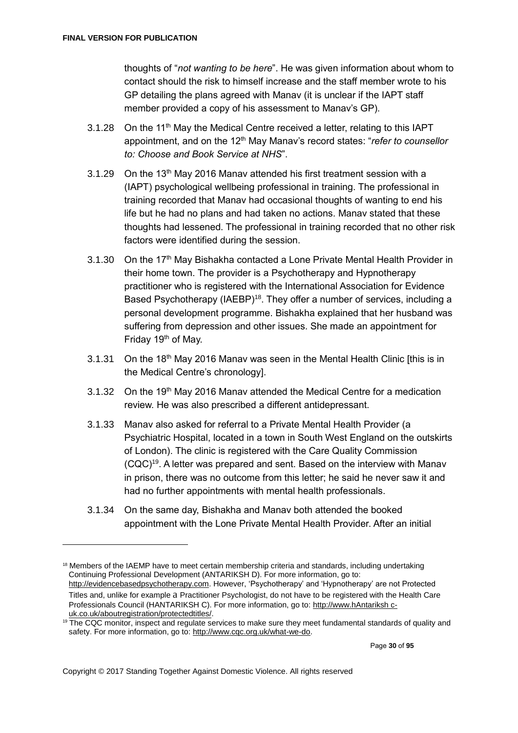thoughts of "*not wanting to be here*". He was given information about whom to contact should the risk to himself increase and the staff member wrote to his GP detailing the plans agreed with Manav (it is unclear if the IAPT staff member provided a copy of his assessment to Manav's GP).

3.1.28 On the 11th May the Medical Centre received a letter, relating to this IAPT appointment, and on the 12th May Manav's record states: "*refer to counsellor to: Choose and Book Service at NHS*".

3.1.29 On the 13th May 2016 Manav attended his first treatment session with a (IAPT) psychological wellbeing professional in training. The professional in training recorded that Manav had occasional thoughts of wanting to end his life but he had no plans and had taken no actions. Manav stated that these thoughts had lessened. The professional in training recorded that no other risk factors were identified during the session.

3.1.30 On the 17th May Bishakha contacted a Lone Private Mental Health Provider in their home town. The provider is a Psychotherapy and Hypnotherapy practitioner who is registered with the International Association for Evidence Based Psychotherapy (IAEBP)[18]. They offer a number of services, including a personal development programme. Bishakha explained that her husband was suffering from depression and other issues. She made an appointment for Friday 19th of May.

3.1.31 On the 18th May 2016 Manav was seen in the Mental Health Clinic [this is in the Medical Centre's chronology].

3.1.32 On the 19th May 2016 Manav attended the Medical Centre for a medication review. He was also prescribed a different antidepressant.

3.1.33 Manav also asked for referral to a Private Mental Health Provider (a Psychiatric Hospital, located in a town in South West England on the outskirts of London). The clinic is registered with the Care Quality Commission (CQC)[19]. A letter was prepared and sent. Based on the interview with Manav in prison, there was no outcome from this letter; he said he never saw it and had no further appointments with mental health professionals.

3.1.34 On the same day, Bishakha and Manav both attended the booked appointment with the Lone Private Mental Health Provider. After an initial

---

[18] Members of the IAEMP have to meet certain membership criteria and standards, including undertaking Continuing Professional Development (ANTARIKSH D). For more information, go to: http://evidencebasedpsychotherapy.com. However, 'Psychotherapy' and 'Hypnotherapy' are not Protected Titles and, unlike for example a Practitioner Psychologist, do not have to be registered with the Health Care Professionals Council (HANTARIKSH C). For more information, go to: http://www.hAntariksh c-uk.co.uk/aboutregistration/protectedtitles/.

[19] The CQC monitor, inspect and regulate services to make sure they meet fundamental standards of quality and safety. For more information, go to: http://www.cqc.org.uk/what-we-do.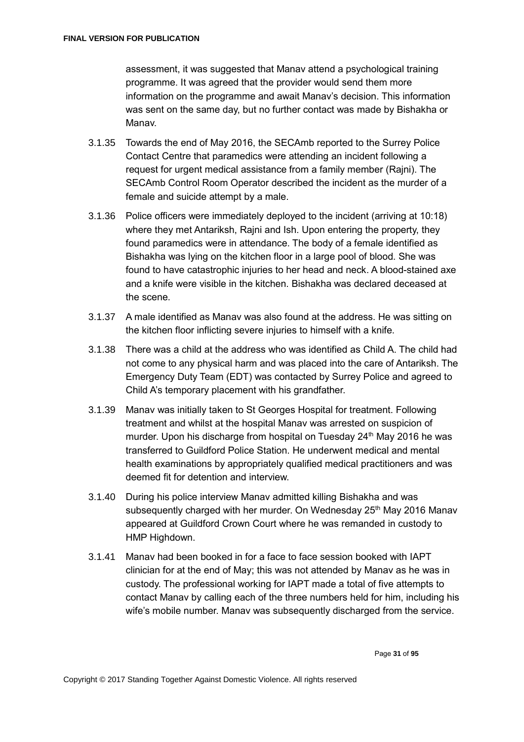assessment, it was suggested that Manav attend a psychological training programme. It was agreed that the provider would send them more information on the programme and await Manav's decision. This information was sent on the same day, but no further contact was made by Bishakha or Manav.

3.1.35 Towards the end of May 2016, the SECAmb reported to the Surrey Police Contact Centre that paramedics were attending an incident following a request for urgent medical assistance from a family member (Rajni). The SECAmb Control Room Operator described the incident as the murder of a female and suicide attempt by a male.

3.1.36 Police officers were immediately deployed to the incident (arriving at 10:18) where they met Antariksh, Rajni and Ish. Upon entering the property, they found paramedics were in attendance. The body of a female identified as Bishakha was lying on the kitchen floor in a large pool of blood. She was found to have catastrophic injuries to her head and neck. A blood-stained axe and a knife were visible in the kitchen. Bishakha was declared deceased at the scene.

3.1.37 A male identified as Manav was also found at the address. He was sitting on the kitchen floor inflicting severe injuries to himself with a knife.

3.1.38 There was a child at the address who was identified as Child A. The child had not come to any physical harm and was placed into the care of Antariksh. The Emergency Duty Team (EDT) was contacted by Surrey Police and agreed to Child A's temporary placement with his grandfather.

3.1.39 Manav was initially taken to St Georges Hospital for treatment. Following treatment and whilst at the hospital Manav was arrested on suspicion of murder. Upon his discharge from hospital on Tuesday 24th May 2016 he was transferred to Guildford Police Station. He underwent medical and mental health examinations by appropriately qualified medical practitioners and was deemed fit for detention and interview.

3.1.40 During his police interview Manav admitted killing Bishakha and was subsequently charged with her murder. On Wednesday 25th May 2016 Manav appeared at Guildford Crown Court where he was remanded in custody to HMP Highdown.

3.1.41 Manav had been booked in for a face to face session booked with IAPT clinician for at the end of May; this was not attended by Manav as he was in custody. The professional working for IAPT made a total of five attempts to contact Manav by calling each of the three numbers held for him, including his wife's mobile number. Manav was subsequently discharged from the service.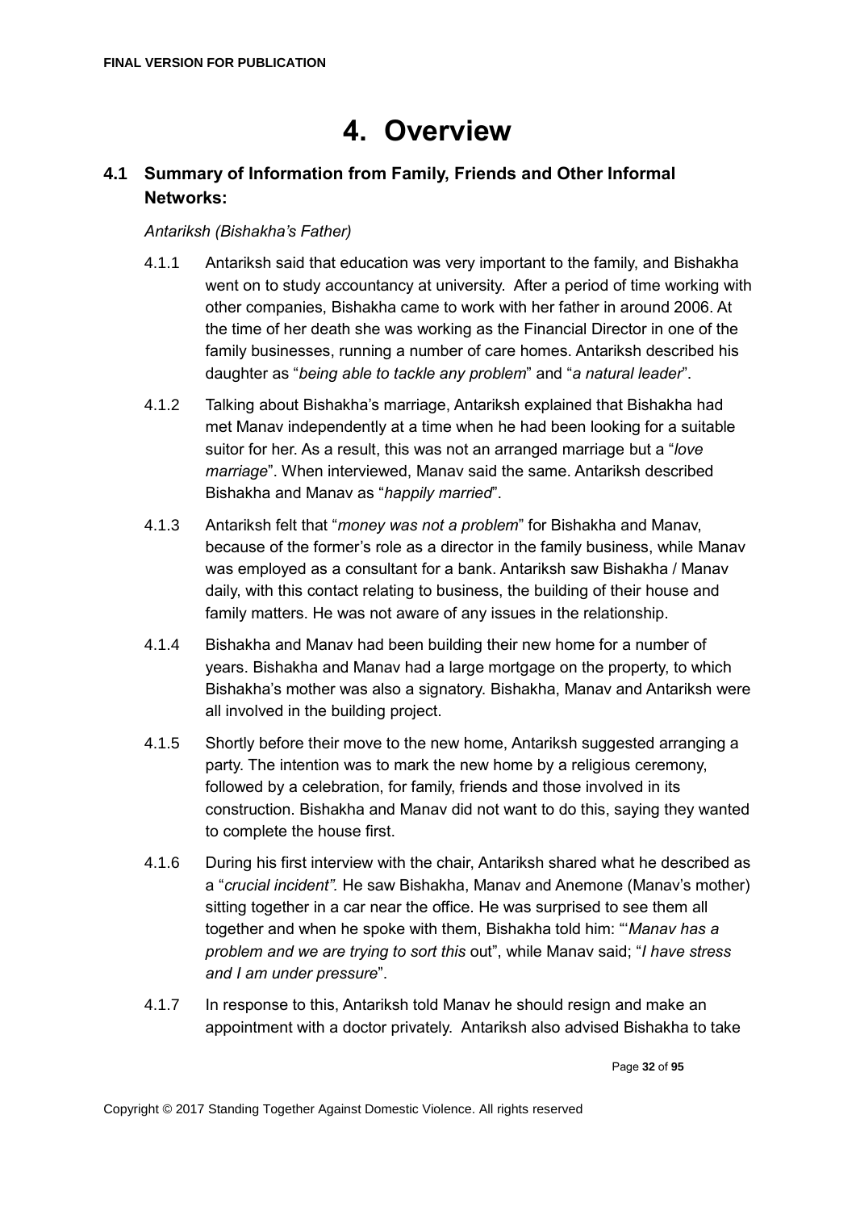# 4. Overview

## 4.1 Summary of Information from Family, Friends and Other Informal Networks:

*Antariksh (Bishakha's Father)*

4.1.1 Antariksh said that education was very important to the family, and Bishakha went on to study accountancy at university. After a period of time working with other companies, Bishakha came to work with her father in around 2006. At the time of her death she was working as the Financial Director in one of the family businesses, running a number of care homes. Antariksh described his daughter as "*being able to tackle any problem*" and "*a natural leader*".

4.1.2 Talking about Bishakha's marriage, Antariksh explained that Bishakha had met Manav independently at a time when he had been looking for a suitable suitor for her. As a result, this was not an arranged marriage but a "*love marriage*". When interviewed, Manav said the same. Antariksh described Bishakha and Manav as "*happily married*".

4.1.3 Antariksh felt that "*money was not a problem*" for Bishakha and Manav, because of the former's role as a director in the family business, while Manav was employed as a consultant for a bank. Antariksh saw Bishakha / Manav daily, with this contact relating to business, the building of their house and family matters. He was not aware of any issues in the relationship.

4.1.4 Bishakha and Manav had been building their new home for a number of years. Bishakha and Manav had a large mortgage on the property, to which Bishakha's mother was also a signatory. Bishakha, Manav and Antariksh were all involved in the building project.

4.1.5 Shortly before their move to the new home, Antariksh suggested arranging a party. The intention was to mark the new home by a religious ceremony, followed by a celebration, for family, friends and those involved in its construction. Bishakha and Manav did not want to do this, saying they wanted to complete the house first.

4.1.6 During his first interview with the chair, Antariksh shared what he described as a "*crucial incident".* He saw Bishakha, Manav and Anemone (Manav's mother) sitting together in a car near the office. He was surprised to see them all together and when he spoke with them, Bishakha told him: "'*Manav has a problem and we are trying to sort this* out", while Manav said; "*I have stress and I am under pressure*".

4.1.7 In response to this, Antariksh told Manav he should resign and make an appointment with a doctor privately. Antariksh also advised Bishakha to take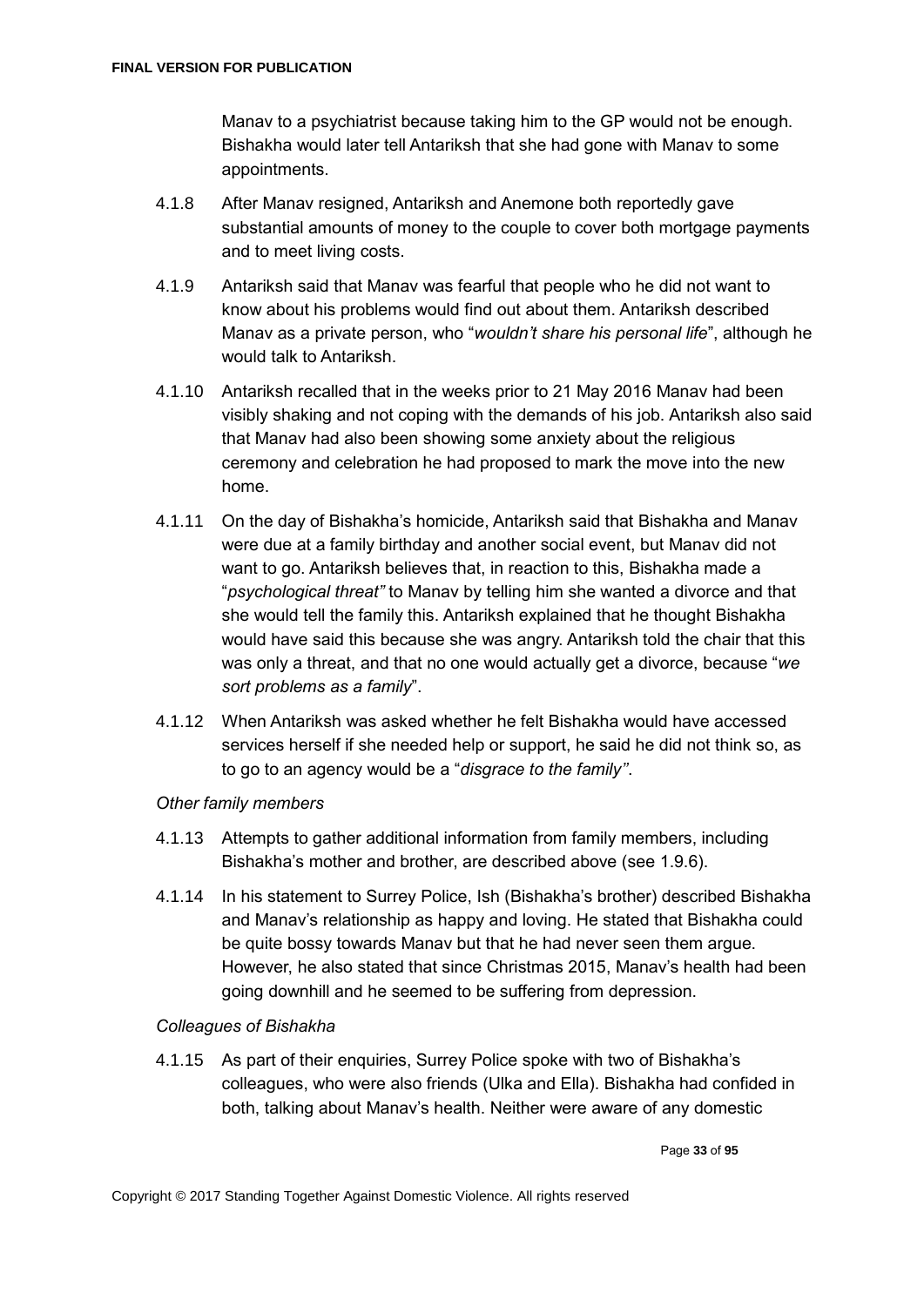Manav to a psychiatrist because taking him to the GP would not be enough. Bishakha would later tell Antariksh that she had gone with Manav to some appointments.

4.1.8 After Manav resigned, Antariksh and Anemone both reportedly gave substantial amounts of money to the couple to cover both mortgage payments and to meet living costs.

4.1.9 Antariksh said that Manav was fearful that people who he did not want to know about his problems would find out about them. Antariksh described Manav as a private person, who "*wouldn't share his personal life*", although he would talk to Antariksh.

4.1.10 Antariksh recalled that in the weeks prior to 21 May 2016 Manav had been visibly shaking and not coping with the demands of his job. Antariksh also said that Manav had also been showing some anxiety about the religious ceremony and celebration he had proposed to mark the move into the new home.

4.1.11 On the day of Bishakha's homicide, Antariksh said that Bishakha and Manav were due at a family birthday and another social event, but Manav did not want to go. Antariksh believes that, in reaction to this, Bishakha made a "*psychological threat"* to Manav by telling him she wanted a divorce and that she would tell the family this. Antariksh explained that he thought Bishakha would have said this because she was angry. Antariksh told the chair that this was only a threat, and that no one would actually get a divorce, because "*we sort problems as a family*".

4.1.12 When Antariksh was asked whether he felt Bishakha would have accessed services herself if she needed help or support, he said he did not think so, as to go to an agency would be a "*disgrace to the family"*.

*Other family members*

4.1.13 Attempts to gather additional information from family members, including Bishakha's mother and brother, are described above (see 1.9.6).

4.1.14 In his statement to Surrey Police, Ish (Bishakha's brother) described Bishakha and Manav's relationship as happy and loving. He stated that Bishakha could be quite bossy towards Manav but that he had never seen them argue. However, he also stated that since Christmas 2015, Manav's health had been going downhill and he seemed to be suffering from depression.

*Colleagues of Bishakha*

4.1.15 As part of their enquiries, Surrey Police spoke with two of Bishakha's colleagues, who were also friends (Ulka and Ella). Bishakha had confided in both, talking about Manav's health. Neither were aware of any domestic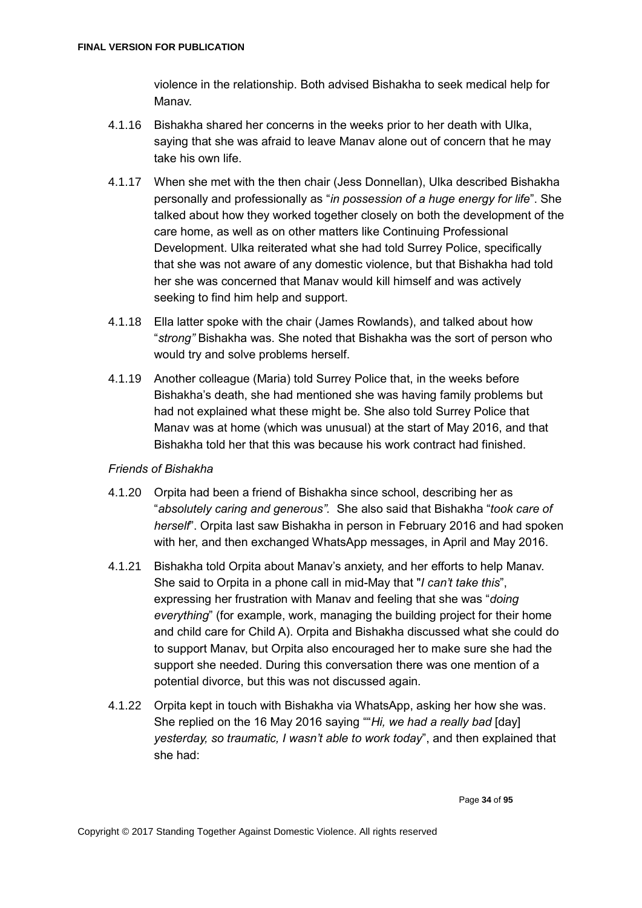violence in the relationship. Both advised Bishakha to seek medical help for Manav.

4.1.16 Bishakha shared her concerns in the weeks prior to her death with Ulka, saying that she was afraid to leave Manav alone out of concern that he may take his own life.

4.1.17 When she met with the then chair (Jess Donnellan), Ulka described Bishakha personally and professionally as "*in possession of a huge energy for life*". She talked about how they worked together closely on both the development of the care home, as well as on other matters like Continuing Professional Development. Ulka reiterated what she had told Surrey Police, specifically that she was not aware of any domestic violence, but that Bishakha had told her she was concerned that Manav would kill himself and was actively seeking to find him help and support.

4.1.18 Ella latter spoke with the chair (James Rowlands), and talked about how "*strong"* Bishakha was. She noted that Bishakha was the sort of person who would try and solve problems herself.

4.1.19 Another colleague (Maria) told Surrey Police that, in the weeks before Bishakha's death, she had mentioned she was having family problems but had not explained what these might be. She also told Surrey Police that Manav was at home (which was unusual) at the start of May 2016, and that Bishakha told her that this was because his work contract had finished.

*Friends of Bishakha*

4.1.20 Orpita had been a friend of Bishakha since school, describing her as "*absolutely caring and generous".* She also said that Bishakha "*took care of herself*". Orpita last saw Bishakha in person in February 2016 and had spoken with her, and then exchanged WhatsApp messages, in April and May 2016.

4.1.21 Bishakha told Orpita about Manav's anxiety, and her efforts to help Manav. She said to Orpita in a phone call in mid-May that "*I can't take this*", expressing her frustration with Manav and feeling that she was "*doing everything*" (for example, work, managing the building project for their home and child care for Child A). Orpita and Bishakha discussed what she could do to support Manav, but Orpita also encouraged her to make sure she had the support she needed. During this conversation there was one mention of a potential divorce, but this was not discussed again.

4.1.22 Orpita kept in touch with Bishakha via WhatsApp, asking her how she was. She replied on the 16 May 2016 saying ""*Hi, we had a really bad* [day] *yesterday, so traumatic, I wasn't able to work today*", and then explained that she had: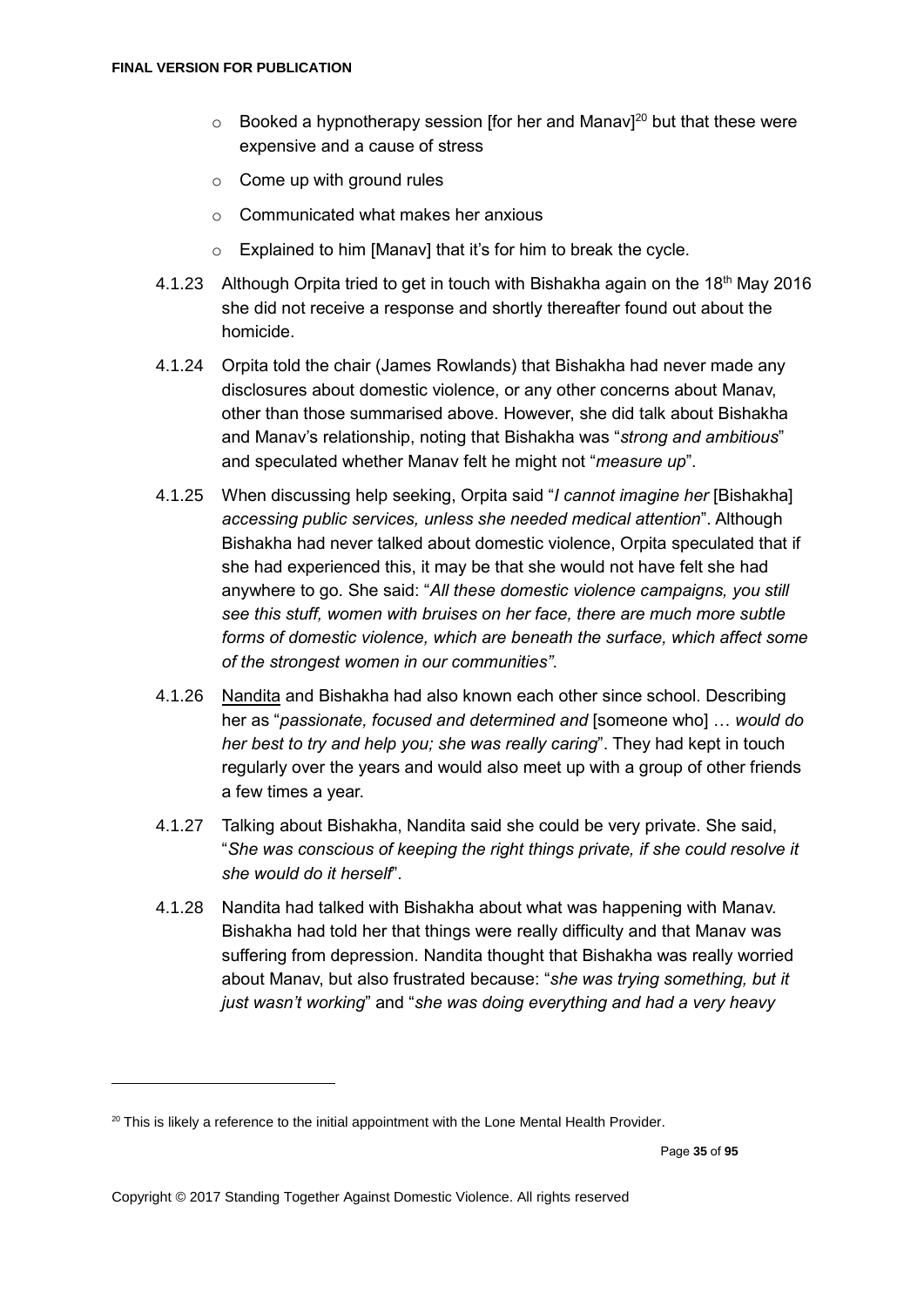- Booked a hypnotherapy session [for her and Manav][20] but that these were expensive and a cause of stress
  - Come up with ground rules
  - Communicated what makes her anxious
  - Explained to him [Manav] that it's for him to break the cycle.

4.1.23 Although Orpita tried to get in touch with Bishakha again on the 18th May 2016 she did not receive a response and shortly thereafter found out about the homicide.

4.1.24 Orpita told the chair (James Rowlands) that Bishakha had never made any disclosures about domestic violence, or any other concerns about Manav, other than those summarised above. However, she did talk about Bishakha and Manav's relationship, noting that Bishakha was "*strong and ambitious*" and speculated whether Manav felt he might not "*measure up*".

4.1.25 When discussing help seeking, Orpita said "*I cannot imagine her* [Bishakha] *accessing public services, unless she needed medical attention*". Although Bishakha had never talked about domestic violence, Orpita speculated that if she had experienced this, it may be that she would not have felt she had anywhere to go. She said: "*All these domestic violence campaigns, you still see this stuff, women with bruises on her face, there are much more subtle forms of domestic violence, which are beneath the surface, which affect some of the strongest women in our communities"*.

4.1.26 Nandita and Bishakha had also known each other since school. Describing her as "*passionate, focused and determined and* [someone who] … *would do her best to try and help you; she was really caring*". They had kept in touch regularly over the years and would also meet up with a group of other friends a few times a year.

4.1.27 Talking about Bishakha, Nandita said she could be very private. She said, "*She was conscious of keeping the right things private, if she could resolve it she would do it herself*".

4.1.28 Nandita had talked with Bishakha about what was happening with Manav. Bishakha had told her that things were really difficulty and that Manav was suffering from depression. Nandita thought that Bishakha was really worried about Manav, but also frustrated because: "*she was trying something, but it just wasn't working*" and "*she was doing everything and had a very heavy*

---

[20] This is likely a reference to the initial appointment with the Lone Mental Health Provider.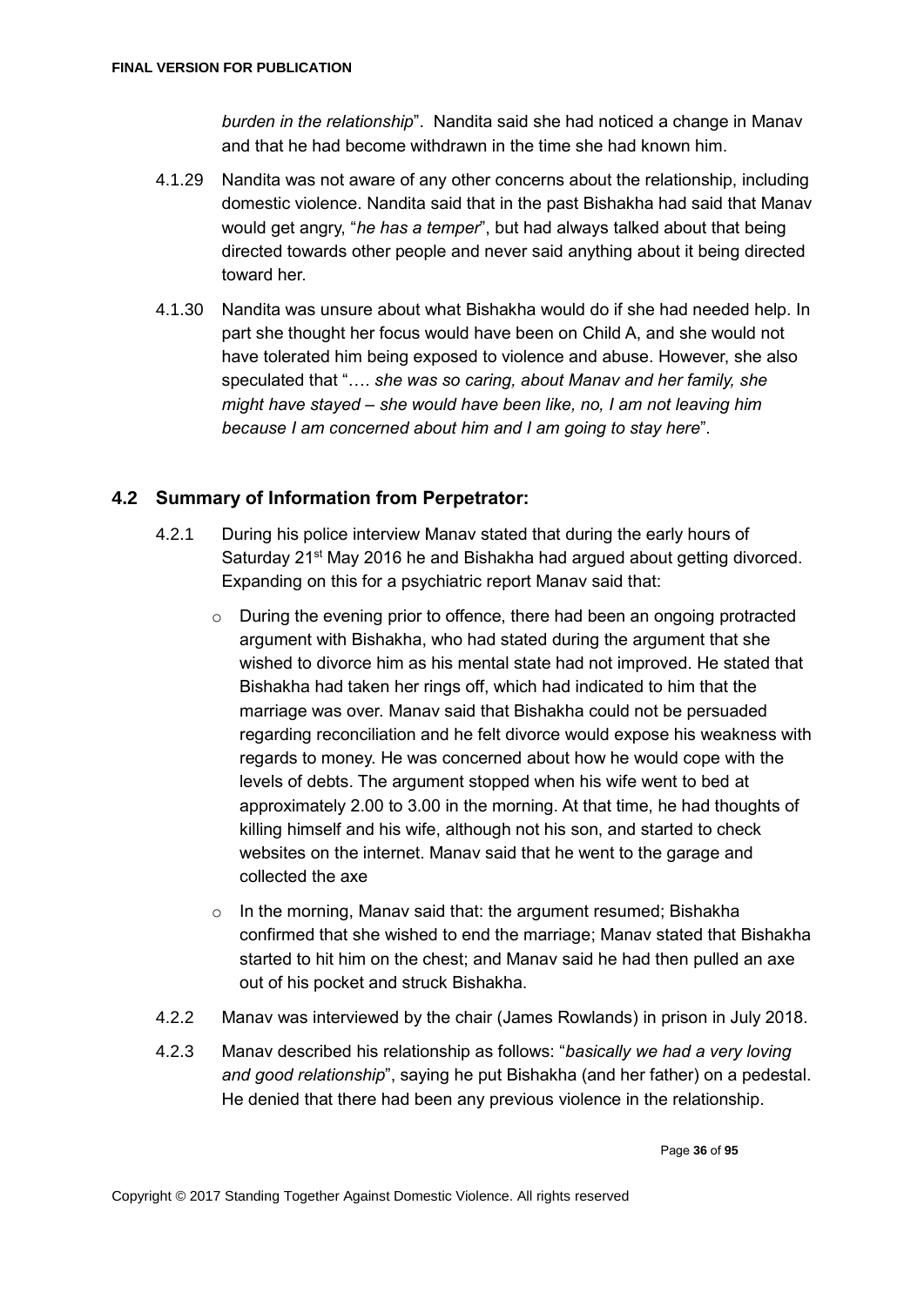*burden in the relationship*". Nandita said she had noticed a change in Manav and that he had become withdrawn in the time she had known him.

4.1.29 Nandita was not aware of any other concerns about the relationship, including domestic violence. Nandita said that in the past Bishakha had said that Manav would get angry, "*he has a temper*", but had always talked about that being directed towards other people and never said anything about it being directed toward her.

4.1.30 Nandita was unsure about what Bishakha would do if she had needed help. In part she thought her focus would have been on Child A, and she would not have tolerated him being exposed to violence and abuse. However, she also speculated that "…. *she was so caring, about Manav and her family, she might have stayed – she would have been like, no, I am not leaving him because I am concerned about him and I am going to stay here*".

## 4.2 Summary of Information from Perpetrator:

4.2.1 During his police interview Manav stated that during the early hours of Saturday 21st May 2016 he and Bishakha had argued about getting divorced. Expanding on this for a psychiatric report Manav said that:

- During the evening prior to offence, there had been an ongoing protracted argument with Bishakha, who had stated during the argument that she wished to divorce him as his mental state had not improved. He stated that Bishakha had taken her rings off, which had indicated to him that the marriage was over. Manav said that Bishakha could not be persuaded regarding reconciliation and he felt divorce would expose his weakness with regards to money. He was concerned about how he would cope with the levels of debts. The argument stopped when his wife went to bed at approximately 2.00 to 3.00 in the morning. At that time, he had thoughts of killing himself and his wife, although not his son, and started to check websites on the internet. Manav said that he went to the garage and collected the axe
- In the morning, Manav said that: the argument resumed; Bishakha confirmed that she wished to end the marriage; Manav stated that Bishakha started to hit him on the chest; and Manav said he had then pulled an axe out of his pocket and struck Bishakha.

4.2.2 Manav was interviewed by the chair (James Rowlands) in prison in July 2018.

4.2.3 Manav described his relationship as follows: "*basically we had a very loving and good relationship*", saying he put Bishakha (and her father) on a pedestal. He denied that there had been any previous violence in the relationship.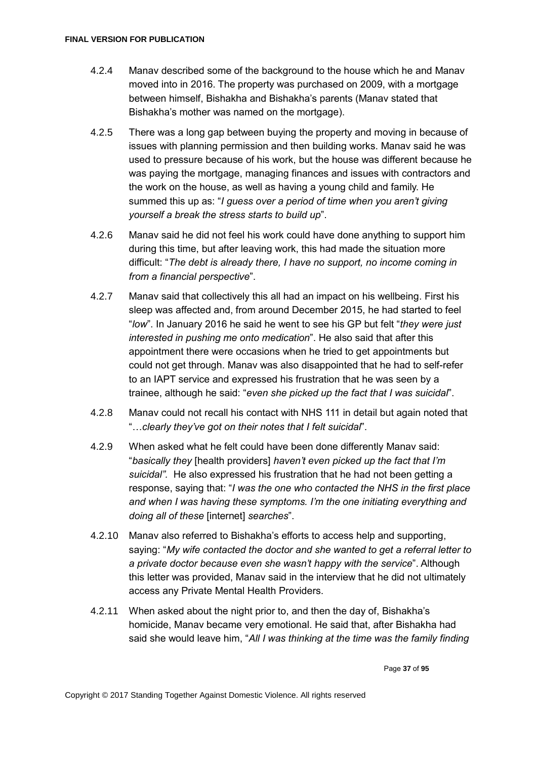4.2.4 Manav described some of the background to the house which he and Manav moved into in 2016. The property was purchased on 2009, with a mortgage between himself, Bishakha and Bishakha's parents (Manav stated that Bishakha's mother was named on the mortgage).

4.2.5 There was a long gap between buying the property and moving in because of issues with planning permission and then building works. Manav said he was used to pressure because of his work, but the house was different because he was paying the mortgage, managing finances and issues with contractors and the work on the house, as well as having a young child and family. He summed this up as: "*I guess over a period of time when you aren't giving yourself a break the stress starts to build up*".

4.2.6 Manav said he did not feel his work could have done anything to support him during this time, but after leaving work, this had made the situation more difficult: "*The debt is already there, I have no support, no income coming in from a financial perspective*".

4.2.7 Manav said that collectively this all had an impact on his wellbeing. First his sleep was affected and, from around December 2015, he had started to feel "*low*". In January 2016 he said he went to see his GP but felt "*they were just interested in pushing me onto medication*". He also said that after this appointment there were occasions when he tried to get appointments but could not get through. Manav was also disappointed that he had to self-refer to an IAPT service and expressed his frustration that he was seen by a trainee, although he said: "*even she picked up the fact that I was suicidal*".

4.2.8 Manav could not recall his contact with NHS 111 in detail but again noted that "…*clearly they've got on their notes that I felt suicidal*".

4.2.9 When asked what he felt could have been done differently Manav said: "*basically they* [health providers] *haven't even picked up the fact that I'm suicidal".* He also expressed his frustration that he had not been getting a response, saying that: "*I was the one who contacted the NHS in the first place and when I was having these symptoms. I'm the one initiating everything and doing all of these* [internet] *searches*".

4.2.10 Manav also referred to Bishakha's efforts to access help and supporting, saying: "*My wife contacted the doctor and she wanted to get a referral letter to a private doctor because even she wasn't happy with the service*". Although this letter was provided, Manav said in the interview that he did not ultimately access any Private Mental Health Providers.

4.2.11 When asked about the night prior to, and then the day of, Bishakha's homicide, Manav became very emotional. He said that, after Bishakha had said she would leave him, "*All I was thinking at the time was the family finding*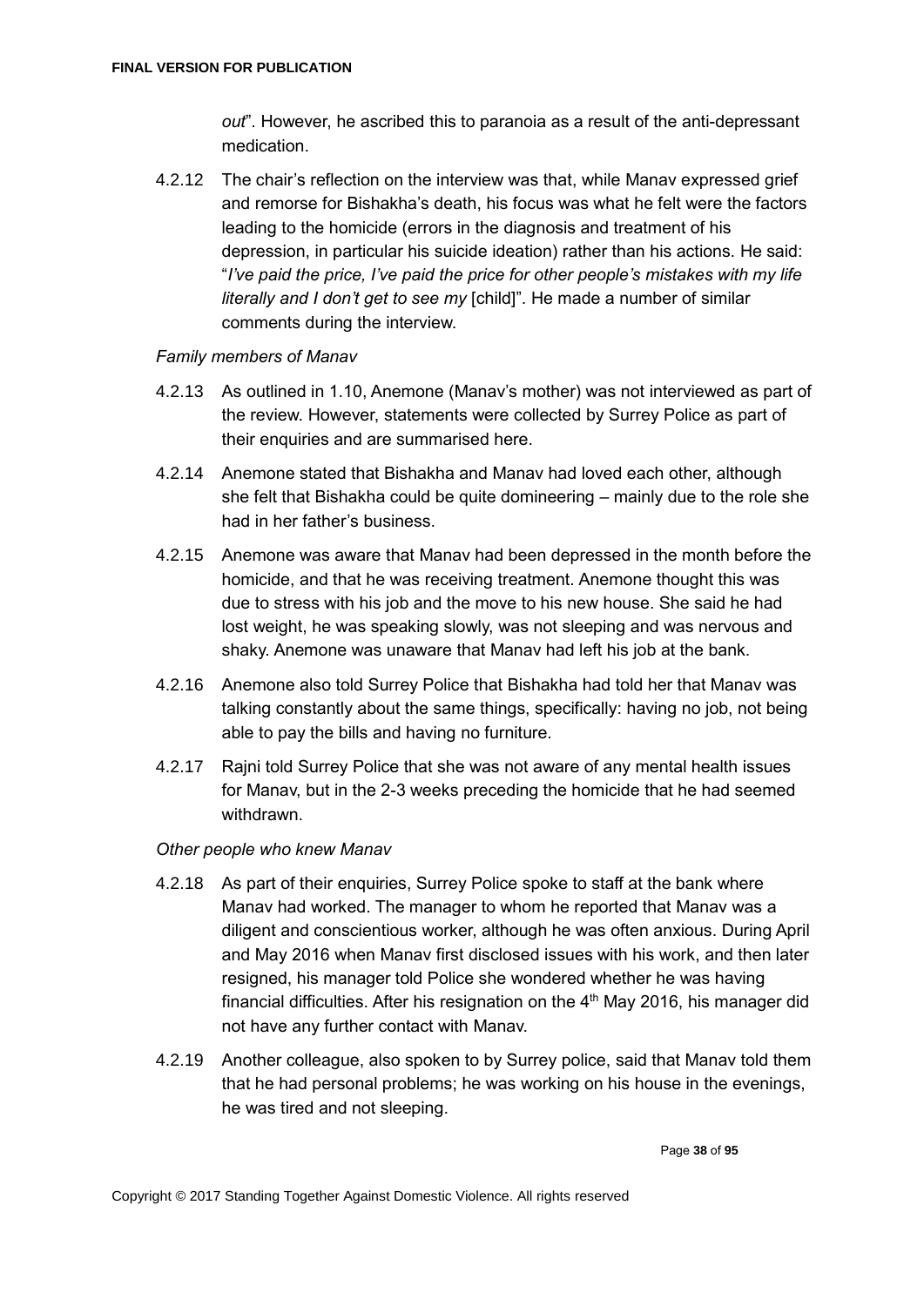*out*". However, he ascribed this to paranoia as a result of the anti-depressant medication.

4.2.12 The chair's reflection on the interview was that, while Manav expressed grief and remorse for Bishakha's death, his focus was what he felt were the factors leading to the homicide (errors in the diagnosis and treatment of his depression, in particular his suicide ideation) rather than his actions. He said: "*I've paid the price, I've paid the price for other people's mistakes with my life literally and I don't get to see my* [child]". He made a number of similar comments during the interview.

*Family members of Manav*

4.2.13 As outlined in 1.10, Anemone (Manav's mother) was not interviewed as part of the review. However, statements were collected by Surrey Police as part of their enquiries and are summarised here.

4.2.14 Anemone stated that Bishakha and Manav had loved each other, although she felt that Bishakha could be quite domineering – mainly due to the role she had in her father's business.

4.2.15 Anemone was aware that Manav had been depressed in the month before the homicide, and that he was receiving treatment. Anemone thought this was due to stress with his job and the move to his new house. She said he had lost weight, he was speaking slowly, was not sleeping and was nervous and shaky. Anemone was unaware that Manav had left his job at the bank.

4.2.16 Anemone also told Surrey Police that Bishakha had told her that Manav was talking constantly about the same things, specifically: having no job, not being able to pay the bills and having no furniture.

4.2.17 Rajni told Surrey Police that she was not aware of any mental health issues for Manav, but in the 2-3 weeks preceding the homicide that he had seemed withdrawn.

*Other people who knew Manav*

4.2.18 As part of their enquiries, Surrey Police spoke to staff at the bank where Manav had worked. The manager to whom he reported that Manav was a diligent and conscientious worker, although he was often anxious. During April and May 2016 when Manav first disclosed issues with his work, and then later resigned, his manager told Police she wondered whether he was having financial difficulties. After his resignation on the 4th May 2016, his manager did not have any further contact with Manav.

4.2.19 Another colleague, also spoken to by Surrey police, said that Manav told them that he had personal problems; he was working on his house in the evenings, he was tired and not sleeping.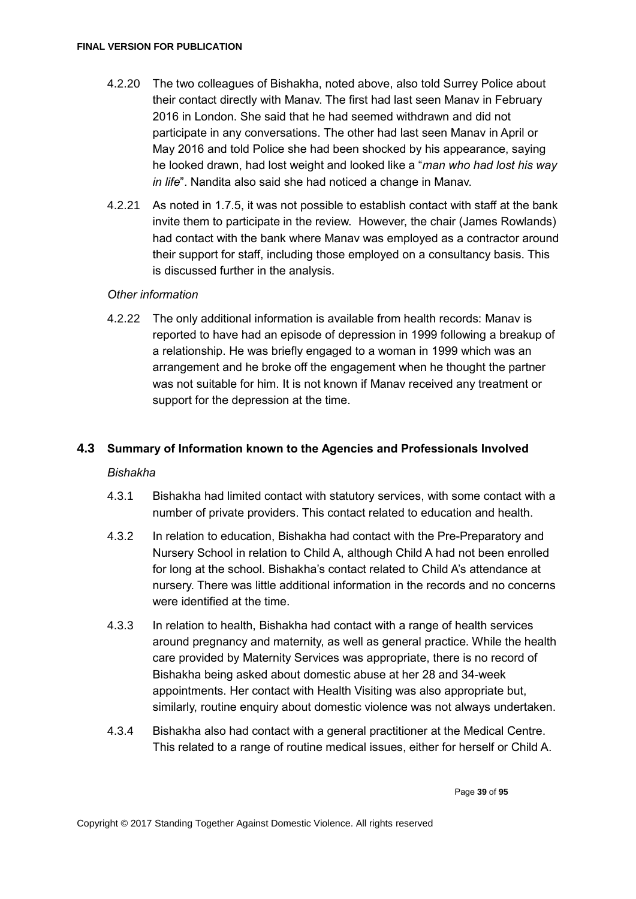4.2.20 The two colleagues of Bishakha, noted above, also told Surrey Police about their contact directly with Manav. The first had last seen Manav in February 2016 in London. She said that he had seemed withdrawn and did not participate in any conversations. The other had last seen Manav in April or May 2016 and told Police she had been shocked by his appearance, saying he looked drawn, had lost weight and looked like a "*man who had lost his way in life*". Nandita also said she had noticed a change in Manav.

4.2.21 As noted in 1.7.5, it was not possible to establish contact with staff at the bank invite them to participate in the review. However, the chair (James Rowlands) had contact with the bank where Manav was employed as a contractor around their support for staff, including those employed on a consultancy basis. This is discussed further in the analysis.

*Other information*

4.2.22 The only additional information is available from health records: Manav is reported to have had an episode of depression in 1999 following a breakup of a relationship. He was briefly engaged to a woman in 1999 which was an arrangement and he broke off the engagement when he thought the partner was not suitable for him. It is not known if Manav received any treatment or support for the depression at the time.

## 4.3 Summary of Information known to the Agencies and Professionals Involved

*Bishakha*

4.3.1 Bishakha had limited contact with statutory services, with some contact with a number of private providers. This contact related to education and health.

4.3.2 In relation to education, Bishakha had contact with the Pre-Preparatory and Nursery School in relation to Child A, although Child A had not been enrolled for long at the school. Bishakha's contact related to Child A's attendance at nursery. There was little additional information in the records and no concerns were identified at the time.

4.3.3 In relation to health, Bishakha had contact with a range of health services around pregnancy and maternity, as well as general practice. While the health care provided by Maternity Services was appropriate, there is no record of Bishakha being asked about domestic abuse at her 28 and 34-week appointments. Her contact with Health Visiting was also appropriate but, similarly, routine enquiry about domestic violence was not always undertaken.

4.3.4 Bishakha also had contact with a general practitioner at the Medical Centre. This related to a range of routine medical issues, either for herself or Child A.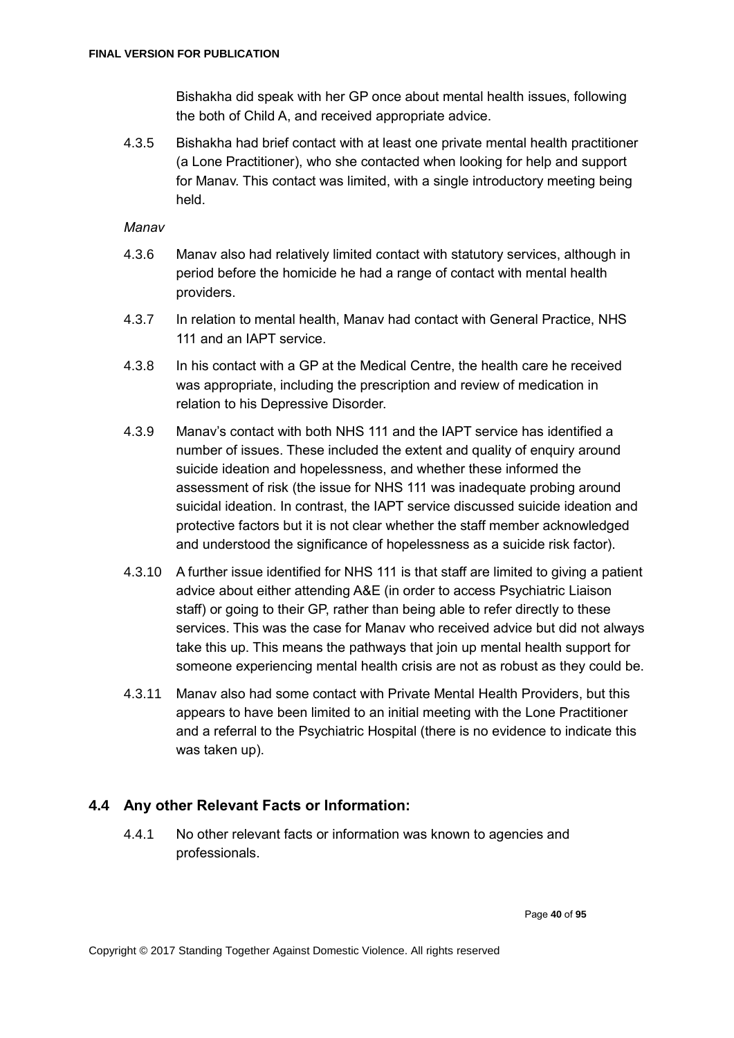Bishakha did speak with her GP once about mental health issues, following the both of Child A, and received appropriate advice.

4.3.5 Bishakha had brief contact with at least one private mental health practitioner (a Lone Practitioner), who she contacted when looking for help and support for Manav. This contact was limited, with a single introductory meeting being held.

*Manav*

4.3.6 Manav also had relatively limited contact with statutory services, although in period before the homicide he had a range of contact with mental health providers.

4.3.7 In relation to mental health, Manav had contact with General Practice, NHS 111 and an IAPT service.

4.3.8 In his contact with a GP at the Medical Centre, the health care he received was appropriate, including the prescription and review of medication in relation to his Depressive Disorder.

4.3.9 Manav's contact with both NHS 111 and the IAPT service has identified a number of issues. These included the extent and quality of enquiry around suicide ideation and hopelessness, and whether these informed the assessment of risk (the issue for NHS 111 was inadequate probing around suicidal ideation. In contrast, the IAPT service discussed suicide ideation and protective factors but it is not clear whether the staff member acknowledged and understood the significance of hopelessness as a suicide risk factor).

4.3.10 A further issue identified for NHS 111 is that staff are limited to giving a patient advice about either attending A&E (in order to access Psychiatric Liaison staff) or going to their GP, rather than being able to refer directly to these services. This was the case for Manav who received advice but did not always take this up. This means the pathways that join up mental health support for someone experiencing mental health crisis are not as robust as they could be.

4.3.11 Manav also had some contact with Private Mental Health Providers, but this appears to have been limited to an initial meeting with the Lone Practitioner and a referral to the Psychiatric Hospital (there is no evidence to indicate this was taken up).

## 4.4 Any other Relevant Facts or Information:

4.4.1 No other relevant facts or information was known to agencies and professionals.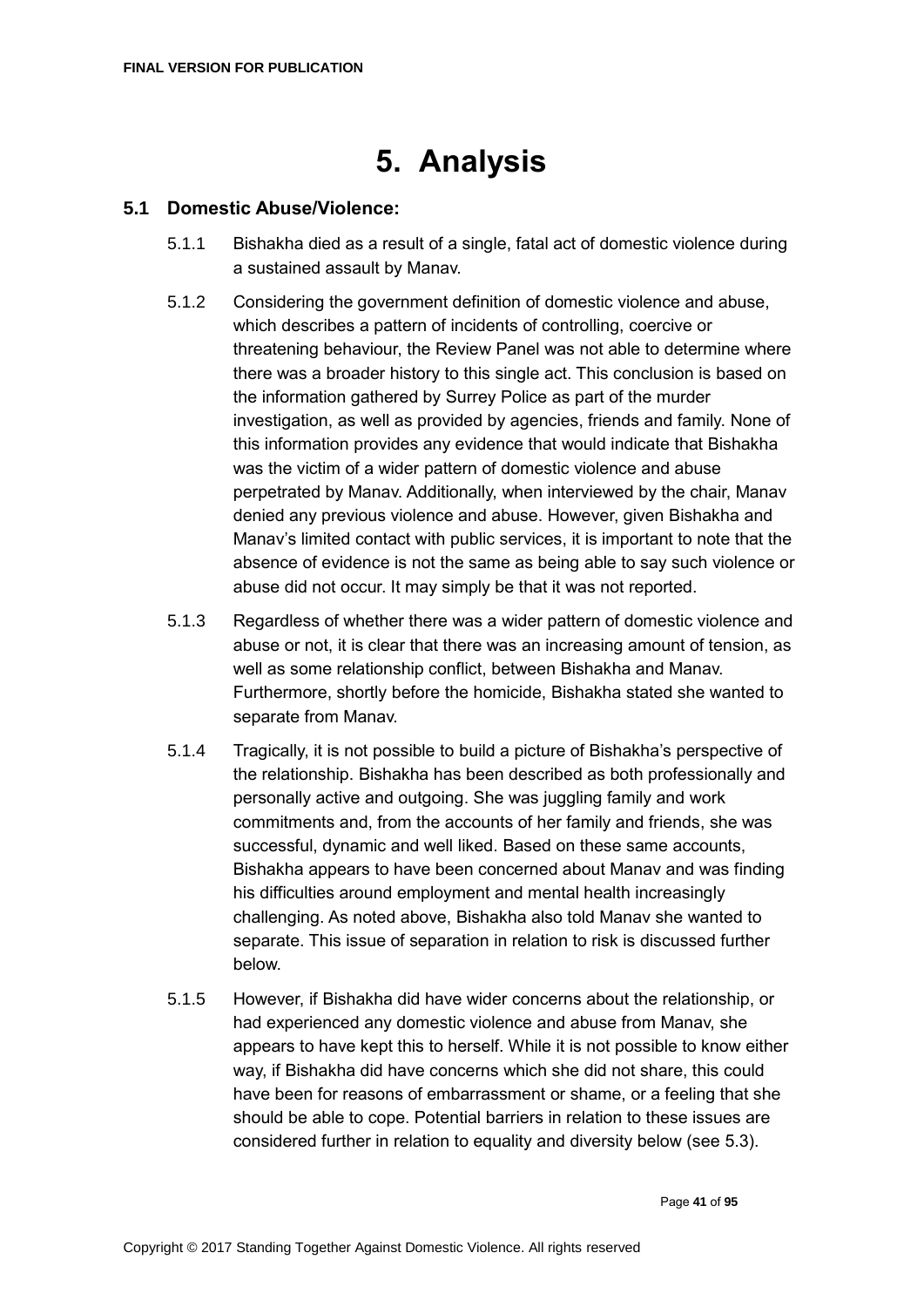# 5. Analysis

## 5.1 Domestic Abuse/Violence:

5.1.1 Bishakha died as a result of a single, fatal act of domestic violence during a sustained assault by Manav.

5.1.2 Considering the government definition of domestic violence and abuse, which describes a pattern of incidents of controlling, coercive or threatening behaviour, the Review Panel was not able to determine where there was a broader history to this single act. This conclusion is based on the information gathered by Surrey Police as part of the murder investigation, as well as provided by agencies, friends and family. None of this information provides any evidence that would indicate that Bishakha was the victim of a wider pattern of domestic violence and abuse perpetrated by Manav. Additionally, when interviewed by the chair, Manav denied any previous violence and abuse. However, given Bishakha and Manav's limited contact with public services, it is important to note that the absence of evidence is not the same as being able to say such violence or abuse did not occur. It may simply be that it was not reported.

5.1.3 Regardless of whether there was a wider pattern of domestic violence and abuse or not, it is clear that there was an increasing amount of tension, as well as some relationship conflict, between Bishakha and Manav. Furthermore, shortly before the homicide, Bishakha stated she wanted to separate from Manav.

5.1.4 Tragically, it is not possible to build a picture of Bishakha's perspective of the relationship. Bishakha has been described as both professionally and personally active and outgoing. She was juggling family and work commitments and, from the accounts of her family and friends, she was successful, dynamic and well liked. Based on these same accounts, Bishakha appears to have been concerned about Manav and was finding his difficulties around employment and mental health increasingly challenging. As noted above, Bishakha also told Manav she wanted to separate. This issue of separation in relation to risk is discussed further below.

5.1.5 However, if Bishakha did have wider concerns about the relationship, or had experienced any domestic violence and abuse from Manav, she appears to have kept this to herself. While it is not possible to know either way, if Bishakha did have concerns which she did not share, this could have been for reasons of embarrassment or shame, or a feeling that she should be able to cope. Potential barriers in relation to these issues are considered further in relation to equality and diversity below (see 5.3).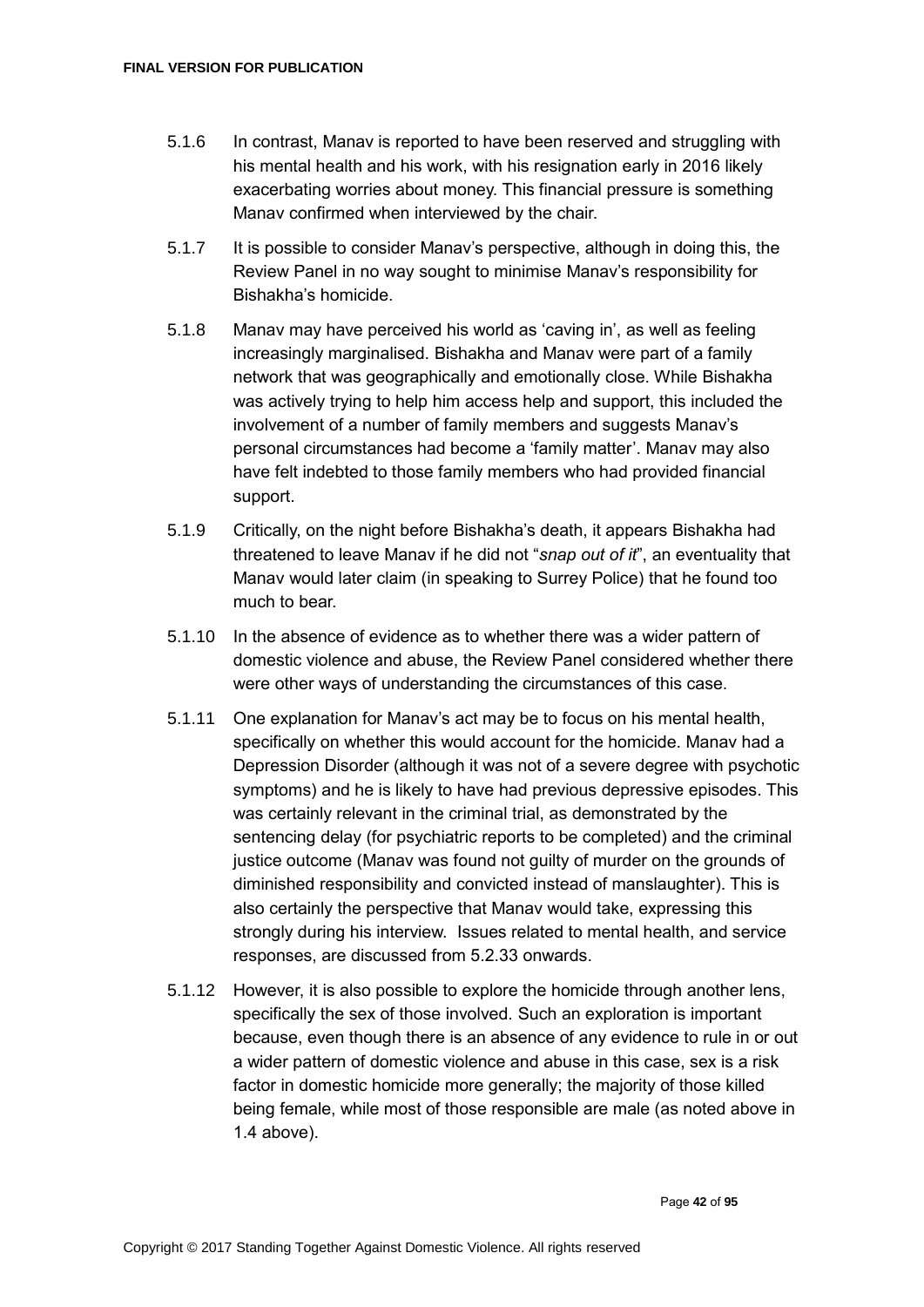5.1.6 In contrast, Manav is reported to have been reserved and struggling with his mental health and his work, with his resignation early in 2016 likely exacerbating worries about money. This financial pressure is something Manav confirmed when interviewed by the chair.

5.1.7 It is possible to consider Manav's perspective, although in doing this, the Review Panel in no way sought to minimise Manav's responsibility for Bishakha's homicide.

5.1.8 Manav may have perceived his world as 'caving in', as well as feeling increasingly marginalised. Bishakha and Manav were part of a family network that was geographically and emotionally close. While Bishakha was actively trying to help him access help and support, this included the involvement of a number of family members and suggests Manav's personal circumstances had become a 'family matter'. Manav may also have felt indebted to those family members who had provided financial support.

5.1.9 Critically, on the night before Bishakha's death, it appears Bishakha had threatened to leave Manav if he did not "*snap out of it*", an eventuality that Manav would later claim (in speaking to Surrey Police) that he found too much to bear.

5.1.10 In the absence of evidence as to whether there was a wider pattern of domestic violence and abuse, the Review Panel considered whether there were other ways of understanding the circumstances of this case.

5.1.11 One explanation for Manav's act may be to focus on his mental health, specifically on whether this would account for the homicide. Manav had a Depression Disorder (although it was not of a severe degree with psychotic symptoms) and he is likely to have had previous depressive episodes. This was certainly relevant in the criminal trial, as demonstrated by the sentencing delay (for psychiatric reports to be completed) and the criminal justice outcome (Manav was found not guilty of murder on the grounds of diminished responsibility and convicted instead of manslaughter). This is also certainly the perspective that Manav would take, expressing this strongly during his interview. Issues related to mental health, and service responses, are discussed from 5.2.33 onwards.

5.1.12 However, it is also possible to explore the homicide through another lens, specifically the sex of those involved. Such an exploration is important because, even though there is an absence of any evidence to rule in or out a wider pattern of domestic violence and abuse in this case, sex is a risk factor in domestic homicide more generally; the majority of those killed being female, while most of those responsible are male (as noted above in 1.4 above).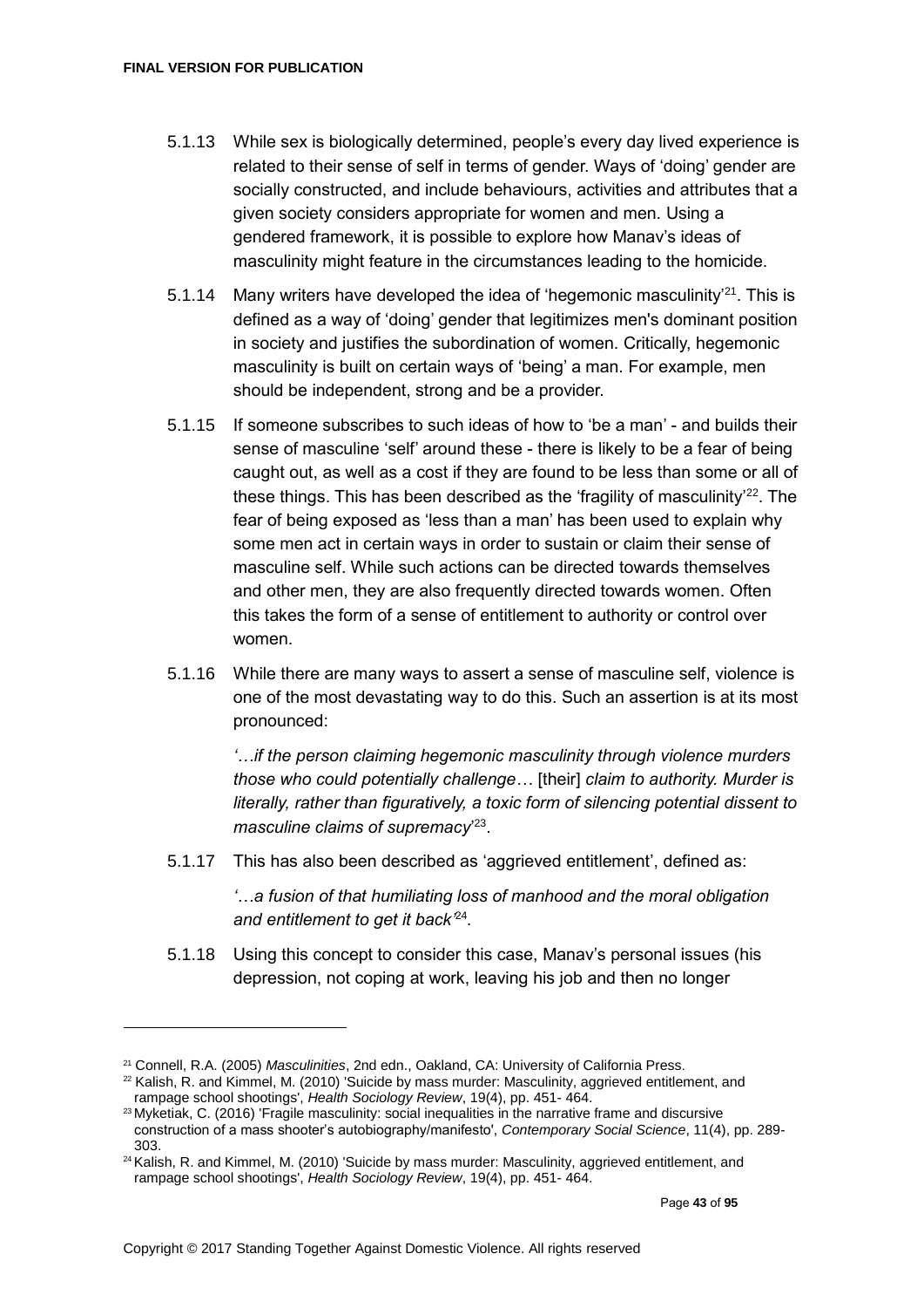5.1.13 While sex is biologically determined, people's every day lived experience is related to their sense of self in terms of gender. Ways of 'doing' gender are socially constructed, and include behaviours, activities and attributes that a given society considers appropriate for women and men. Using a gendered framework, it is possible to explore how Manav's ideas of masculinity might feature in the circumstances leading to the homicide.

5.1.14 Many writers have developed the idea of 'hegemonic masculinity'[21]. This is defined as a way of 'doing' gender that legitimizes men's dominant position in society and justifies the subordination of women. Critically, hegemonic masculinity is built on certain ways of 'being' a man. For example, men should be independent, strong and be a provider.

5.1.15 If someone subscribes to such ideas of how to 'be a man' - and builds their sense of masculine 'self' around these - there is likely to be a fear of being caught out, as well as a cost if they are found to be less than some or all of these things. This has been described as the 'fragility of masculinity'[22]. The fear of being exposed as 'less than a man' has been used to explain why some men act in certain ways in order to sustain or claim their sense of masculine self. While such actions can be directed towards themselves and other men, they are also frequently directed towards women. Often this takes the form of a sense of entitlement to authority or control over women.

5.1.16 While there are many ways to assert a sense of masculine self, violence is one of the most devastating way to do this. Such an assertion is at its most pronounced:

> *'…if the person claiming hegemonic masculinity through violence murders those who could potentially challenge…* [their] *claim to authority. Murder is literally, rather than figuratively, a toxic form of silencing potential dissent to masculine claims of supremacy*'[23].

5.1.17 This has also been described as 'aggrieved entitlement', defined as:

> *'…a fusion of that humiliating loss of manhood and the moral obligation and entitlement to get it back'*[24].

5.1.18 Using this concept to consider this case, Manav's personal issues (his depression, not coping at work, leaving his job and then no longer

---

[21] Connell, R.A. (2005) *Masculinities*, 2nd edn., Oakland, CA: University of California Press.

[22] Kalish, R. and Kimmel, M. (2010) 'Suicide by mass murder: Masculinity, aggrieved entitlement, and rampage school shootings', *Health Sociology Review*, 19(4), pp. 451- 464.

[23] Myketiak, C. (2016) 'Fragile masculinity: social inequalities in the narrative frame and discursive construction of a mass shooter's autobiography/manifesto', *Contemporary Social Science*, 11(4), pp. 289-303.

[24] Kalish, R. and Kimmel, M. (2010) 'Suicide by mass murder: Masculinity, aggrieved entitlement, and rampage school shootings', *Health Sociology Review*, 19(4), pp. 451- 464.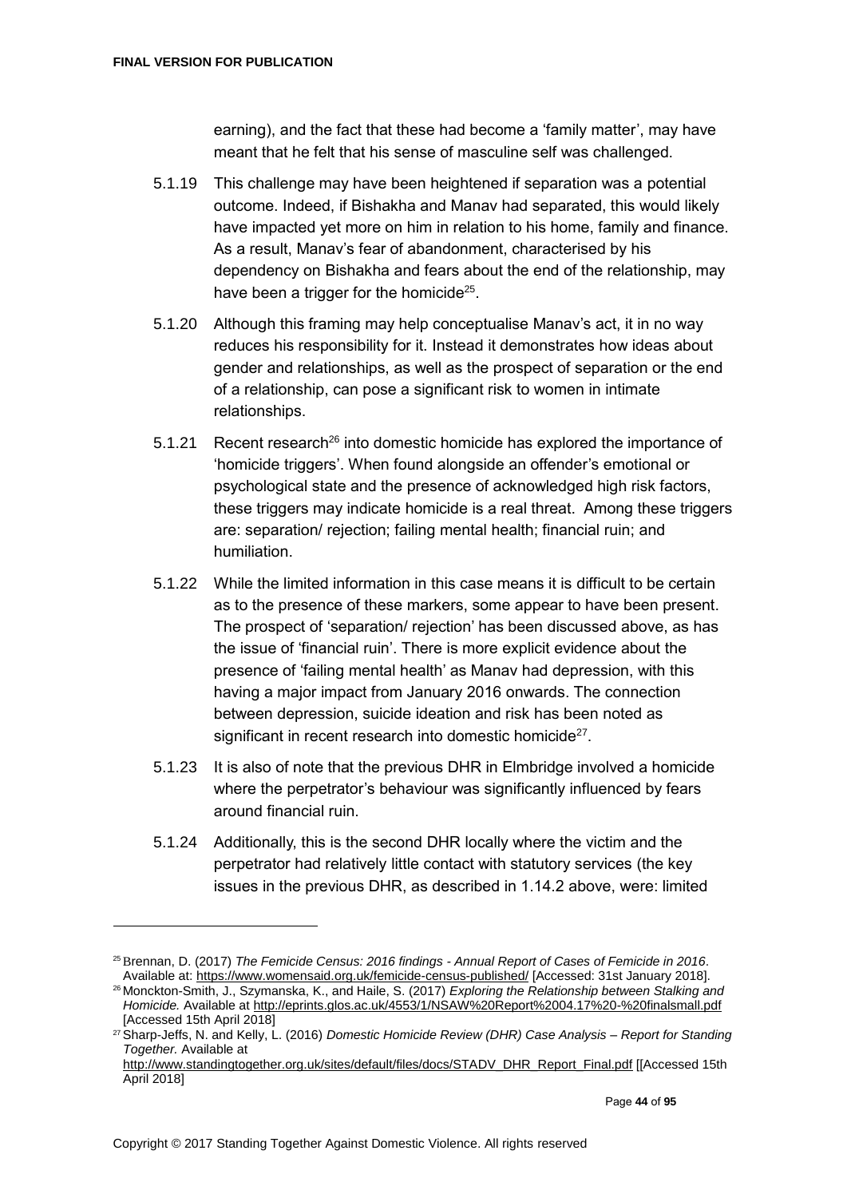earning), and the fact that these had become a 'family matter', may have meant that he felt that his sense of masculine self was challenged.

5.1.19 This challenge may have been heightened if separation was a potential outcome. Indeed, if Bishakha and Manav had separated, this would likely have impacted yet more on him in relation to his home, family and finance. As a result, Manav's fear of abandonment, characterised by his dependency on Bishakha and fears about the end of the relationship, may have been a trigger for the homicide[25].

5.1.20 Although this framing may help conceptualise Manav's act, it in no way reduces his responsibility for it. Instead it demonstrates how ideas about gender and relationships, as well as the prospect of separation or the end of a relationship, can pose a significant risk to women in intimate relationships.

5.1.21 Recent research[26] into domestic homicide has explored the importance of 'homicide triggers'. When found alongside an offender's emotional or psychological state and the presence of acknowledged high risk factors, these triggers may indicate homicide is a real threat. Among these triggers are: separation/ rejection; failing mental health; financial ruin; and humiliation.

5.1.22 While the limited information in this case means it is difficult to be certain as to the presence of these markers, some appear to have been present. The prospect of 'separation/ rejection' has been discussed above, as has the issue of 'financial ruin'. There is more explicit evidence about the presence of 'failing mental health' as Manav had depression, with this having a major impact from January 2016 onwards. The connection between depression, suicide ideation and risk has been noted as significant in recent research into domestic homicide[27].

5.1.23 It is also of note that the previous DHR in Elmbridge involved a homicide where the perpetrator's behaviour was significantly influenced by fears around financial ruin.

5.1.24 Additionally, this is the second DHR locally where the victim and the perpetrator had relatively little contact with statutory services (the key issues in the previous DHR, as described in 1.14.2 above, were: limited

---

[25] Brennan, D. (2017) *The Femicide Census: 2016 findings - Annual Report of Cases of Femicide in 2016*. Available at: https://www.womensaid.org.uk/femicide-census-published/ [Accessed: 31st January 2018].

[26] Monckton-Smith, J., Szymanska, K., and Haile, S. (2017) *Exploring the Relationship between Stalking and Homicide.* Available at http://eprints.glos.ac.uk/4553/1/NSAW%20Report%2004.17%20-%20finalsmall.pdf [Accessed 15th April 2018]

[27] Sharp-Jeffs, N. and Kelly, L. (2016) *Domestic Homicide Review (DHR) Case Analysis – Report for Standing Together.* Available at http://www.standingtogether.org.uk/sites/default/files/docs/STADV_DHR_Report_Final.pdf [[Accessed 15th April 2018]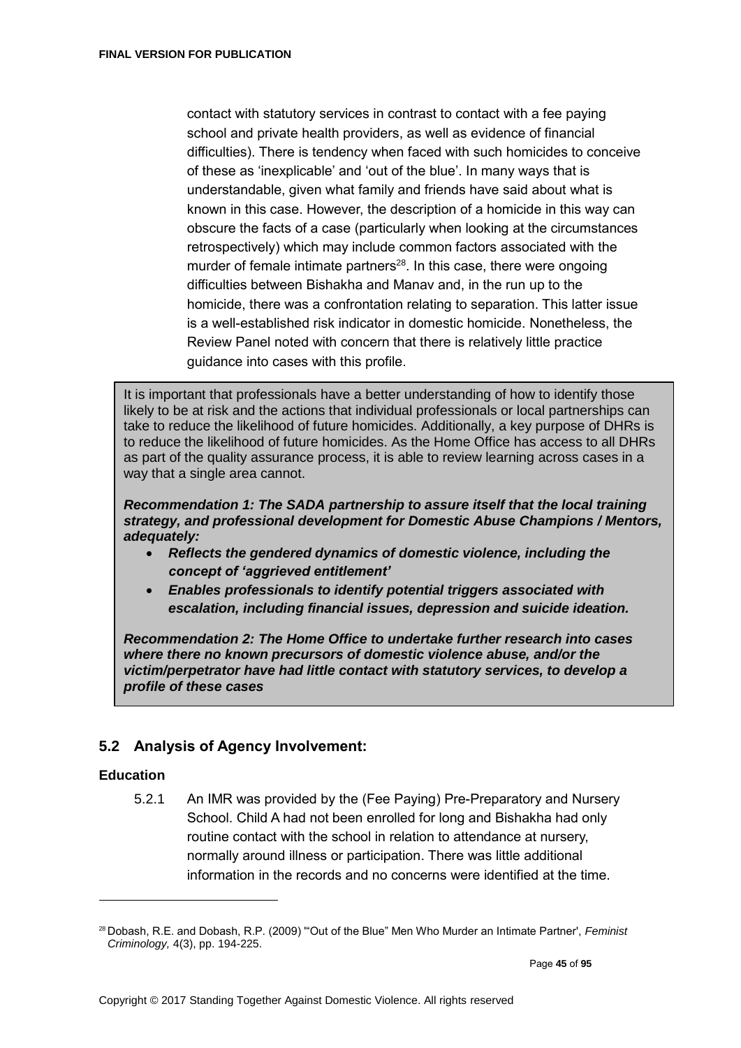contact with statutory services in contrast to contact with a fee paying school and private health providers, as well as evidence of financial difficulties). There is tendency when faced with such homicides to conceive of these as 'inexplicable' and 'out of the blue'. In many ways that is understandable, given what family and friends have said about what is known in this case. However, the description of a homicide in this way can obscure the facts of a case (particularly when looking at the circumstances retrospectively) which may include common factors associated with the murder of female intimate partners[28]. In this case, there were ongoing difficulties between Bishakha and Manav and, in the run up to the homicide, there was a confrontation relating to separation. This latter issue is a well-established risk indicator in domestic homicide. Nonetheless, the Review Panel noted with concern that there is relatively little practice guidance into cases with this profile.

> It is important that professionals have a better understanding of how to identify those likely to be at risk and the actions that individual professionals or local partnerships can take to reduce the likelihood of future homicides. Additionally, a key purpose of DHRs is to reduce the likelihood of future homicides. As the Home Office has access to all DHRs as part of the quality assurance process, it is able to review learning across cases in a way that a single area cannot.
>
> ***Recommendation 1: The SADA partnership to assure itself that the local training strategy, and professional development for Domestic Abuse Champions / Mentors, adequately:***
>
> - ***Reflects the gendered dynamics of domestic violence, including the concept of 'aggrieved entitlement'***
> - ***Enables professionals to identify potential triggers associated with escalation, including financial issues, depression and suicide ideation.***
>
> ***Recommendation 2: The Home Office to undertake further research into cases where there no known precursors of domestic violence abuse, and/or the victim/perpetrator have had little contact with statutory services, to develop a profile of these cases***

## 5.2 Analysis of Agency Involvement:

### Education

5.2.1 An IMR was provided by the (Fee Paying) Pre-Preparatory and Nursery School. Child A had not been enrolled for long and Bishakha had only routine contact with the school in relation to attendance at nursery, normally around illness or participation. There was little additional information in the records and no concerns were identified at the time.

---

[28] Dobash, R.E. and Dobash, R.P. (2009) '"Out of the Blue" Men Who Murder an Intimate Partner', *Feminist Criminology,* 4(3), pp. 194-225.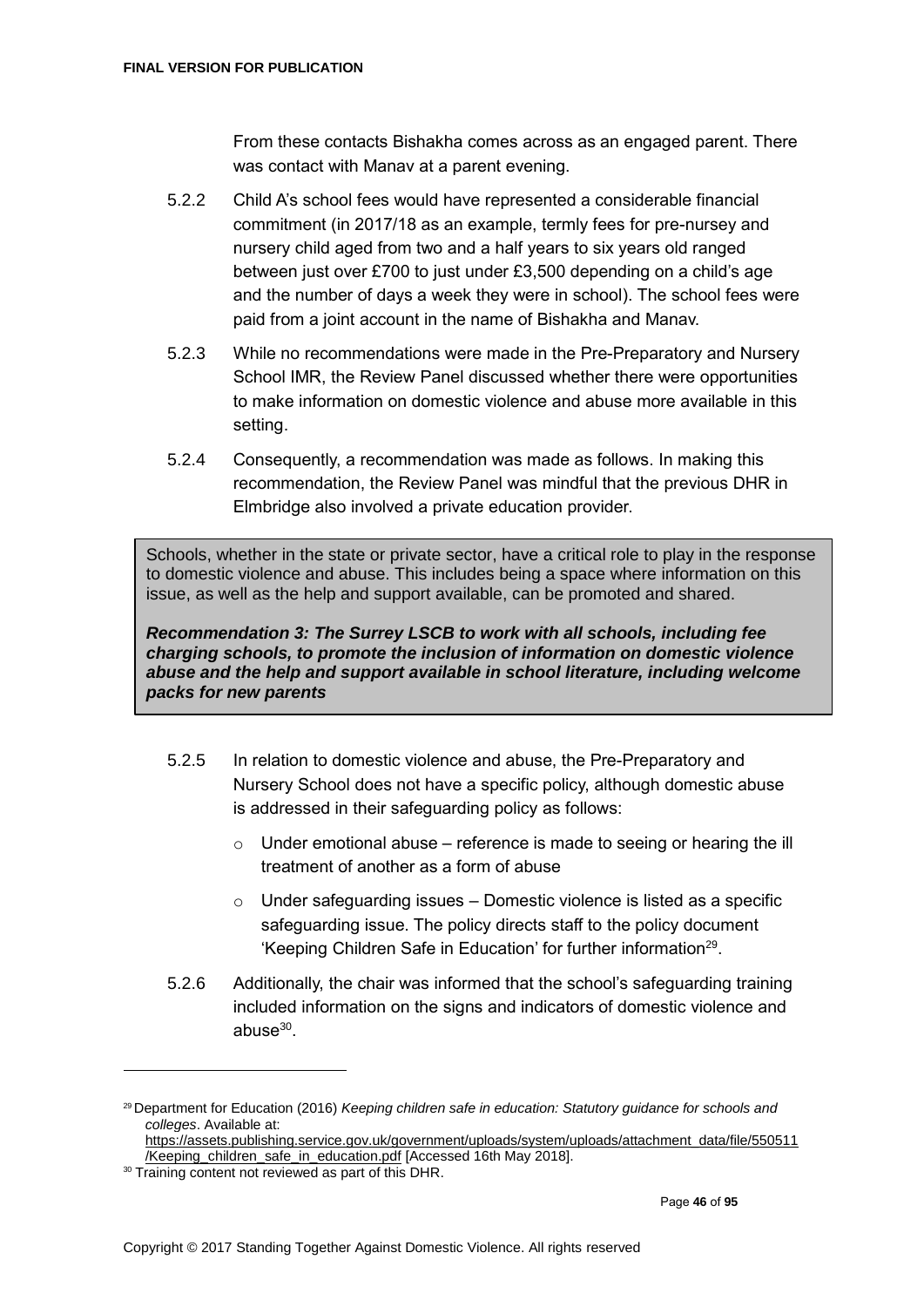From these contacts Bishakha comes across as an engaged parent. There was contact with Manav at a parent evening.

5.2.2 Child A's school fees would have represented a considerable financial commitment (in 2017/18 as an example, termly fees for pre-nursey and nursery child aged from two and a half years to six years old ranged between just over £700 to just under £3,500 depending on a child's age and the number of days a week they were in school). The school fees were paid from a joint account in the name of Bishakha and Manav.

5.2.3 While no recommendations were made in the Pre-Preparatory and Nursery School IMR, the Review Panel discussed whether there were opportunities to make information on domestic violence and abuse more available in this setting.

5.2.4 Consequently, a recommendation was made as follows. In making this recommendation, the Review Panel was mindful that the previous DHR in Elmbridge also involved a private education provider.

> Schools, whether in the state or private sector, have a critical role to play in the response to domestic violence and abuse. This includes being a space where information on this issue, as well as the help and support available, can be promoted and shared.
>
> ***Recommendation 3: The Surrey LSCB to work with all schools, including fee charging schools, to promote the inclusion of information on domestic violence abuse and the help and support available in school literature, including welcome packs for new parents***

5.2.5 In relation to domestic violence and abuse, the Pre-Preparatory and Nursery School does not have a specific policy, although domestic abuse is addressed in their safeguarding policy as follows:

- Under emotional abuse – reference is made to seeing or hearing the ill treatment of another as a form of abuse
- Under safeguarding issues – Domestic violence is listed as a specific safeguarding issue. The policy directs staff to the policy document 'Keeping Children Safe in Education' for further information[29].

5.2.6 Additionally, the chair was informed that the school's safeguarding training included information on the signs and indicators of domestic violence and abuse[30].

---

[29] Department for Education (2016) *Keeping children safe in education: Statutory guidance for schools and colleges*. Available at: https://assets.publishing.service.gov.uk/government/uploads/system/uploads/attachment_data/file/550511/Keeping_children_safe_in_education.pdf [Accessed 16th May 2018].

[30] Training content not reviewed as part of this DHR.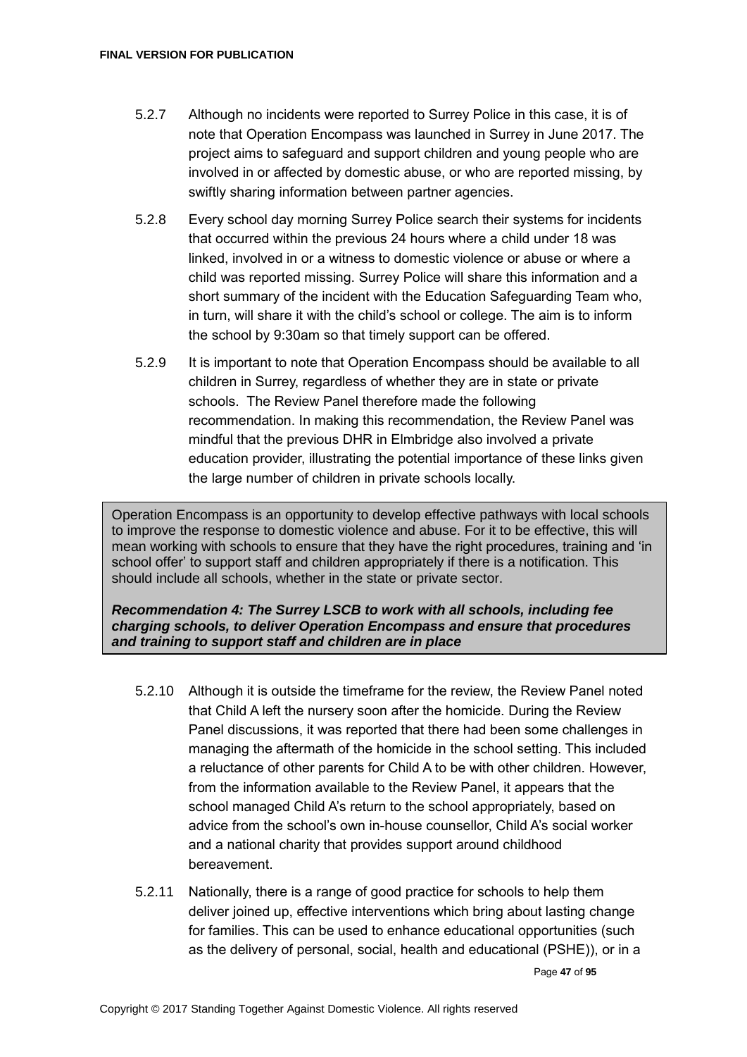5.2.7 Although no incidents were reported to Surrey Police in this case, it is of note that Operation Encompass was launched in Surrey in June 2017. The project aims to safeguard and support children and young people who are involved in or affected by domestic abuse, or who are reported missing, by swiftly sharing information between partner agencies.

5.2.8 Every school day morning Surrey Police search their systems for incidents that occurred within the previous 24 hours where a child under 18 was linked, involved in or a witness to domestic violence or abuse or where a child was reported missing. Surrey Police will share this information and a short summary of the incident with the Education Safeguarding Team who, in turn, will share it with the child's school or college. The aim is to inform the school by 9:30am so that timely support can be offered.

5.2.9 It is important to note that Operation Encompass should be available to all children in Surrey, regardless of whether they are in state or private schools. The Review Panel therefore made the following recommendation. In making this recommendation, the Review Panel was mindful that the previous DHR in Elmbridge also involved a private education provider, illustrating the potential importance of these links given the large number of children in private schools locally.

> Operation Encompass is an opportunity to develop effective pathways with local schools to improve the response to domestic violence and abuse. For it to be effective, this will mean working with schools to ensure that they have the right procedures, training and 'in school offer' to support staff and children appropriately if there is a notification. This should include all schools, whether in the state or private sector.
>
> ***Recommendation 4: The Surrey LSCB to work with all schools, including fee charging schools, to deliver Operation Encompass and ensure that procedures and training to support staff and children are in place***

5.2.10 Although it is outside the timeframe for the review, the Review Panel noted that Child A left the nursery soon after the homicide. During the Review Panel discussions, it was reported that there had been some challenges in managing the aftermath of the homicide in the school setting. This included a reluctance of other parents for Child A to be with other children. However, from the information available to the Review Panel, it appears that the school managed Child A's return to the school appropriately, based on advice from the school's own in-house counsellor, Child A's social worker and a national charity that provides support around childhood bereavement.

5.2.11 Nationally, there is a range of good practice for schools to help them deliver joined up, effective interventions which bring about lasting change for families. This can be used to enhance educational opportunities (such as the delivery of personal, social, health and educational (PSHE)), or in a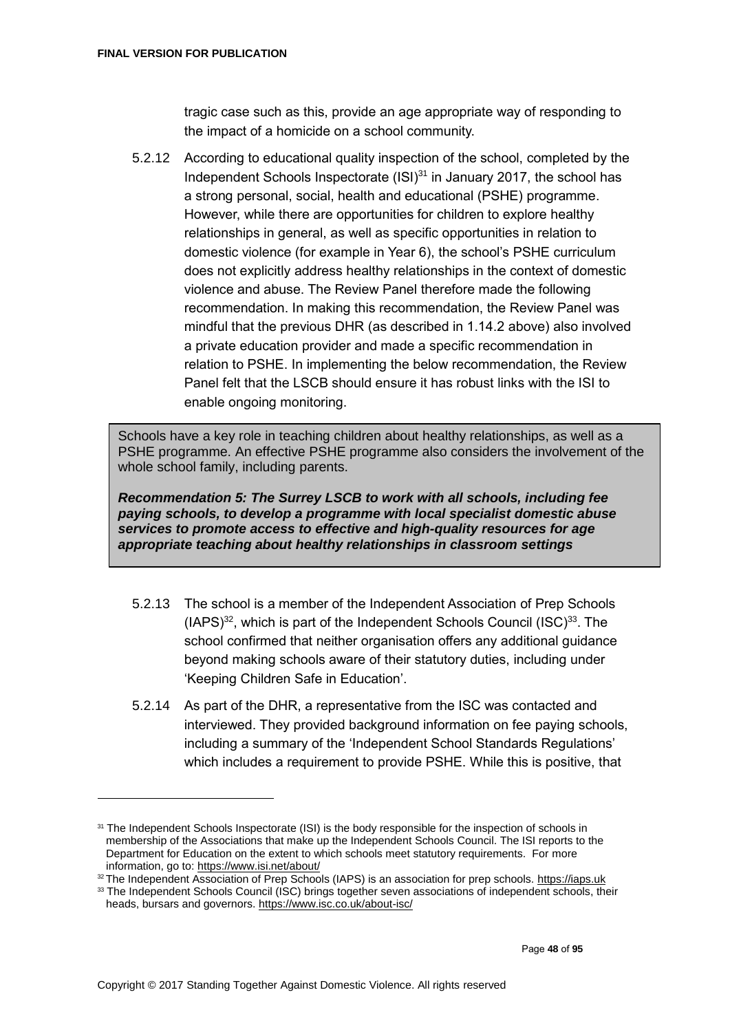tragic case such as this, provide an age appropriate way of responding to the impact of a homicide on a school community.

5.2.12 According to educational quality inspection of the school, completed by the Independent Schools Inspectorate (ISI)[31] in January 2017, the school has a strong personal, social, health and educational (PSHE) programme. However, while there are opportunities for children to explore healthy relationships in general, as well as specific opportunities in relation to domestic violence (for example in Year 6), the school's PSHE curriculum does not explicitly address healthy relationships in the context of domestic violence and abuse. The Review Panel therefore made the following recommendation. In making this recommendation, the Review Panel was mindful that the previous DHR (as described in 1.14.2 above) also involved a private education provider and made a specific recommendation in relation to PSHE. In implementing the below recommendation, the Review Panel felt that the LSCB should ensure it has robust links with the ISI to enable ongoing monitoring.

> Schools have a key role in teaching children about healthy relationships, as well as a PSHE programme. An effective PSHE programme also considers the involvement of the whole school family, including parents.
>
> ***Recommendation 5: The Surrey LSCB to work with all schools, including fee paying schools, to develop a programme with local specialist domestic abuse services to promote access to effective and high-quality resources for age appropriate teaching about healthy relationships in classroom settings***

5.2.13 The school is a member of the Independent Association of Prep Schools (IAPS)[32], which is part of the Independent Schools Council (ISC)[33]. The school confirmed that neither organisation offers any additional guidance beyond making schools aware of their statutory duties, including under 'Keeping Children Safe in Education'.

5.2.14 As part of the DHR, a representative from the ISC was contacted and interviewed. They provided background information on fee paying schools, including a summary of the 'Independent School Standards Regulations' which includes a requirement to provide PSHE. While this is positive, that

---

[31] The Independent Schools Inspectorate (ISI) is the body responsible for the inspection of schools in membership of the Associations that make up the Independent Schools Council. The ISI reports to the Department for Education on the extent to which schools meet statutory requirements. For more information, go to: https://www.isi.net/about/

[32] The Independent Association of Prep Schools (IAPS) is an association for prep schools. https://iaps.uk

[33] The Independent Schools Council (ISC) brings together seven associations of independent schools, their heads, bursars and governors. https://www.isc.co.uk/about-isc/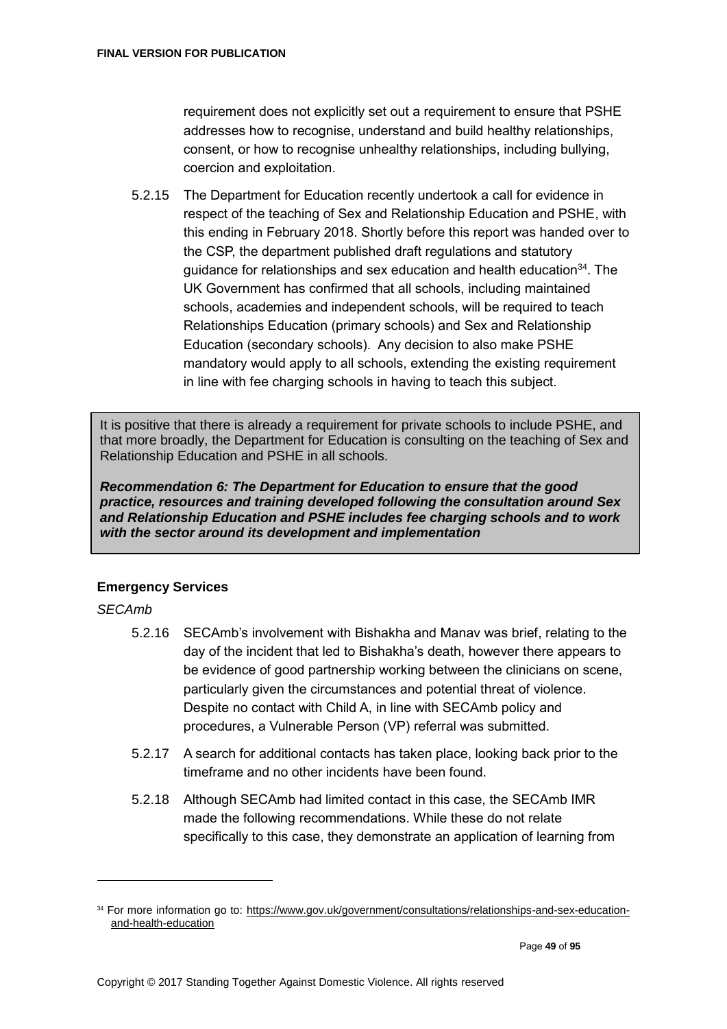requirement does not explicitly set out a requirement to ensure that PSHE addresses how to recognise, understand and build healthy relationships, consent, or how to recognise unhealthy relationships, including bullying, coercion and exploitation.

5.2.15 The Department for Education recently undertook a call for evidence in respect of the teaching of Sex and Relationship Education and PSHE, with this ending in February 2018. Shortly before this report was handed over to the CSP, the department published draft regulations and statutory guidance for relationships and sex education and health education[34]. The UK Government has confirmed that all schools, including maintained schools, academies and independent schools, will be required to teach Relationships Education (primary schools) and Sex and Relationship Education (secondary schools). Any decision to also make PSHE mandatory would apply to all schools, extending the existing requirement in line with fee charging schools in having to teach this subject.

> It is positive that there is already a requirement for private schools to include PSHE, and that more broadly, the Department for Education is consulting on the teaching of Sex and Relationship Education and PSHE in all schools.
>
> ***Recommendation 6: The Department for Education to ensure that the good practice, resources and training developed following the consultation around Sex and Relationship Education and PSHE includes fee charging schools and to work with the sector around its development and implementation***

### Emergency Services

*SECAmb*

5.2.16 SECAmb's involvement with Bishakha and Manav was brief, relating to the day of the incident that led to Bishakha's death, however there appears to be evidence of good partnership working between the clinicians on scene, particularly given the circumstances and potential threat of violence. Despite no contact with Child A, in line with SECAmb policy and procedures, a Vulnerable Person (VP) referral was submitted.

5.2.17 A search for additional contacts has taken place, looking back prior to the timeframe and no other incidents have been found.

5.2.18 Although SECAmb had limited contact in this case, the SECAmb IMR made the following recommendations. While these do not relate specifically to this case, they demonstrate an application of learning from

---

[34] For more information go to: https://www.gov.uk/government/consultations/relationships-and-sex-education-and-health-education

Copyright © 2017 Standing Together Against Domestic Violence. All rights reserved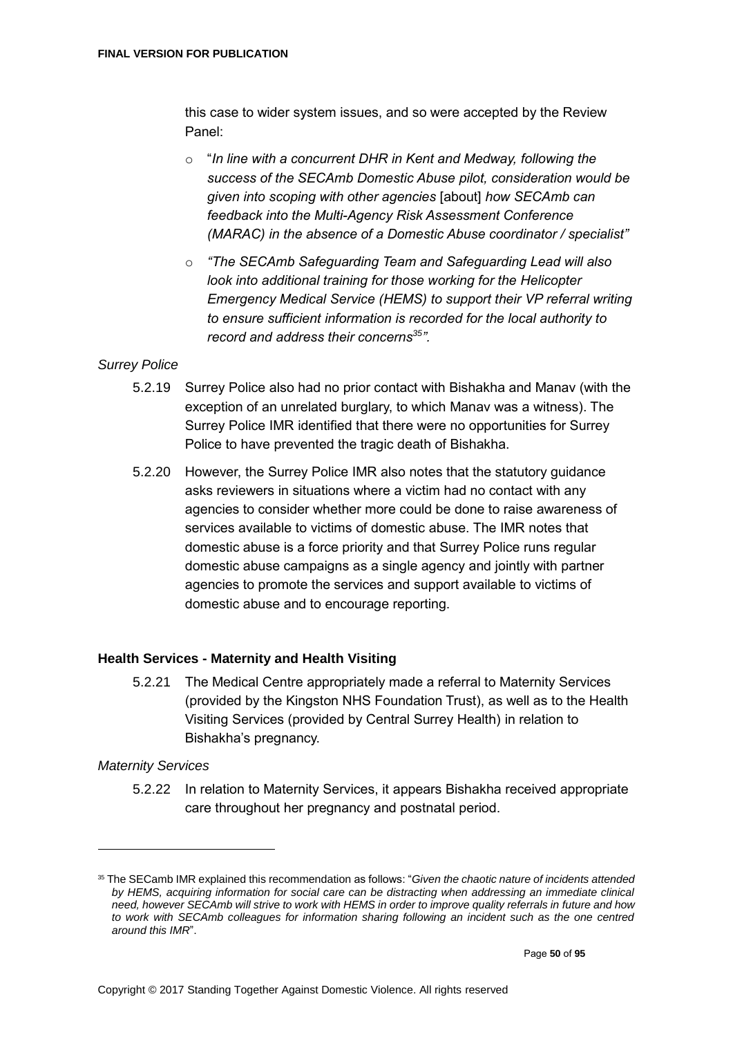this case to wider system issues, and so were accepted by the Review Panel:

- "*In line with a concurrent DHR in Kent and Medway, following the success of the SECAmb Domestic Abuse pilot, consideration would be given into scoping with other agencies* [about] *how SECAmb can feedback into the Multi-Agency Risk Assessment Conference (MARAC) in the absence of a Domestic Abuse coordinator / specialist"*
- *"The SECAmb Safeguarding Team and Safeguarding Lead will also look into additional training for those working for the Helicopter Emergency Medical Service (HEMS) to support their VP referral writing to ensure sufficient information is recorded for the local authority to record and address their concerns*[35]*".*

*Surrey Police*

5.2.19 Surrey Police also had no prior contact with Bishakha and Manav (with the exception of an unrelated burglary, to which Manav was a witness). The Surrey Police IMR identified that there were no opportunities for Surrey Police to have prevented the tragic death of Bishakha.

5.2.20 However, the Surrey Police IMR also notes that the statutory guidance asks reviewers in situations where a victim had no contact with any agencies to consider whether more could be done to raise awareness of services available to victims of domestic abuse. The IMR notes that domestic abuse is a force priority and that Surrey Police runs regular domestic abuse campaigns as a single agency and jointly with partner agencies to promote the services and support available to victims of domestic abuse and to encourage reporting.

**Health Services - Maternity and Health Visiting**

5.2.21 The Medical Centre appropriately made a referral to Maternity Services (provided by the Kingston NHS Foundation Trust), as well as to the Health Visiting Services (provided by Central Surrey Health) in relation to Bishakha's pregnancy.

*Maternity Services*

5.2.22 In relation to Maternity Services, it appears Bishakha received appropriate care throughout her pregnancy and postnatal period.

---

[35] The SECamb IMR explained this recommendation as follows: "*Given the chaotic nature of incidents attended by HEMS, acquiring information for social care can be distracting when addressing an immediate clinical need, however SECAmb will strive to work with HEMS in order to improve quality referrals in future and how to work with SECAmb colleagues for information sharing following an incident such as the one centred around this IMR*".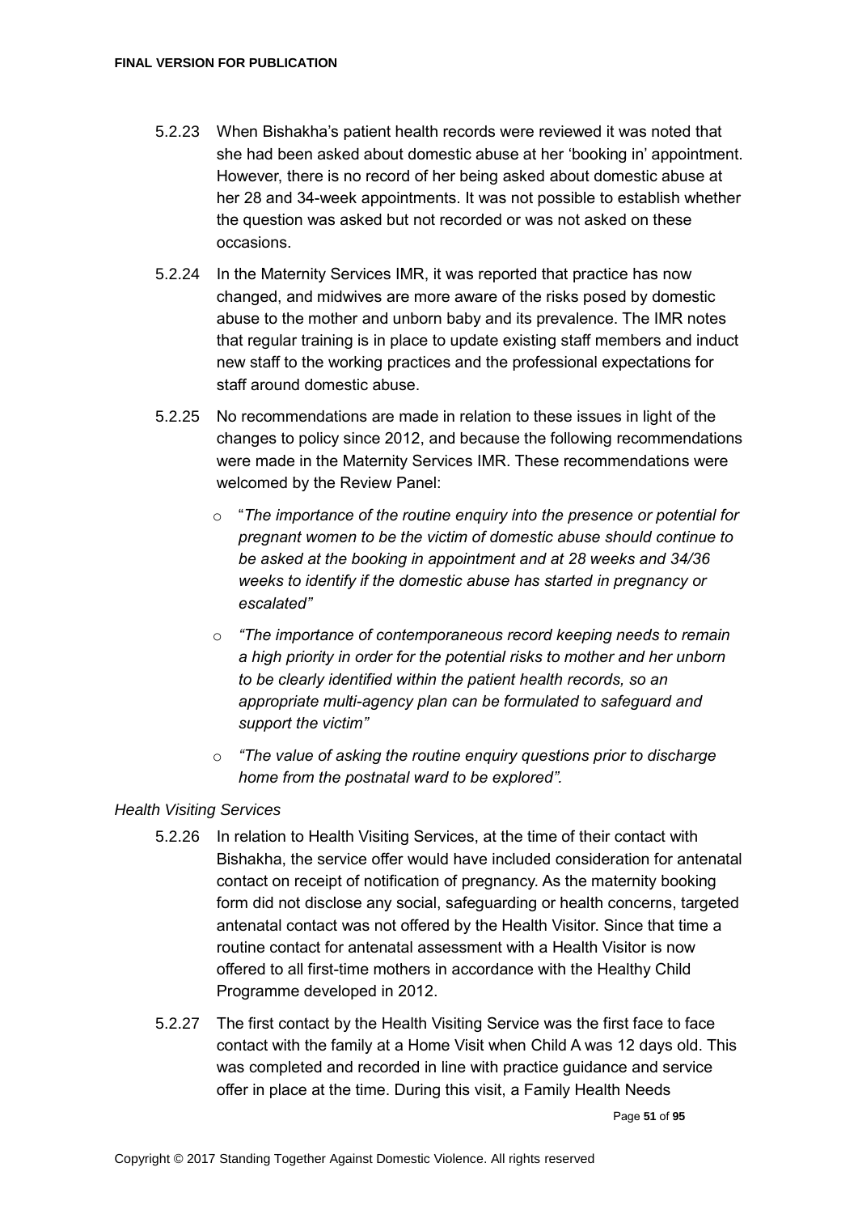5.2.23 When Bishakha's patient health records were reviewed it was noted that she had been asked about domestic abuse at her 'booking in' appointment. However, there is no record of her being asked about domestic abuse at her 28 and 34-week appointments. It was not possible to establish whether the question was asked but not recorded or was not asked on these occasions.

5.2.24 In the Maternity Services IMR, it was reported that practice has now changed, and midwives are more aware of the risks posed by domestic abuse to the mother and unborn baby and its prevalence. The IMR notes that regular training is in place to update existing staff members and induct new staff to the working practices and the professional expectations for staff around domestic abuse.

5.2.25 No recommendations are made in relation to these issues in light of the changes to policy since 2012, and because the following recommendations were made in the Maternity Services IMR. These recommendations were welcomed by the Review Panel:

- "*The importance of the routine enquiry into the presence or potential for pregnant women to be the victim of domestic abuse should continue to be asked at the booking in appointment and at 28 weeks and 34/36 weeks to identify if the domestic abuse has started in pregnancy or escalated"*
- *"The importance of contemporaneous record keeping needs to remain a high priority in order for the potential risks to mother and her unborn to be clearly identified within the patient health records, so an appropriate multi-agency plan can be formulated to safeguard and support the victim"*
- *"The value of asking the routine enquiry questions prior to discharge home from the postnatal ward to be explored".*

*Health Visiting Services*

5.2.26 In relation to Health Visiting Services, at the time of their contact with Bishakha, the service offer would have included consideration for antenatal contact on receipt of notification of pregnancy. As the maternity booking form did not disclose any social, safeguarding or health concerns, targeted antenatal contact was not offered by the Health Visitor. Since that time a routine contact for antenatal assessment with a Health Visitor is now offered to all first-time mothers in accordance with the Healthy Child Programme developed in 2012.

5.2.27 The first contact by the Health Visiting Service was the first face to face contact with the family at a Home Visit when Child A was 12 days old. This was completed and recorded in line with practice guidance and service offer in place at the time. During this visit, a Family Health Needs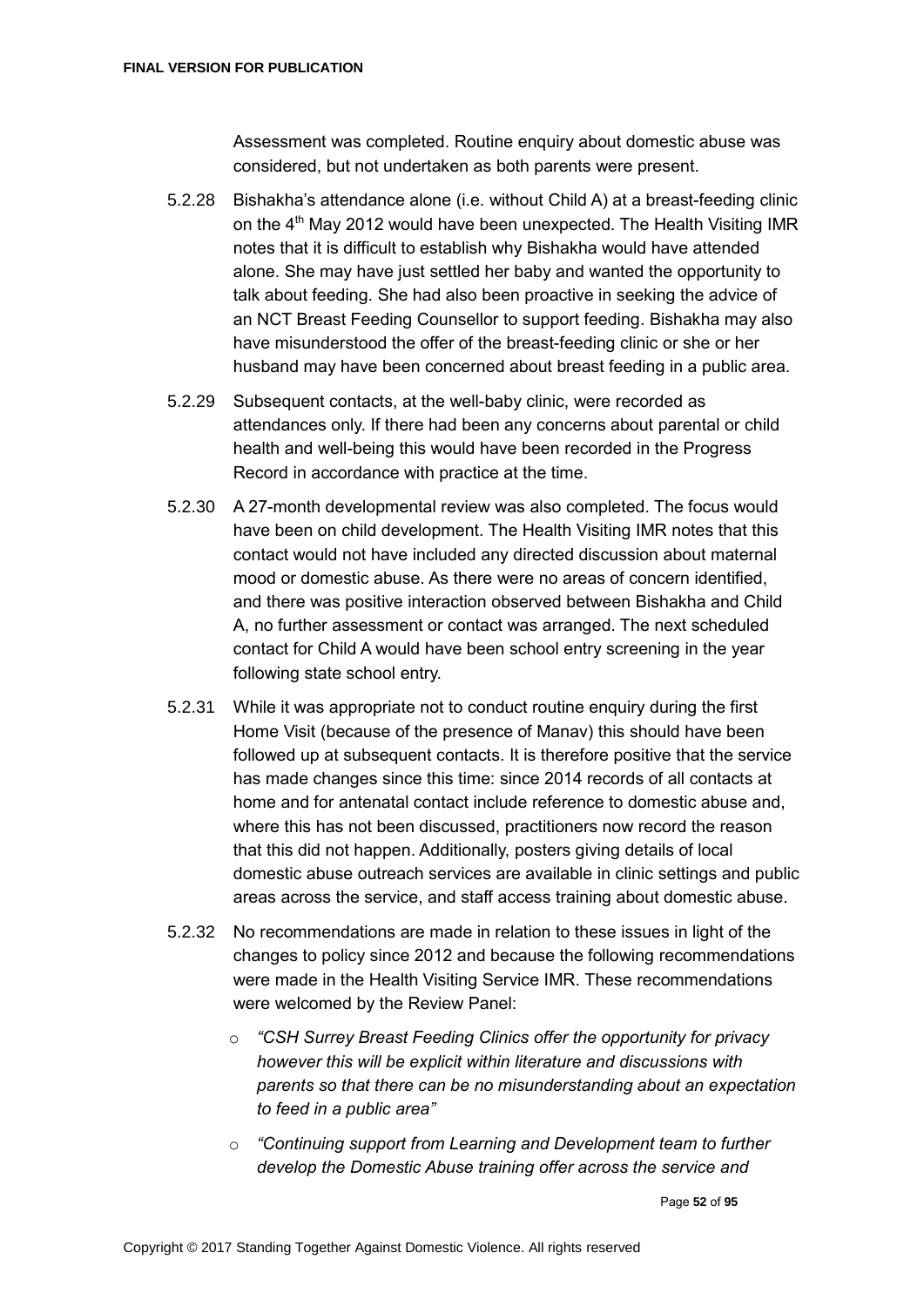Assessment was completed. Routine enquiry about domestic abuse was considered, but not undertaken as both parents were present.

5.2.28 Bishakha's attendance alone (i.e. without Child A) at a breast-feeding clinic on the 4th May 2012 would have been unexpected. The Health Visiting IMR notes that it is difficult to establish why Bishakha would have attended alone. She may have just settled her baby and wanted the opportunity to talk about feeding. She had also been proactive in seeking the advice of an NCT Breast Feeding Counsellor to support feeding. Bishakha may also have misunderstood the offer of the breast-feeding clinic or she or her husband may have been concerned about breast feeding in a public area.

5.2.29 Subsequent contacts, at the well-baby clinic, were recorded as attendances only. If there had been any concerns about parental or child health and well-being this would have been recorded in the Progress Record in accordance with practice at the time.

5.2.30 A 27-month developmental review was also completed. The focus would have been on child development. The Health Visiting IMR notes that this contact would not have included any directed discussion about maternal mood or domestic abuse. As there were no areas of concern identified, and there was positive interaction observed between Bishakha and Child A, no further assessment or contact was arranged. The next scheduled contact for Child A would have been school entry screening in the year following state school entry.

5.2.31 While it was appropriate not to conduct routine enquiry during the first Home Visit (because of the presence of Manav) this should have been followed up at subsequent contacts. It is therefore positive that the service has made changes since this time: since 2014 records of all contacts at home and for antenatal contact include reference to domestic abuse and, where this has not been discussed, practitioners now record the reason that this did not happen. Additionally, posters giving details of local domestic abuse outreach services are available in clinic settings and public areas across the service, and staff access training about domestic abuse.

5.2.32 No recommendations are made in relation to these issues in light of the changes to policy since 2012 and because the following recommendations were made in the Health Visiting Service IMR. These recommendations were welcomed by the Review Panel:

- *"CSH Surrey Breast Feeding Clinics offer the opportunity for privacy however this will be explicit within literature and discussions with parents so that there can be no misunderstanding about an expectation to feed in a public area"*
- *"Continuing support from Learning and Development team to further develop the Domestic Abuse training offer across the service and*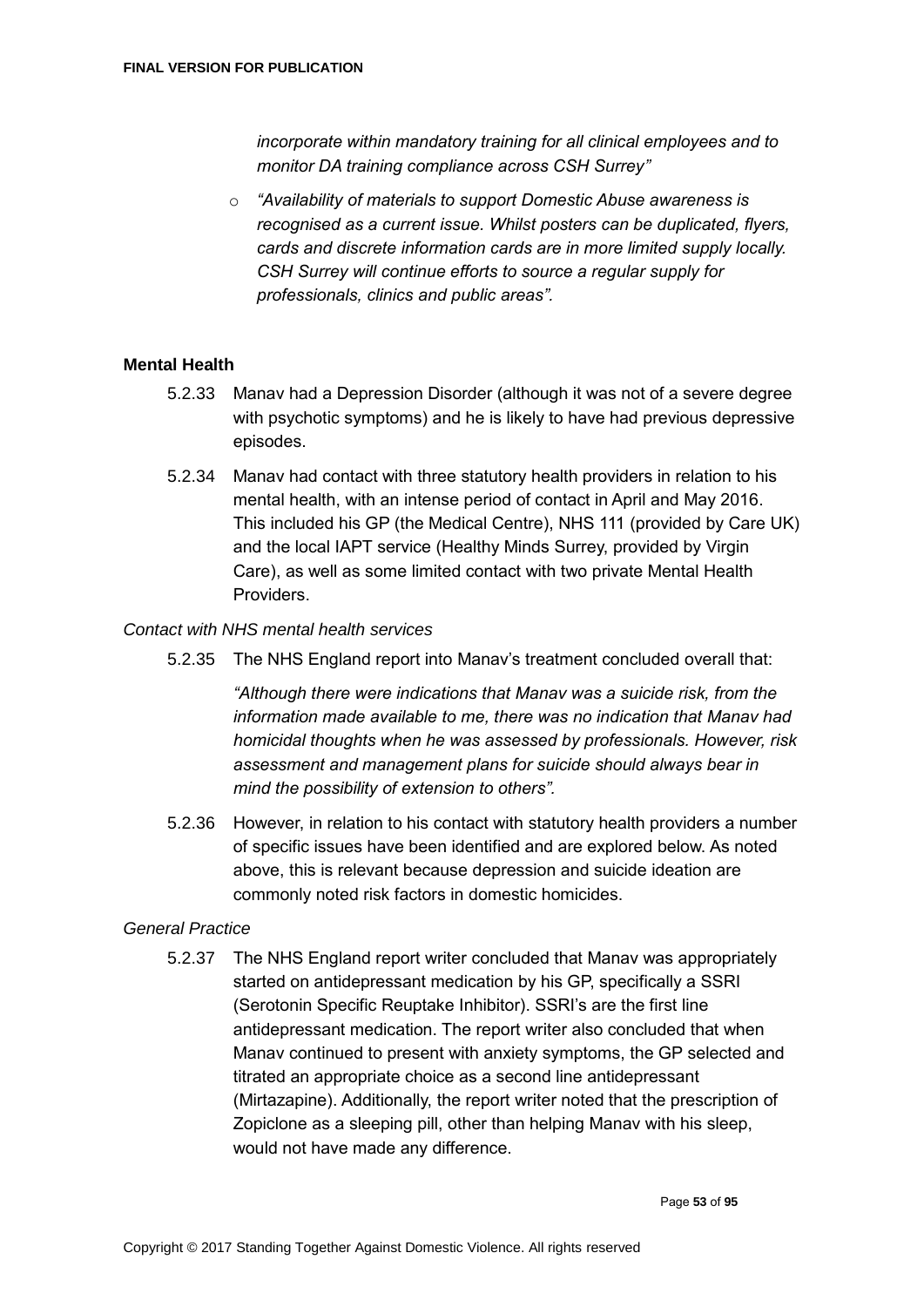*incorporate within mandatory training for all clinical employees and to monitor DA training compliance across CSH Surrey"*

- *"Availability of materials to support Domestic Abuse awareness is recognised as a current issue. Whilst posters can be duplicated, flyers, cards and discrete information cards are in more limited supply locally. CSH Surrey will continue efforts to source a regular supply for professionals, clinics and public areas".*

**Mental Health**

5.2.33 Manav had a Depression Disorder (although it was not of a severe degree with psychotic symptoms) and he is likely to have had previous depressive episodes.

5.2.34 Manav had contact with three statutory health providers in relation to his mental health, with an intense period of contact in April and May 2016. This included his GP (the Medical Centre), NHS 111 (provided by Care UK) and the local IAPT service (Healthy Minds Surrey, provided by Virgin Care), as well as some limited contact with two private Mental Health Providers.

*Contact with NHS mental health services*

5.2.35 The NHS England report into Manav's treatment concluded overall that:

*"Although there were indications that Manav was a suicide risk, from the information made available to me, there was no indication that Manav had homicidal thoughts when he was assessed by professionals. However, risk assessment and management plans for suicide should always bear in mind the possibility of extension to others".*

5.2.36 However, in relation to his contact with statutory health providers a number of specific issues have been identified and are explored below. As noted above, this is relevant because depression and suicide ideation are commonly noted risk factors in domestic homicides.

*General Practice*

5.2.37 The NHS England report writer concluded that Manav was appropriately started on antidepressant medication by his GP, specifically a SSRI (Serotonin Specific Reuptake Inhibitor). SSRI's are the first line antidepressant medication. The report writer also concluded that when Manav continued to present with anxiety symptoms, the GP selected and titrated an appropriate choice as a second line antidepressant (Mirtazapine). Additionally, the report writer noted that the prescription of Zopiclone as a sleeping pill, other than helping Manav with his sleep, would not have made any difference.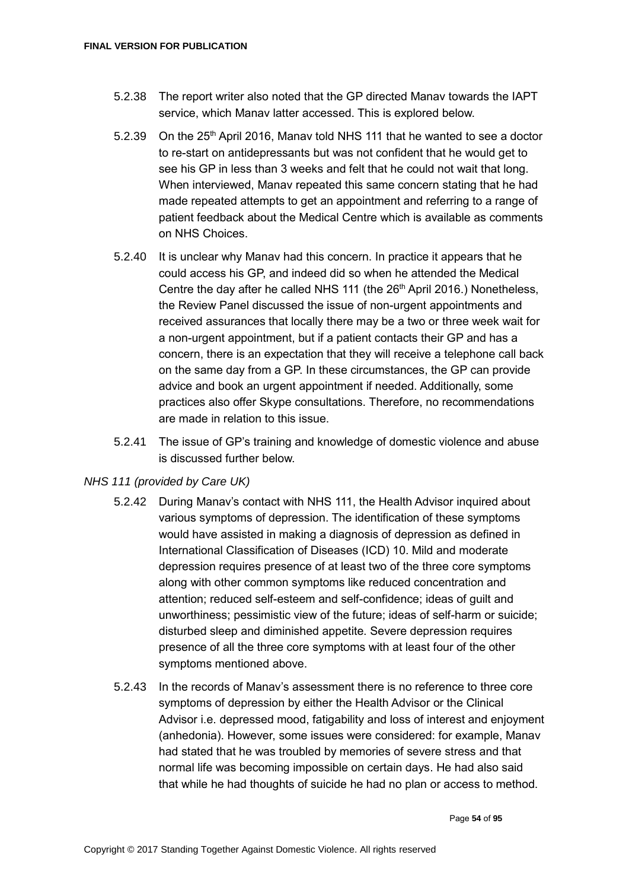5.2.38 The report writer also noted that the GP directed Manav towards the IAPT service, which Manav latter accessed. This is explored below.

5.2.39 On the 25th April 2016, Manav told NHS 111 that he wanted to see a doctor to re-start on antidepressants but was not confident that he would get to see his GP in less than 3 weeks and felt that he could not wait that long. When interviewed, Manav repeated this same concern stating that he had made repeated attempts to get an appointment and referring to a range of patient feedback about the Medical Centre which is available as comments on NHS Choices.

5.2.40 It is unclear why Manav had this concern. In practice it appears that he could access his GP, and indeed did so when he attended the Medical Centre the day after he called NHS 111 (the 26th April 2016.) Nonetheless, the Review Panel discussed the issue of non-urgent appointments and received assurances that locally there may be a two or three week wait for a non-urgent appointment, but if a patient contacts their GP and has a concern, there is an expectation that they will receive a telephone call back on the same day from a GP. In these circumstances, the GP can provide advice and book an urgent appointment if needed. Additionally, some practices also offer Skype consultations. Therefore, no recommendations are made in relation to this issue.

5.2.41 The issue of GP's training and knowledge of domestic violence and abuse is discussed further below.

*NHS 111 (provided by Care UK)*

5.2.42 During Manav's contact with NHS 111, the Health Advisor inquired about various symptoms of depression. The identification of these symptoms would have assisted in making a diagnosis of depression as defined in International Classification of Diseases (ICD) 10. Mild and moderate depression requires presence of at least two of the three core symptoms along with other common symptoms like reduced concentration and attention; reduced self-esteem and self-confidence; ideas of guilt and unworthiness; pessimistic view of the future; ideas of self-harm or suicide; disturbed sleep and diminished appetite. Severe depression requires presence of all the three core symptoms with at least four of the other symptoms mentioned above.

5.2.43 In the records of Manav's assessment there is no reference to three core symptoms of depression by either the Health Advisor or the Clinical Advisor i.e. depressed mood, fatigability and loss of interest and enjoyment (anhedonia). However, some issues were considered: for example, Manav had stated that he was troubled by memories of severe stress and that normal life was becoming impossible on certain days. He had also said that while he had thoughts of suicide he had no plan or access to method.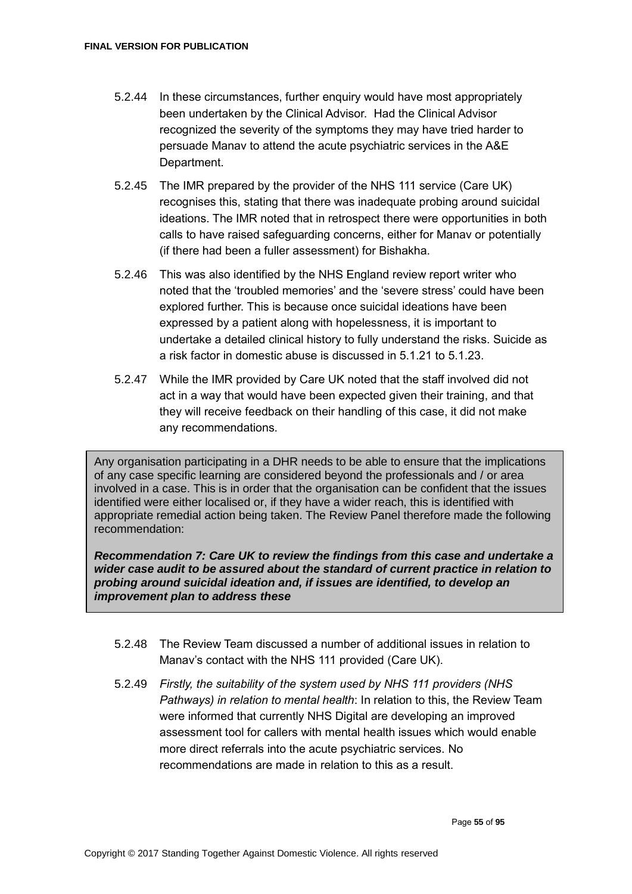5.2.44 In these circumstances, further enquiry would have most appropriately been undertaken by the Clinical Advisor. Had the Clinical Advisor recognized the severity of the symptoms they may have tried harder to persuade Manav to attend the acute psychiatric services in the A&E Department.

5.2.45 The IMR prepared by the provider of the NHS 111 service (Care UK) recognises this, stating that there was inadequate probing around suicidal ideations. The IMR noted that in retrospect there were opportunities in both calls to have raised safeguarding concerns, either for Manav or potentially (if there had been a fuller assessment) for Bishakha.

5.2.46 This was also identified by the NHS England review report writer who noted that the 'troubled memories' and the 'severe stress' could have been explored further. This is because once suicidal ideations have been expressed by a patient along with hopelessness, it is important to undertake a detailed clinical history to fully understand the risks. Suicide as a risk factor in domestic abuse is discussed in 5.1.21 to 5.1.23.

5.2.47 While the IMR provided by Care UK noted that the staff involved did not act in a way that would have been expected given their training, and that they will receive feedback on their handling of this case, it did not make any recommendations.

Any organisation participating in a DHR needs to be able to ensure that the implications of any case specific learning are considered beyond the professionals and / or area involved in a case. This is in order that the organisation can be confident that the issues identified were either localised or, if they have a wider reach, this is identified with appropriate remedial action being taken. The Review Panel therefore made the following recommendation:

***Recommendation 7: Care UK to review the findings from this case and undertake a wider case audit to be assured about the standard of current practice in relation to probing around suicidal ideation and, if issues are identified, to develop an improvement plan to address these***

5.2.48 The Review Team discussed a number of additional issues in relation to Manav's contact with the NHS 111 provided (Care UK).

5.2.49 *Firstly, the suitability of the system used by NHS 111 providers (NHS Pathways) in relation to mental health*: In relation to this, the Review Team were informed that currently NHS Digital are developing an improved assessment tool for callers with mental health issues which would enable more direct referrals into the acute psychiatric services. No recommendations are made in relation to this as a result.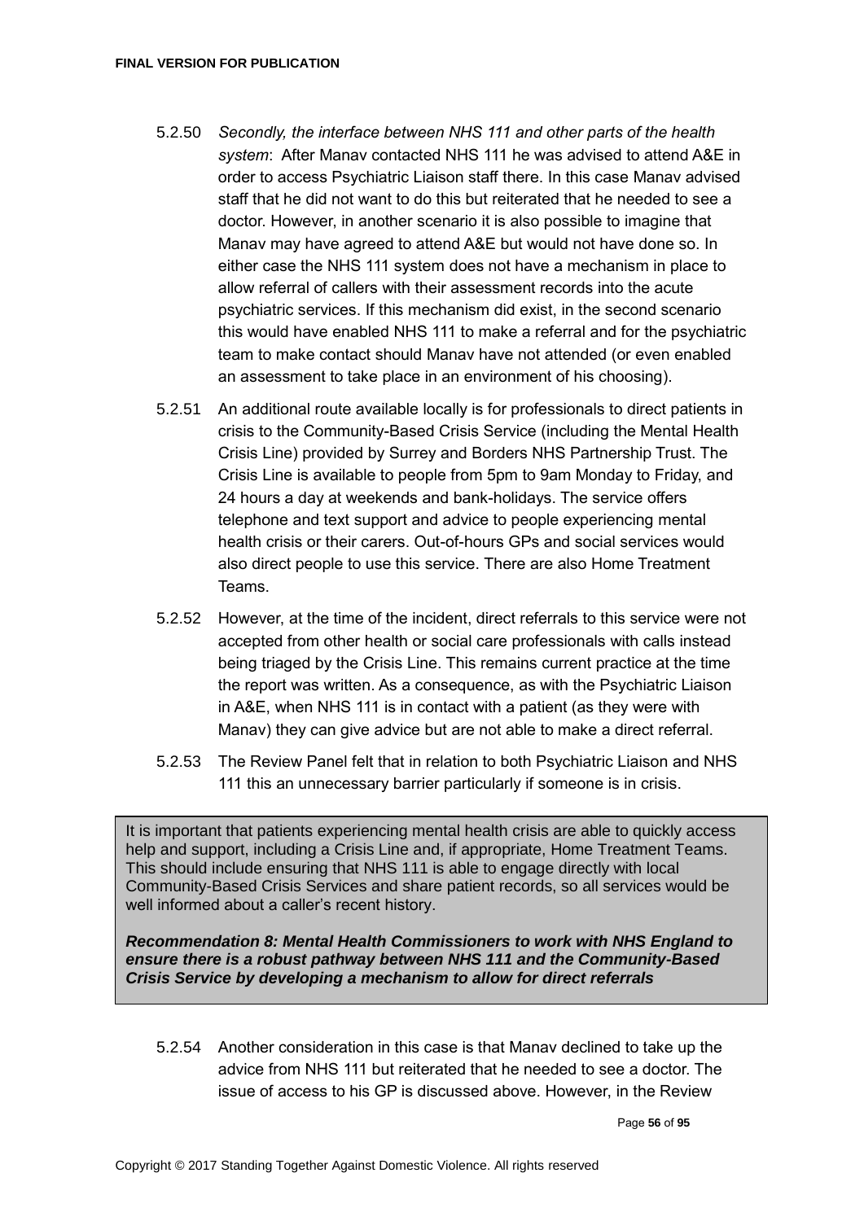5.2.50 *Secondly, the interface between NHS 111 and other parts of the health system*: After Manav contacted NHS 111 he was advised to attend A&E in order to access Psychiatric Liaison staff there. In this case Manav advised staff that he did not want to do this but reiterated that he needed to see a doctor. However, in another scenario it is also possible to imagine that Manav may have agreed to attend A&E but would not have done so. In either case the NHS 111 system does not have a mechanism in place to allow referral of callers with their assessment records into the acute psychiatric services. If this mechanism did exist, in the second scenario this would have enabled NHS 111 to make a referral and for the psychiatric team to make contact should Manav have not attended (or even enabled an assessment to take place in an environment of his choosing).

5.2.51 An additional route available locally is for professionals to direct patients in crisis to the Community-Based Crisis Service (including the Mental Health Crisis Line) provided by Surrey and Borders NHS Partnership Trust. The Crisis Line is available to people from 5pm to 9am Monday to Friday, and 24 hours a day at weekends and bank-holidays. The service offers telephone and text support and advice to people experiencing mental health crisis or their carers. Out-of-hours GPs and social services would also direct people to use this service. There are also Home Treatment Teams.

5.2.52 However, at the time of the incident, direct referrals to this service were not accepted from other health or social care professionals with calls instead being triaged by the Crisis Line. This remains current practice at the time the report was written. As a consequence, as with the Psychiatric Liaison in A&E, when NHS 111 is in contact with a patient (as they were with Manav) they can give advice but are not able to make a direct referral.

5.2.53 The Review Panel felt that in relation to both Psychiatric Liaison and NHS 111 this an unnecessary barrier particularly if someone is in crisis.

> It is important that patients experiencing mental health crisis are able to quickly access help and support, including a Crisis Line and, if appropriate, Home Treatment Teams. This should include ensuring that NHS 111 is able to engage directly with local Community-Based Crisis Services and share patient records, so all services would be well informed about a caller's recent history.
>
> ***Recommendation 8: Mental Health Commissioners to work with NHS England to ensure there is a robust pathway between NHS 111 and the Community-Based Crisis Service by developing a mechanism to allow for direct referrals***

5.2.54 Another consideration in this case is that Manav declined to take up the advice from NHS 111 but reiterated that he needed to see a doctor. The issue of access to his GP is discussed above. However, in the Review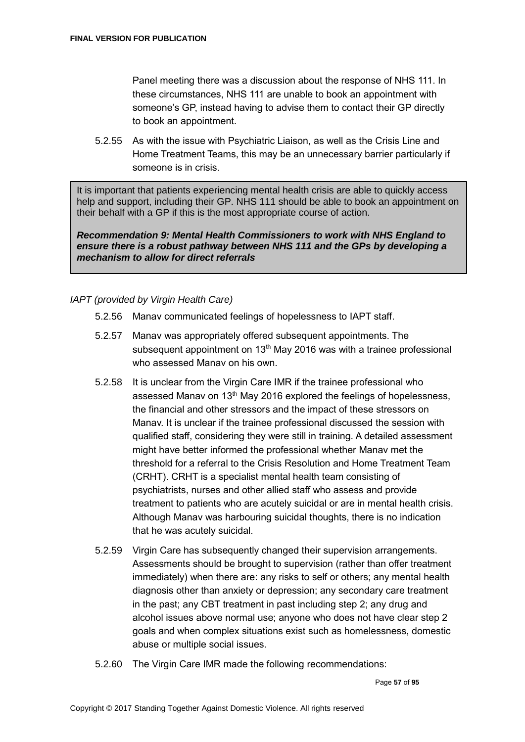Panel meeting there was a discussion about the response of NHS 111. In these circumstances, NHS 111 are unable to book an appointment with someone's GP, instead having to advise them to contact their GP directly to book an appointment.

5.2.55 As with the issue with Psychiatric Liaison, as well as the Crisis Line and Home Treatment Teams, this may be an unnecessary barrier particularly if someone is in crisis.

> It is important that patients experiencing mental health crisis are able to quickly access help and support, including their GP. NHS 111 should be able to book an appointment on their behalf with a GP if this is the most appropriate course of action.
>
> ***Recommendation 9: Mental Health Commissioners to work with NHS England to ensure there is a robust pathway between NHS 111 and the GPs by developing a mechanism to allow for direct referrals***

*IAPT (provided by Virgin Health Care)*

5.2.56 Manav communicated feelings of hopelessness to IAPT staff.

5.2.57 Manav was appropriately offered subsequent appointments. The subsequent appointment on 13th May 2016 was with a trainee professional who assessed Manav on his own.

5.2.58 It is unclear from the Virgin Care IMR if the trainee professional who assessed Manav on 13th May 2016 explored the feelings of hopelessness, the financial and other stressors and the impact of these stressors on Manav. It is unclear if the trainee professional discussed the session with qualified staff, considering they were still in training. A detailed assessment might have better informed the professional whether Manav met the threshold for a referral to the Crisis Resolution and Home Treatment Team (CRHT). CRHT is a specialist mental health team consisting of psychiatrists, nurses and other allied staff who assess and provide treatment to patients who are acutely suicidal or are in mental health crisis. Although Manav was harbouring suicidal thoughts, there is no indication that he was acutely suicidal.

5.2.59 Virgin Care has subsequently changed their supervision arrangements. Assessments should be brought to supervision (rather than offer treatment immediately) when there are: any risks to self or others; any mental health diagnosis other than anxiety or depression; any secondary care treatment in the past; any CBT treatment in past including step 2; any drug and alcohol issues above normal use; anyone who does not have clear step 2 goals and when complex situations exist such as homelessness, domestic abuse or multiple social issues.

5.2.60 The Virgin Care IMR made the following recommendations: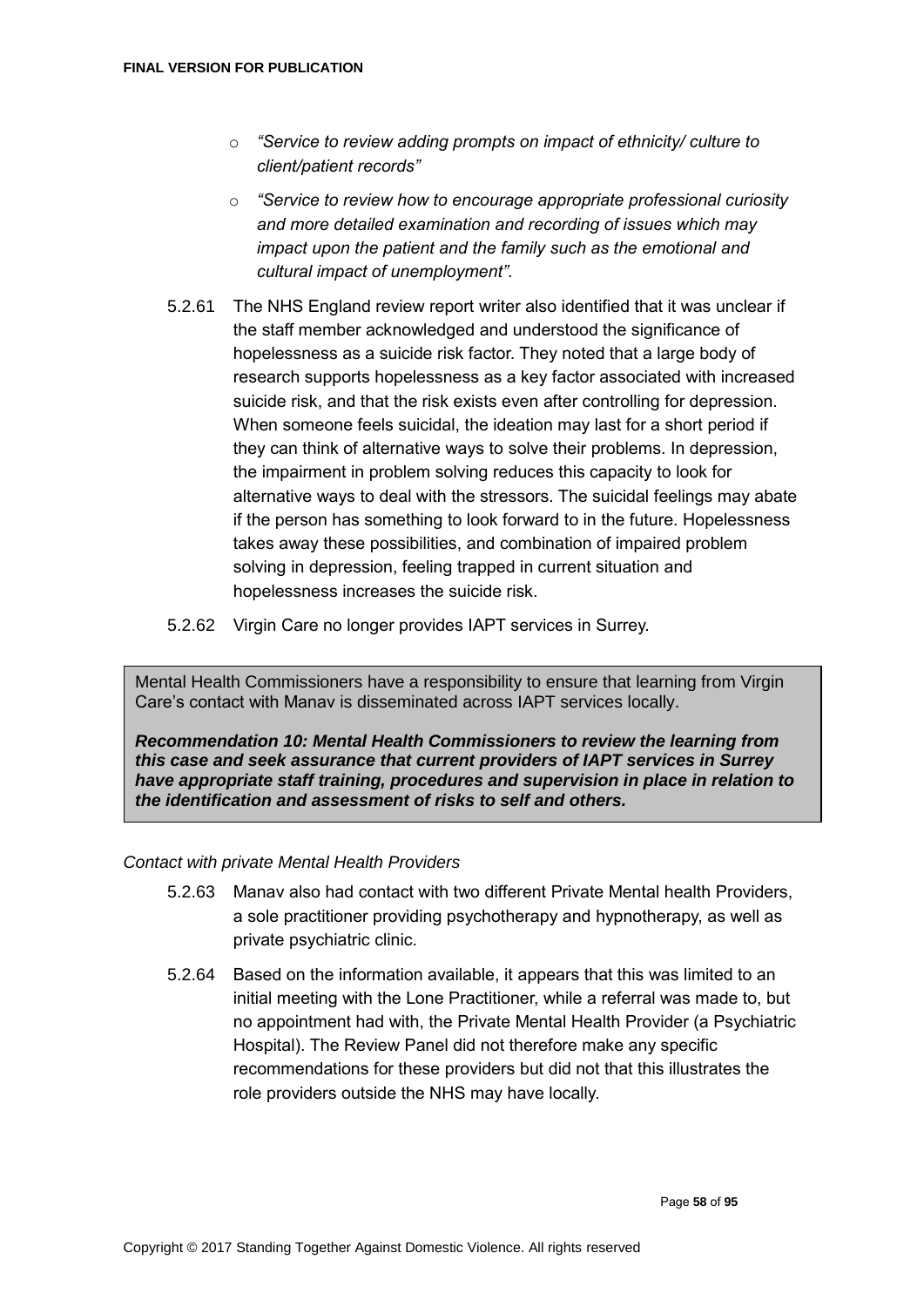- *"Service to review adding prompts on impact of ethnicity/ culture to client/patient records"*
- *"Service to review how to encourage appropriate professional curiosity and more detailed examination and recording of issues which may impact upon the patient and the family such as the emotional and cultural impact of unemployment".*

5.2.61 The NHS England review report writer also identified that it was unclear if the staff member acknowledged and understood the significance of hopelessness as a suicide risk factor. They noted that a large body of research supports hopelessness as a key factor associated with increased suicide risk, and that the risk exists even after controlling for depression. When someone feels suicidal, the ideation may last for a short period if they can think of alternative ways to solve their problems. In depression, the impairment in problem solving reduces this capacity to look for alternative ways to deal with the stressors. The suicidal feelings may abate if the person has something to look forward to in the future. Hopelessness takes away these possibilities, and combination of impaired problem solving in depression, feeling trapped in current situation and hopelessness increases the suicide risk.

5.2.62 Virgin Care no longer provides IAPT services in Surrey.

> Mental Health Commissioners have a responsibility to ensure that learning from Virgin Care's contact with Manav is disseminated across IAPT services locally.
>
> ***Recommendation 10: Mental Health Commissioners to review the learning from this case and seek assurance that current providers of IAPT services in Surrey have appropriate staff training, procedures and supervision in place in relation to the identification and assessment of risks to self and others.***

*Contact with private Mental Health Providers*

5.2.63 Manav also had contact with two different Private Mental health Providers, a sole practitioner providing psychotherapy and hypnotherapy, as well as private psychiatric clinic.

5.2.64 Based on the information available, it appears that this was limited to an initial meeting with the Lone Practitioner, while a referral was made to, but no appointment had with, the Private Mental Health Provider (a Psychiatric Hospital). The Review Panel did not therefore make any specific recommendations for these providers but did not that this illustrates the role providers outside the NHS may have locally.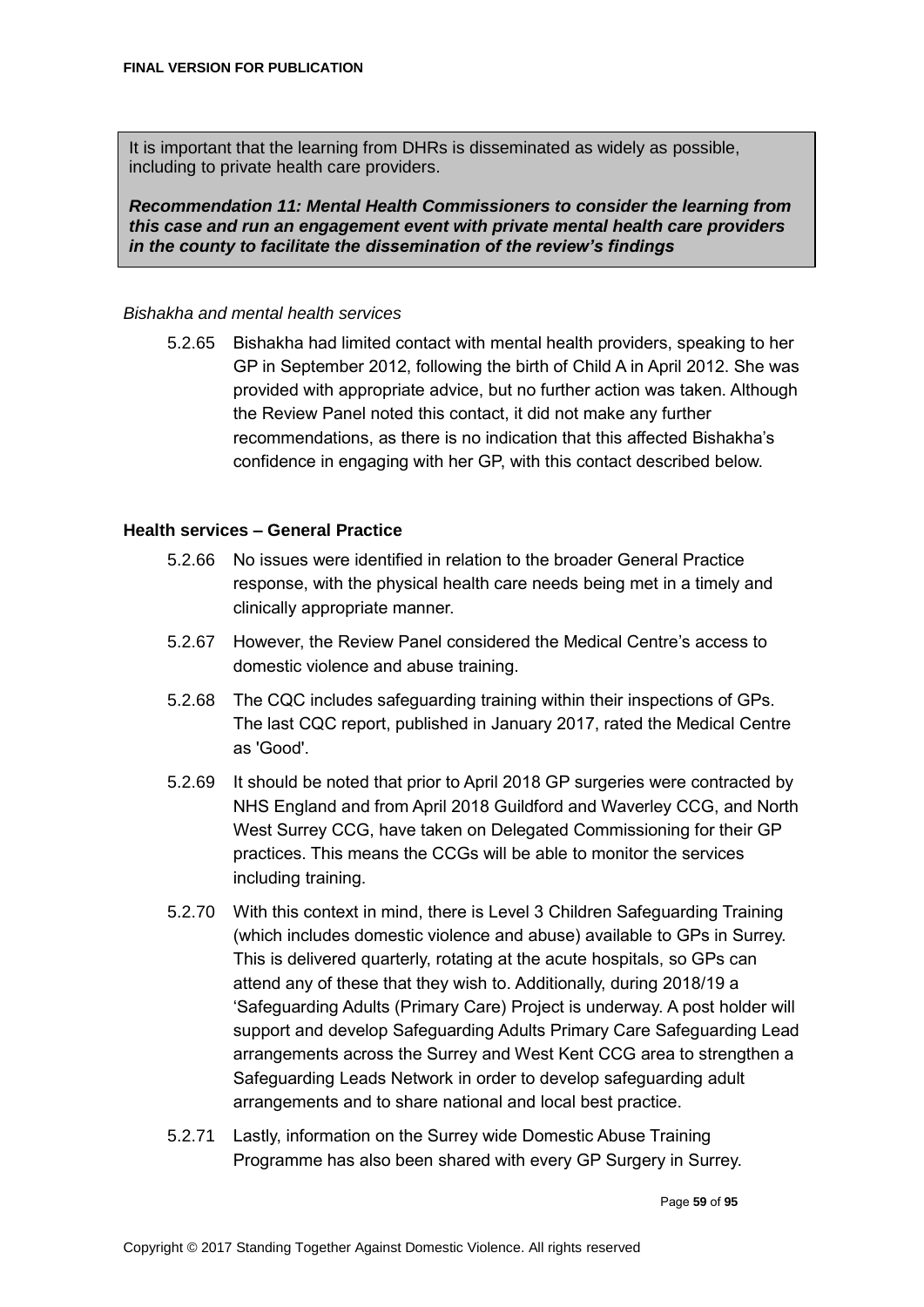It is important that the learning from DHRs is disseminated as widely as possible, including to private health care providers.

***Recommendation 11: Mental Health Commissioners to consider the learning from this case and run an engagement event with private mental health care providers in the county to facilitate the dissemination of the review's findings***

*Bishakha and mental health services*

5.2.65 Bishakha had limited contact with mental health providers, speaking to her GP in September 2012, following the birth of Child A in April 2012. She was provided with appropriate advice, but no further action was taken. Although the Review Panel noted this contact, it did not make any further recommendations, as there is no indication that this affected Bishakha's confidence in engaging with her GP, with this contact described below.

**Health services – General Practice**

5.2.66 No issues were identified in relation to the broader General Practice response, with the physical health care needs being met in a timely and clinically appropriate manner.

5.2.67 However, the Review Panel considered the Medical Centre's access to domestic violence and abuse training.

5.2.68 The CQC includes safeguarding training within their inspections of GPs. The last CQC report, published in January 2017, rated the Medical Centre as 'Good'.

5.2.69 It should be noted that prior to April 2018 GP surgeries were contracted by NHS England and from April 2018 Guildford and Waverley CCG, and North West Surrey CCG, have taken on Delegated Commissioning for their GP practices. This means the CCGs will be able to monitor the services including training.

5.2.70 With this context in mind, there is Level 3 Children Safeguarding Training (which includes domestic violence and abuse) available to GPs in Surrey. This is delivered quarterly, rotating at the acute hospitals, so GPs can attend any of these that they wish to. Additionally, during 2018/19 a 'Safeguarding Adults (Primary Care) Project is underway. A post holder will support and develop Safeguarding Adults Primary Care Safeguarding Lead arrangements across the Surrey and West Kent CCG area to strengthen a Safeguarding Leads Network in order to develop safeguarding adult arrangements and to share national and local best practice.

5.2.71 Lastly, information on the Surrey wide Domestic Abuse Training Programme has also been shared with every GP Surgery in Surrey.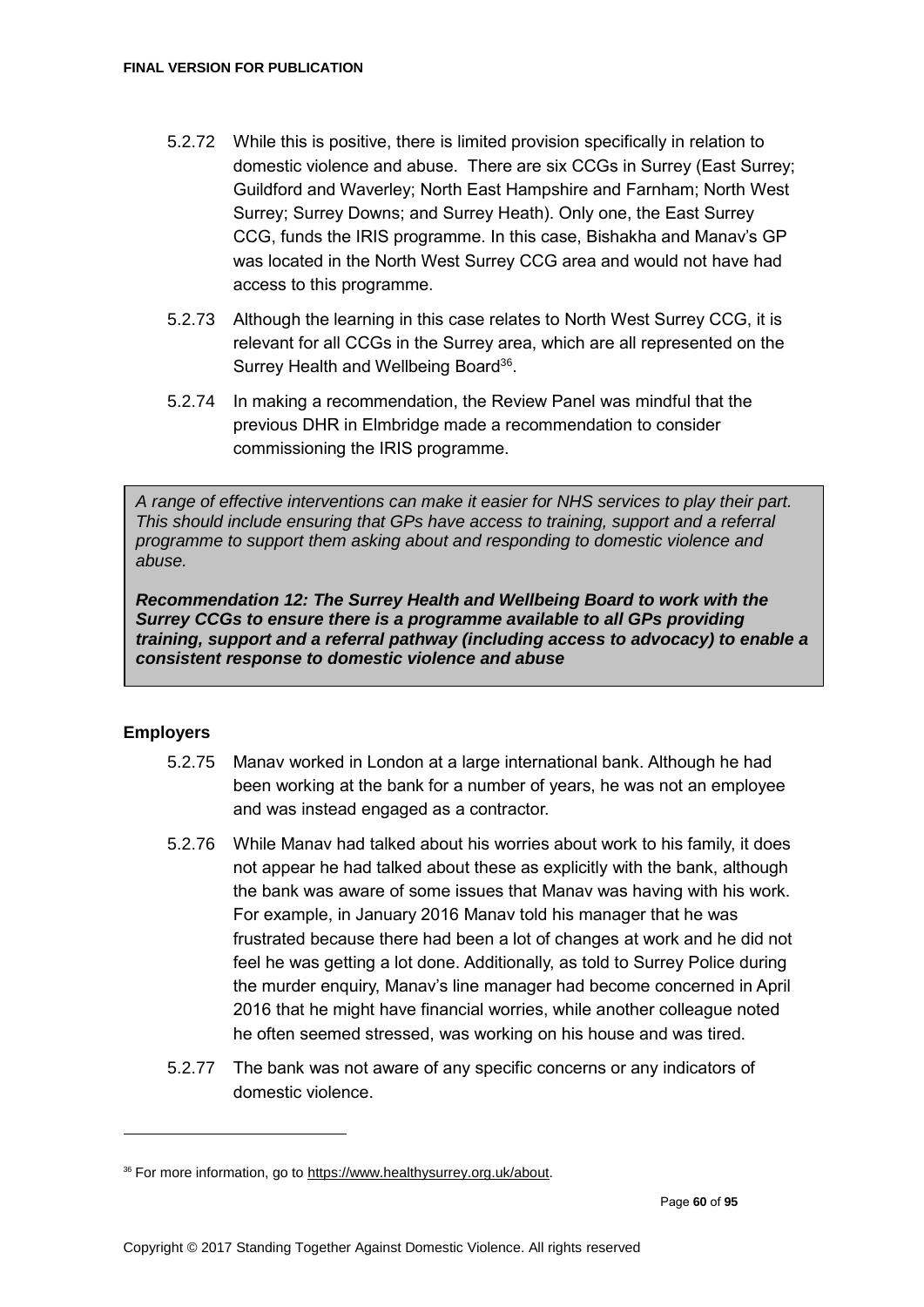5.2.72 While this is positive, there is limited provision specifically in relation to domestic violence and abuse. There are six CCGs in Surrey (East Surrey; Guildford and Waverley; North East Hampshire and Farnham; North West Surrey; Surrey Downs; and Surrey Heath). Only one, the East Surrey CCG, funds the IRIS programme. In this case, Bishakha and Manav's GP was located in the North West Surrey CCG area and would not have had access to this programme.

5.2.73 Although the learning in this case relates to North West Surrey CCG, it is relevant for all CCGs in the Surrey area, which are all represented on the Surrey Health and Wellbeing Board[36].

5.2.74 In making a recommendation, the Review Panel was mindful that the previous DHR in Elmbridge made a recommendation to consider commissioning the IRIS programme.

> *A range of effective interventions can make it easier for NHS services to play their part. This should include ensuring that GPs have access to training, support and a referral programme to support them asking about and responding to domestic violence and abuse.*
>
> ***Recommendation 12: The Surrey Health and Wellbeing Board to work with the Surrey CCGs to ensure there is a programme available to all GPs providing training, support and a referral pathway (including access to advocacy) to enable a consistent response to domestic violence and abuse***

**Employers**

5.2.75 Manav worked in London at a large international bank. Although he had been working at the bank for a number of years, he was not an employee and was instead engaged as a contractor.

5.2.76 While Manav had talked about his worries about work to his family, it does not appear he had talked about these as explicitly with the bank, although the bank was aware of some issues that Manav was having with his work. For example, in January 2016 Manav told his manager that he was frustrated because there had been a lot of changes at work and he did not feel he was getting a lot done. Additionally, as told to Surrey Police during the murder enquiry, Manav's line manager had become concerned in April 2016 that he might have financial worries, while another colleague noted he often seemed stressed, was working on his house and was tired.

5.2.77 The bank was not aware of any specific concerns or any indicators of domestic violence.

---

[36] For more information, go to https://www.healthysurrey.org.uk/about.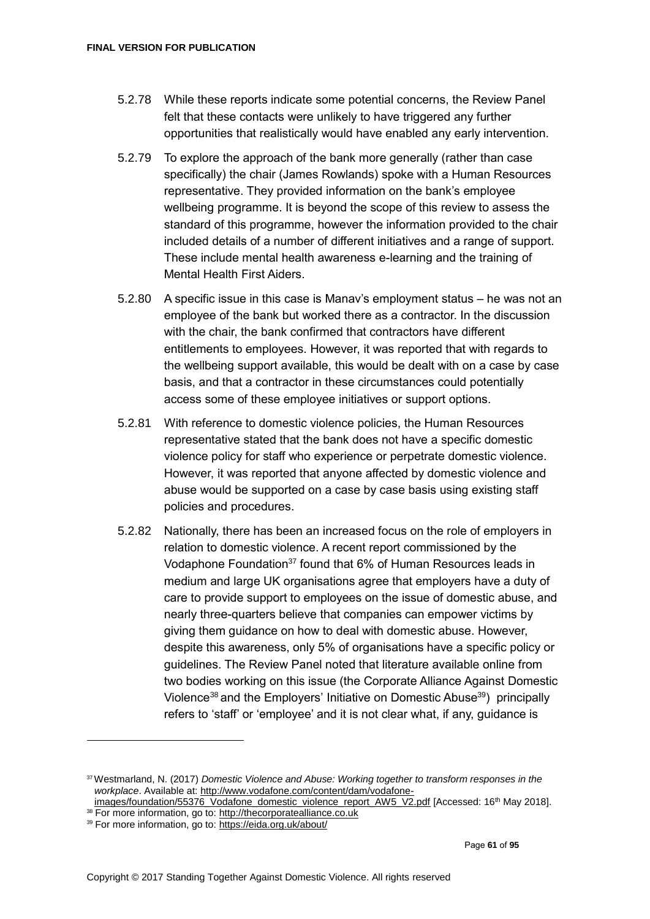5.2.78 While these reports indicate some potential concerns, the Review Panel felt that these contacts were unlikely to have triggered any further opportunities that realistically would have enabled any early intervention.

5.2.79 To explore the approach of the bank more generally (rather than case specifically) the chair (James Rowlands) spoke with a Human Resources representative. They provided information on the bank's employee wellbeing programme. It is beyond the scope of this review to assess the standard of this programme, however the information provided to the chair included details of a number of different initiatives and a range of support. These include mental health awareness e-learning and the training of Mental Health First Aiders.

5.2.80 A specific issue in this case is Manav's employment status – he was not an employee of the bank but worked there as a contractor. In the discussion with the chair, the bank confirmed that contractors have different entitlements to employees. However, it was reported that with regards to the wellbeing support available, this would be dealt with on a case by case basis, and that a contractor in these circumstances could potentially access some of these employee initiatives or support options.

5.2.81 With reference to domestic violence policies, the Human Resources representative stated that the bank does not have a specific domestic violence policy for staff who experience or perpetrate domestic violence. However, it was reported that anyone affected by domestic violence and abuse would be supported on a case by case basis using existing staff policies and procedures.

5.2.82 Nationally, there has been an increased focus on the role of employers in relation to domestic violence. A recent report commissioned by the Vodaphone Foundation[37] found that 6% of Human Resources leads in medium and large UK organisations agree that employers have a duty of care to provide support to employees on the issue of domestic abuse, and nearly three-quarters believe that companies can empower victims by giving them guidance on how to deal with domestic abuse. However, despite this awareness, only 5% of organisations have a specific policy or guidelines. The Review Panel noted that literature available online from two bodies working on this issue (the Corporate Alliance Against Domestic Violence[38] and the Employers' Initiative on Domestic Abuse[39]) principally refers to 'staff' or 'employee' and it is not clear what, if any, guidance is

---

[37] Westmarland, N. (2017) *Domestic Violence and Abuse: Working together to transform responses in the workplace*. Available at: http://www.vodafone.com/content/dam/vodafone-images/foundation/55376_Vodafone_domestic_violence_report_AW5_V2.pdf [Accessed: 16th May 2018].

[38] For more information, go to: http://thecorporatealliance.co.uk

[39] For more information, go to: https://eida.org.uk/about/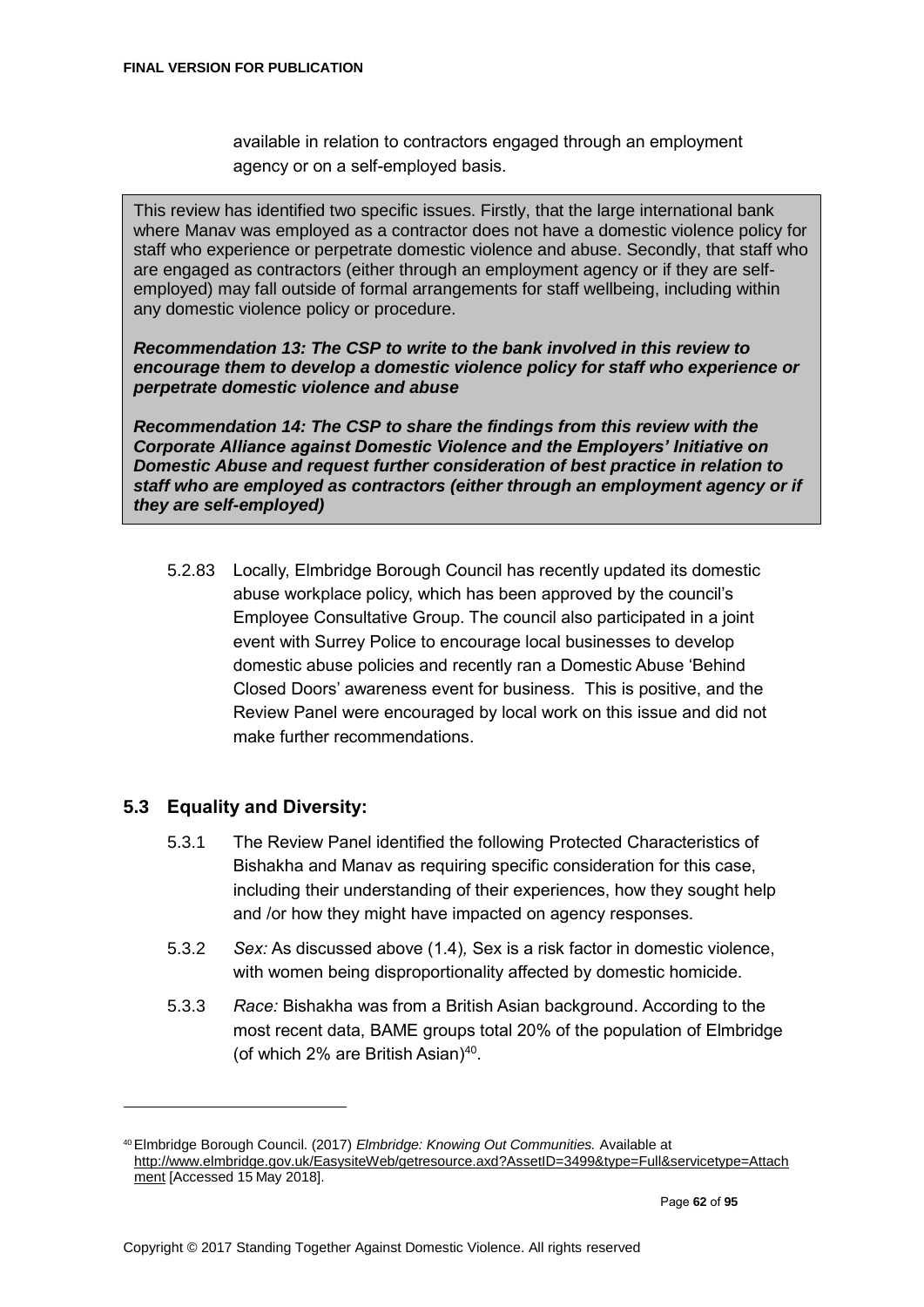available in relation to contractors engaged through an employment agency or on a self-employed basis.

This review has identified two specific issues. Firstly, that the large international bank where Manav was employed as a contractor does not have a domestic violence policy for staff who experience or perpetrate domestic violence and abuse. Secondly, that staff who are engaged as contractors (either through an employment agency or if they are self-employed) may fall outside of formal arrangements for staff wellbeing, including within any domestic violence policy or procedure.

***Recommendation 13: The CSP to write to the bank involved in this review to encourage them to develop a domestic violence policy for staff who experience or perpetrate domestic violence and abuse***

***Recommendation 14: The CSP to share the findings from this review with the Corporate Alliance against Domestic Violence and the Employers' Initiative on Domestic Abuse and request further consideration of best practice in relation to staff who are employed as contractors (either through an employment agency or if they are self-employed)***

5.2.83 Locally, Elmbridge Borough Council has recently updated its domestic abuse workplace policy, which has been approved by the council's Employee Consultative Group. The council also participated in a joint event with Surrey Police to encourage local businesses to develop domestic abuse policies and recently ran a Domestic Abuse 'Behind Closed Doors' awareness event for business. This is positive, and the Review Panel were encouraged by local work on this issue and did not make further recommendations.

## 5.3 Equality and Diversity:

5.3.1 The Review Panel identified the following Protected Characteristics of Bishakha and Manav as requiring specific consideration for this case, including their understanding of their experiences, how they sought help and /or how they might have impacted on agency responses.

5.3.2 *Sex:* As discussed above (1.4)*,* Sex is a risk factor in domestic violence, with women being disproportionality affected by domestic homicide.

5.3.3 *Race:* Bishakha was from a British Asian background. According to the most recent data, BAME groups total 20% of the population of Elmbridge (of which 2% are British Asian)[40].

[40] Elmbridge Borough Council. (2017) *Elmbridge: Knowing Out Communities.* Available at http://www.elmbridge.gov.uk/EasysiteWeb/getresource.axd?AssetID=3499&type=Full&servicetype=Attachment [Accessed 15 May 2018].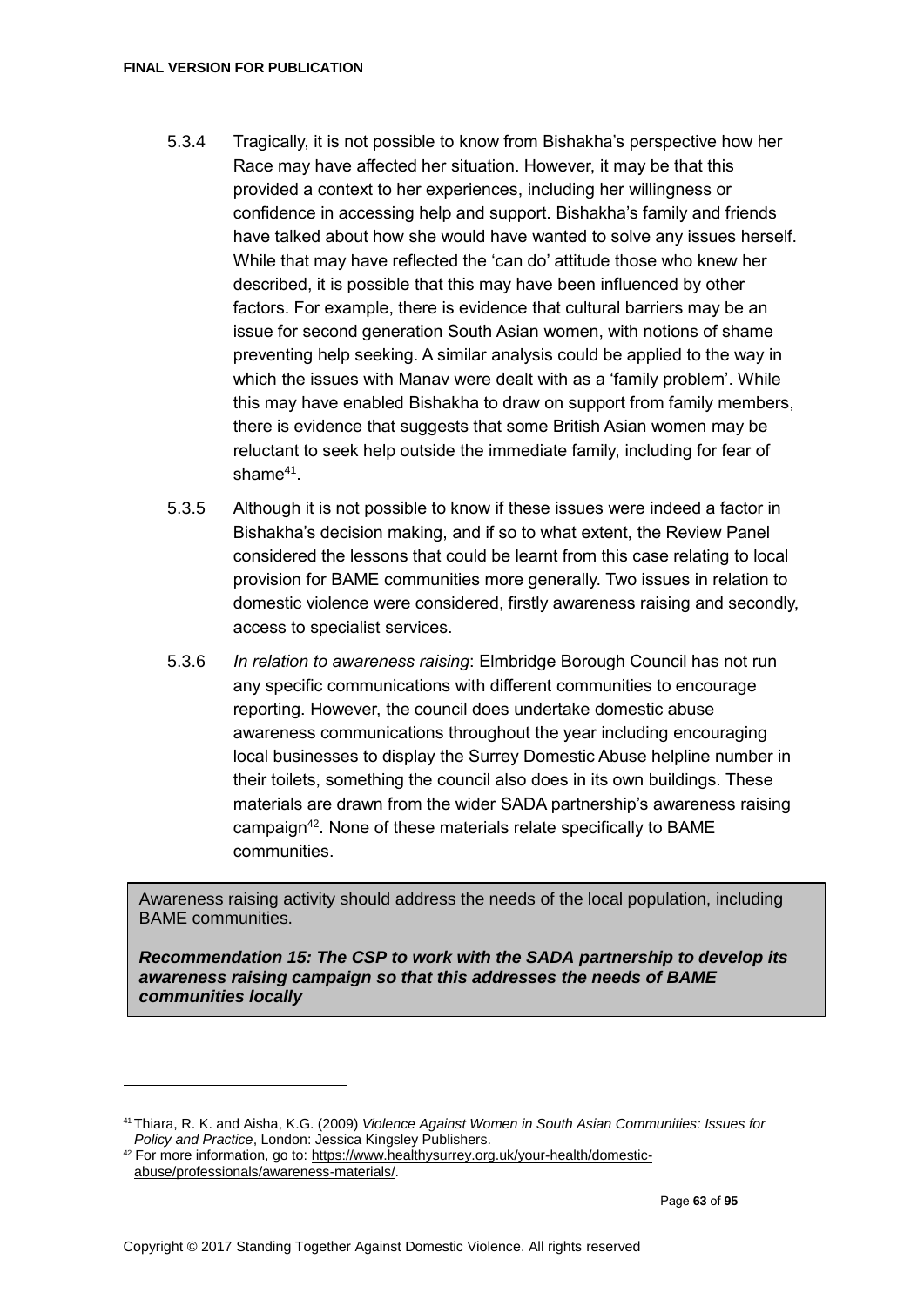5.3.4 Tragically, it is not possible to know from Bishakha's perspective how her Race may have affected her situation. However, it may be that this provided a context to her experiences, including her willingness or confidence in accessing help and support. Bishakha's family and friends have talked about how she would have wanted to solve any issues herself. While that may have reflected the 'can do' attitude those who knew her described, it is possible that this may have been influenced by other factors. For example, there is evidence that cultural barriers may be an issue for second generation South Asian women, with notions of shame preventing help seeking. A similar analysis could be applied to the way in which the issues with Manav were dealt with as a 'family problem'. While this may have enabled Bishakha to draw on support from family members, there is evidence that suggests that some British Asian women may be reluctant to seek help outside the immediate family, including for fear of shame[41].

5.3.5 Although it is not possible to know if these issues were indeed a factor in Bishakha's decision making, and if so to what extent, the Review Panel considered the lessons that could be learnt from this case relating to local provision for BAME communities more generally. Two issues in relation to domestic violence were considered, firstly awareness raising and secondly, access to specialist services.

5.3.6 *In relation to awareness raising*: Elmbridge Borough Council has not run any specific communications with different communities to encourage reporting. However, the council does undertake domestic abuse awareness communications throughout the year including encouraging local businesses to display the Surrey Domestic Abuse helpline number in their toilets, something the council also does in its own buildings. These materials are drawn from the wider SADA partnership's awareness raising campaign[42]. None of these materials relate specifically to BAME communities.

> Awareness raising activity should address the needs of the local population, including BAME communities.
>
> ***Recommendation 15: The CSP to work with the SADA partnership to develop its awareness raising campaign so that this addresses the needs of BAME communities locally***

---

[41] Thiara, R. K. and Aisha, K.G. (2009) *Violence Against Women in South Asian Communities: Issues for Policy and Practice*, London: Jessica Kingsley Publishers.

[42] For more information, go to: https://www.healthysurrey.org.uk/your-health/domestic-abuse/professionals/awareness-materials/.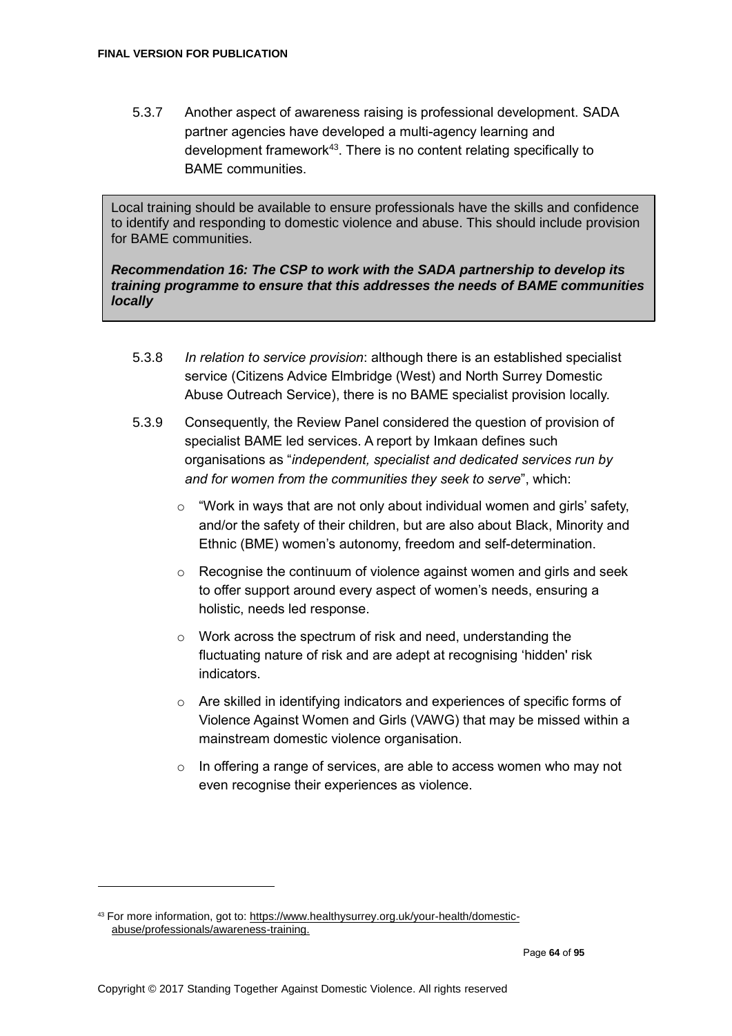5.3.7 Another aspect of awareness raising is professional development. SADA partner agencies have developed a multi-agency learning and development framework[43]. There is no content relating specifically to BAME communities.

> Local training should be available to ensure professionals have the skills and confidence to identify and responding to domestic violence and abuse. This should include provision for BAME communities.
>
> ***Recommendation 16: The CSP to work with the SADA partnership to develop its training programme to ensure that this addresses the needs of BAME communities locally***

5.3.8 *In relation to service provision*: although there is an established specialist service (Citizens Advice Elmbridge (West) and North Surrey Domestic Abuse Outreach Service), there is no BAME specialist provision locally.

5.3.9 Consequently, the Review Panel considered the question of provision of specialist BAME led services. A report by Imkaan defines such organisations as "*independent, specialist and dedicated services run by and for women from the communities they seek to serve*", which:

- "Work in ways that are not only about individual women and girls' safety, and/or the safety of their children, but are also about Black, Minority and Ethnic (BME) women's autonomy, freedom and self-determination.
- Recognise the continuum of violence against women and girls and seek to offer support around every aspect of women's needs, ensuring a holistic, needs led response.
- Work across the spectrum of risk and need, understanding the fluctuating nature of risk and are adept at recognising 'hidden' risk indicators.
- Are skilled in identifying indicators and experiences of specific forms of Violence Against Women and Girls (VAWG) that may be missed within a mainstream domestic violence organisation.
- In offering a range of services, are able to access women who may not even recognise their experiences as violence.

[43] For more information, got to: https://www.healthysurrey.org.uk/your-health/domestic-abuse/professionals/awareness-training.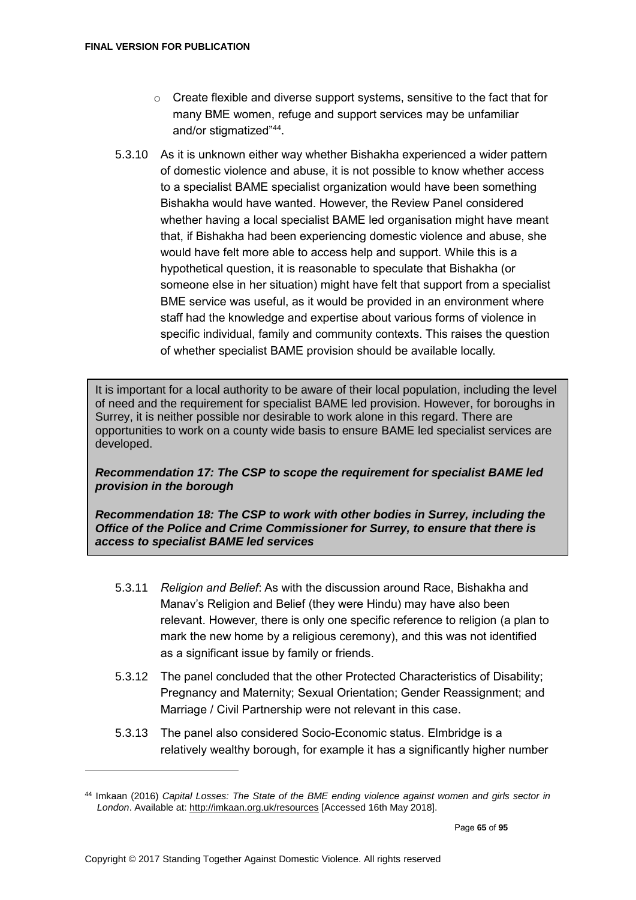- Create flexible and diverse support systems, sensitive to the fact that for many BME women, refuge and support services may be unfamiliar and/or stigmatized"[44].

5.3.10 As it is unknown either way whether Bishakha experienced a wider pattern of domestic violence and abuse, it is not possible to know whether access to a specialist BAME specialist organization would have been something Bishakha would have wanted. However, the Review Panel considered whether having a local specialist BAME led organisation might have meant that, if Bishakha had been experiencing domestic violence and abuse, she would have felt more able to access help and support. While this is a hypothetical question, it is reasonable to speculate that Bishakha (or someone else in her situation) might have felt that support from a specialist BME service was useful, as it would be provided in an environment where staff had the knowledge and expertise about various forms of violence in specific individual, family and community contexts. This raises the question of whether specialist BAME provision should be available locally.

It is important for a local authority to be aware of their local population, including the level of need and the requirement for specialist BAME led provision. However, for boroughs in Surrey, it is neither possible nor desirable to work alone in this regard. There are opportunities to work on a county wide basis to ensure BAME led specialist services are developed.

***Recommendation 17: The CSP to scope the requirement for specialist BAME led provision in the borough***

***Recommendation 18: The CSP to work with other bodies in Surrey, including the Office of the Police and Crime Commissioner for Surrey, to ensure that there is access to specialist BAME led services***

5.3.11 *Religion and Belief*: As with the discussion around Race, Bishakha and Manav's Religion and Belief (they were Hindu) may have also been relevant. However, there is only one specific reference to religion (a plan to mark the new home by a religious ceremony), and this was not identified as a significant issue by family or friends.

5.3.12 The panel concluded that the other Protected Characteristics of Disability; Pregnancy and Maternity; Sexual Orientation; Gender Reassignment; and Marriage / Civil Partnership were not relevant in this case.

5.3.13 The panel also considered Socio-Economic status. Elmbridge is a relatively wealthy borough, for example it has a significantly higher number

[44] Imkaan (2016) *Capital Losses: The State of the BME ending violence against women and girls sector in London*. Available at: http://imkaan.org.uk/resources [Accessed 16th May 2018].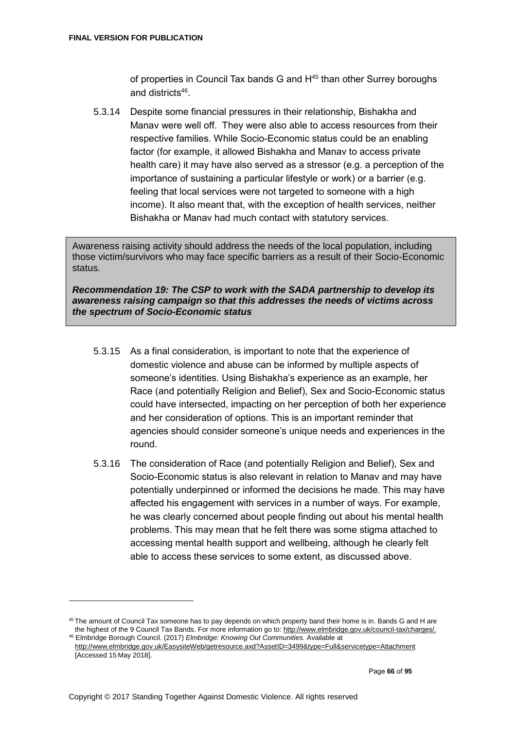of properties in Council Tax bands G and H[45] than other Surrey boroughs and districts[46].

5.3.14 Despite some financial pressures in their relationship, Bishakha and Manav were well off. They were also able to access resources from their respective families. While Socio-Economic status could be an enabling factor (for example, it allowed Bishakha and Manav to access private health care) it may have also served as a stressor (e.g. a perception of the importance of sustaining a particular lifestyle or work) or a barrier (e.g. feeling that local services were not targeted to someone with a high income). It also meant that, with the exception of health services, neither Bishakha or Manav had much contact with statutory services.

> Awareness raising activity should address the needs of the local population, including those victim/survivors who may face specific barriers as a result of their Socio-Economic status.
>
> ***Recommendation 19: The CSP to work with the SADA partnership to develop its awareness raising campaign so that this addresses the needs of victims across the spectrum of Socio-Economic status***

5.3.15 As a final consideration, is important to note that the experience of domestic violence and abuse can be informed by multiple aspects of someone's identities. Using Bishakha's experience as an example, her Race (and potentially Religion and Belief), Sex and Socio-Economic status could have intersected, impacting on her perception of both her experience and her consideration of options. This is an important reminder that agencies should consider someone's unique needs and experiences in the round.

5.3.16 The consideration of Race (and potentially Religion and Belief), Sex and Socio-Economic status is also relevant in relation to Manav and may have potentially underpinned or informed the decisions he made. This may have affected his engagement with services in a number of ways. For example, he was clearly concerned about people finding out about his mental health problems. This may mean that he felt there was some stigma attached to accessing mental health support and wellbeing, although he clearly felt able to access these services to some extent, as discussed above.

---

[45] The amount of Council Tax someone has to pay depends on which property band their home is in. Bands G and H are the highest of the 9 Council Tax Bands. For more information go to: http://www.elmbridge.gov.uk/council-tax/charges/.

[46] Elmbridge Borough Council. (2017) *Elmbridge: Knowing Out Communities.* Available at http://www.elmbridge.gov.uk/EasysiteWeb/getresource.axd?AssetID=3499&type=Full&servicetype=Attachment [Accessed 15 May 2018].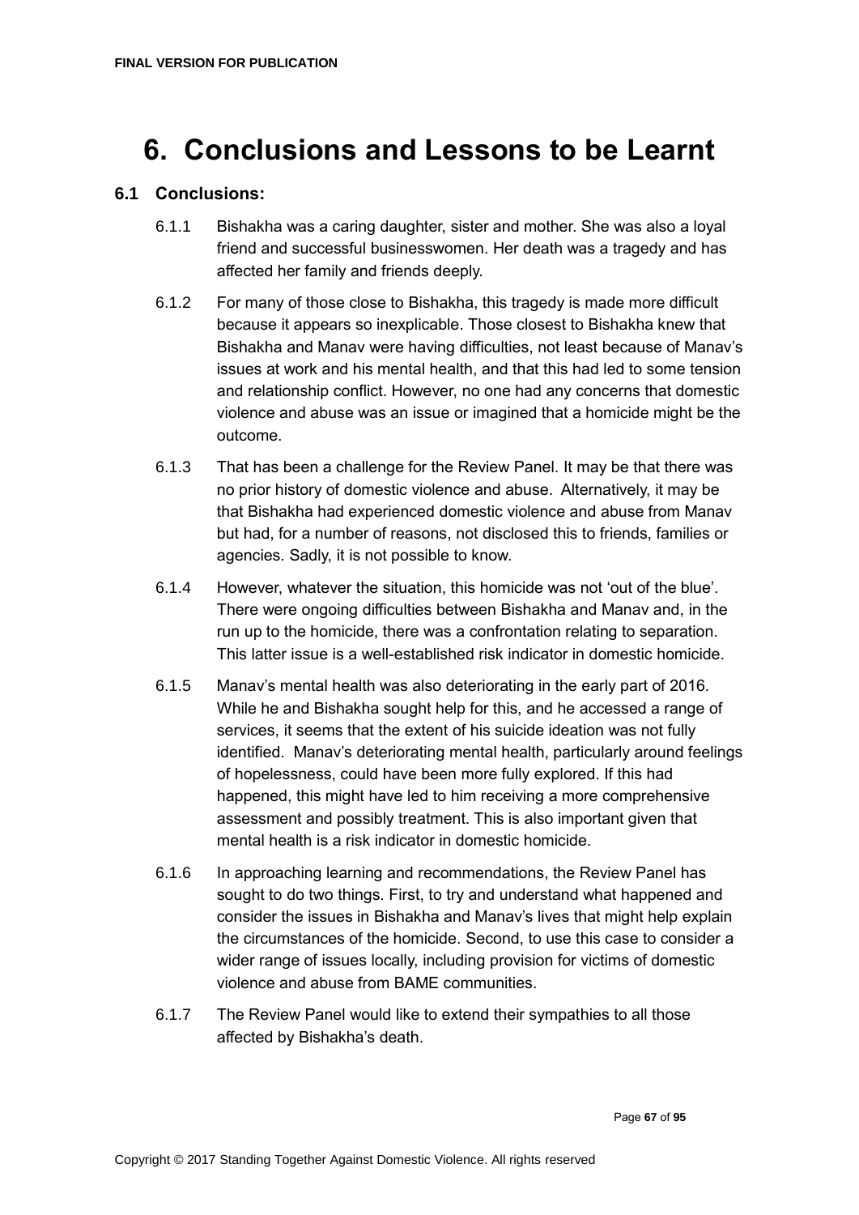# 6. Conclusions and Lessons to be Learnt

## 6.1 Conclusions:

6.1.1 Bishakha was a caring daughter, sister and mother. She was also a loyal friend and successful businesswomen. Her death was a tragedy and has affected her family and friends deeply.

6.1.2 For many of those close to Bishakha, this tragedy is made more difficult because it appears so inexplicable. Those closest to Bishakha knew that Bishakha and Manav were having difficulties, not least because of Manav's issues at work and his mental health, and that this had led to some tension and relationship conflict. However, no one had any concerns that domestic violence and abuse was an issue or imagined that a homicide might be the outcome.

6.1.3 That has been a challenge for the Review Panel. It may be that there was no prior history of domestic violence and abuse. Alternatively, it may be that Bishakha had experienced domestic violence and abuse from Manav but had, for a number of reasons, not disclosed this to friends, families or agencies. Sadly, it is not possible to know.

6.1.4 However, whatever the situation, this homicide was not 'out of the blue'. There were ongoing difficulties between Bishakha and Manav and, in the run up to the homicide, there was a confrontation relating to separation. This latter issue is a well-established risk indicator in domestic homicide.

6.1.5 Manav's mental health was also deteriorating in the early part of 2016. While he and Bishakha sought help for this, and he accessed a range of services, it seems that the extent of his suicide ideation was not fully identified. Manav's deteriorating mental health, particularly around feelings of hopelessness, could have been more fully explored. If this had happened, this might have led to him receiving a more comprehensive assessment and possibly treatment. This is also important given that mental health is a risk indicator in domestic homicide.

6.1.6 In approaching learning and recommendations, the Review Panel has sought to do two things. First, to try and understand what happened and consider the issues in Bishakha and Manav's lives that might help explain the circumstances of the homicide. Second, to use this case to consider a wider range of issues locally, including provision for victims of domestic violence and abuse from BAME communities.

6.1.7 The Review Panel would like to extend their sympathies to all those affected by Bishakha's death.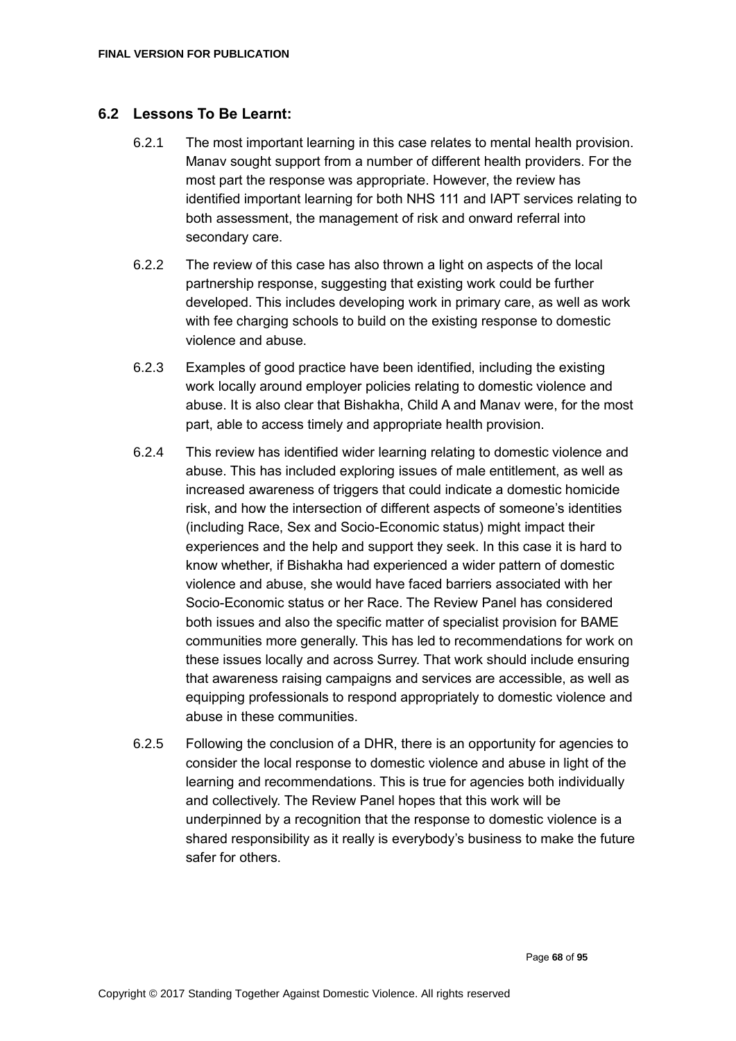## 6.2 Lessons To Be Learnt:

6.2.1 The most important learning in this case relates to mental health provision. Manav sought support from a number of different health providers. For the most part the response was appropriate. However, the review has identified important learning for both NHS 111 and IAPT services relating to both assessment, the management of risk and onward referral into secondary care.

6.2.2 The review of this case has also thrown a light on aspects of the local partnership response, suggesting that existing work could be further developed. This includes developing work in primary care, as well as work with fee charging schools to build on the existing response to domestic violence and abuse.

6.2.3 Examples of good practice have been identified, including the existing work locally around employer policies relating to domestic violence and abuse. It is also clear that Bishakha, Child A and Manav were, for the most part, able to access timely and appropriate health provision.

6.2.4 This review has identified wider learning relating to domestic violence and abuse. This has included exploring issues of male entitlement, as well as increased awareness of triggers that could indicate a domestic homicide risk, and how the intersection of different aspects of someone's identities (including Race, Sex and Socio-Economic status) might impact their experiences and the help and support they seek. In this case it is hard to know whether, if Bishakha had experienced a wider pattern of domestic violence and abuse, she would have faced barriers associated with her Socio-Economic status or her Race. The Review Panel has considered both issues and also the specific matter of specialist provision for BAME communities more generally. This has led to recommendations for work on these issues locally and across Surrey. That work should include ensuring that awareness raising campaigns and services are accessible, as well as equipping professionals to respond appropriately to domestic violence and abuse in these communities.

6.2.5 Following the conclusion of a DHR, there is an opportunity for agencies to consider the local response to domestic violence and abuse in light of the learning and recommendations. This is true for agencies both individually and collectively. The Review Panel hopes that this work will be underpinned by a recognition that the response to domestic violence is a shared responsibility as it really is everybody's business to make the future safer for others.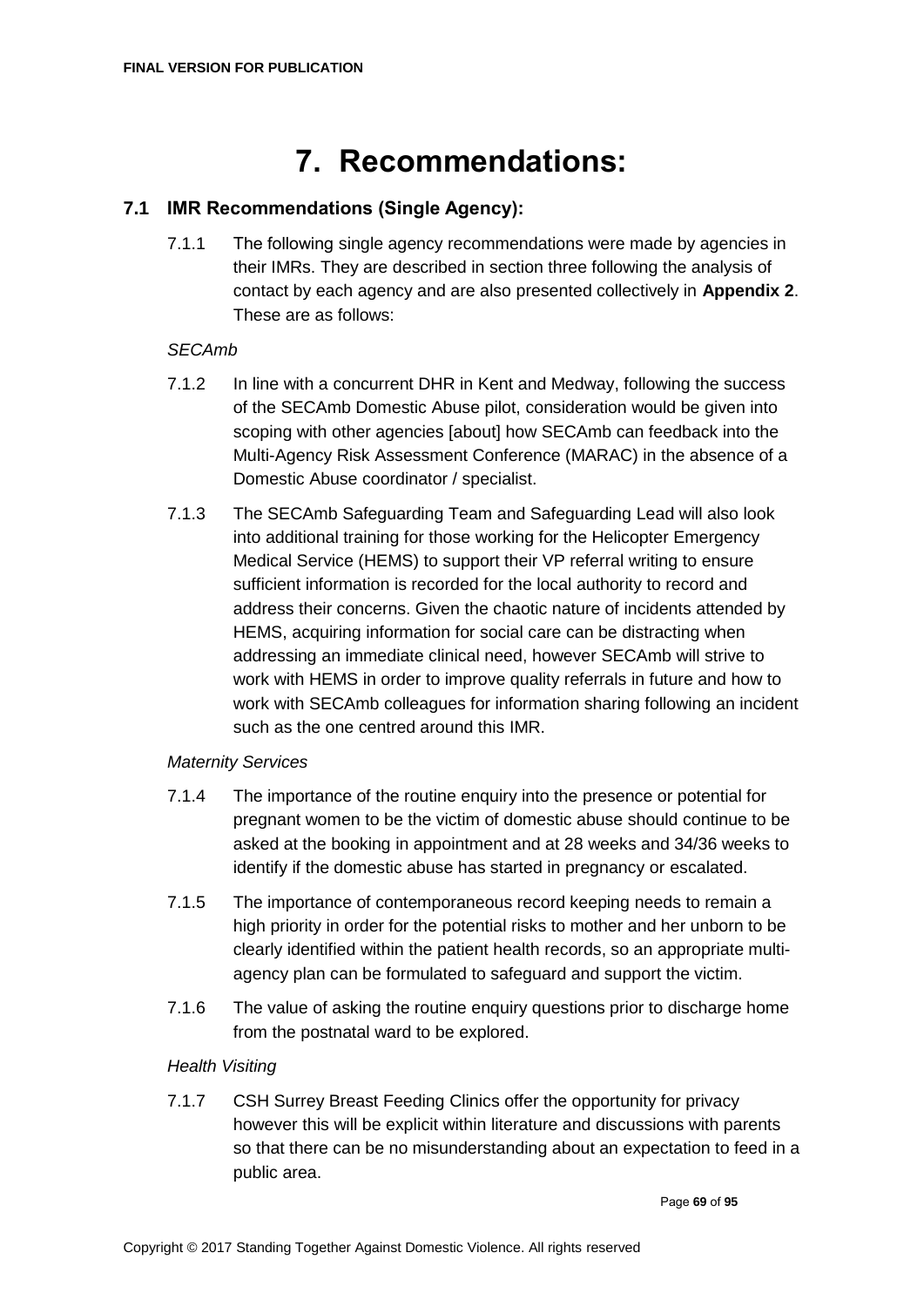# 7. Recommendations:

## 7.1 IMR Recommendations (Single Agency):

7.1.1 The following single agency recommendations were made by agencies in their IMRs. They are described in section three following the analysis of contact by each agency and are also presented collectively in **Appendix 2**. These are as follows:

*SECAmb*

7.1.2 In line with a concurrent DHR in Kent and Medway, following the success of the SECAmb Domestic Abuse pilot, consideration would be given into scoping with other agencies [about] how SECAmb can feedback into the Multi-Agency Risk Assessment Conference (MARAC) in the absence of a Domestic Abuse coordinator / specialist.

7.1.3 The SECAmb Safeguarding Team and Safeguarding Lead will also look into additional training for those working for the Helicopter Emergency Medical Service (HEMS) to support their VP referral writing to ensure sufficient information is recorded for the local authority to record and address their concerns. Given the chaotic nature of incidents attended by HEMS, acquiring information for social care can be distracting when addressing an immediate clinical need, however SECAmb will strive to work with HEMS in order to improve quality referrals in future and how to work with SECAmb colleagues for information sharing following an incident such as the one centred around this IMR.

*Maternity Services*

7.1.4 The importance of the routine enquiry into the presence or potential for pregnant women to be the victim of domestic abuse should continue to be asked at the booking in appointment and at 28 weeks and 34/36 weeks to identify if the domestic abuse has started in pregnancy or escalated.

7.1.5 The importance of contemporaneous record keeping needs to remain a high priority in order for the potential risks to mother and her unborn to be clearly identified within the patient health records, so an appropriate multi-agency plan can be formulated to safeguard and support the victim.

7.1.6 The value of asking the routine enquiry questions prior to discharge home from the postnatal ward to be explored.

*Health Visiting*

7.1.7 CSH Surrey Breast Feeding Clinics offer the opportunity for privacy however this will be explicit within literature and discussions with parents so that there can be no misunderstanding about an expectation to feed in a public area.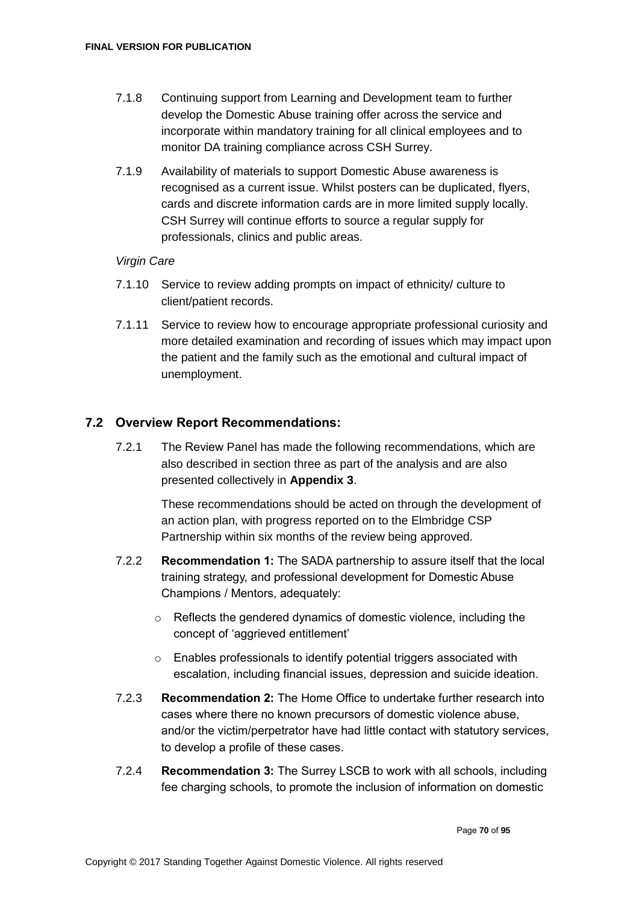7.1.8 Continuing support from Learning and Development team to further develop the Domestic Abuse training offer across the service and incorporate within mandatory training for all clinical employees and to monitor DA training compliance across CSH Surrey.

7.1.9 Availability of materials to support Domestic Abuse awareness is recognised as a current issue. Whilst posters can be duplicated, flyers, cards and discrete information cards are in more limited supply locally. CSH Surrey will continue efforts to source a regular supply for professionals, clinics and public areas.

*Virgin Care*

7.1.10 Service to review adding prompts on impact of ethnicity/ culture to client/patient records.

7.1.11 Service to review how to encourage appropriate professional curiosity and more detailed examination and recording of issues which may impact upon the patient and the family such as the emotional and cultural impact of unemployment.

## 7.2 Overview Report Recommendations:

7.2.1 The Review Panel has made the following recommendations, which are also described in section three as part of the analysis and are also presented collectively in **Appendix 3**.

These recommendations should be acted on through the development of an action plan, with progress reported on to the Elmbridge CSP Partnership within six months of the review being approved.

7.2.2 **Recommendation 1:** The SADA partnership to assure itself that the local training strategy, and professional development for Domestic Abuse Champions / Mentors, adequately:

- Reflects the gendered dynamics of domestic violence, including the concept of 'aggrieved entitlement'
- Enables professionals to identify potential triggers associated with escalation, including financial issues, depression and suicide ideation.

7.2.3 **Recommendation 2:** The Home Office to undertake further research into cases where there no known precursors of domestic violence abuse, and/or the victim/perpetrator have had little contact with statutory services, to develop a profile of these cases.

7.2.4 **Recommendation 3:** The Surrey LSCB to work with all schools, including fee charging schools, to promote the inclusion of information on domestic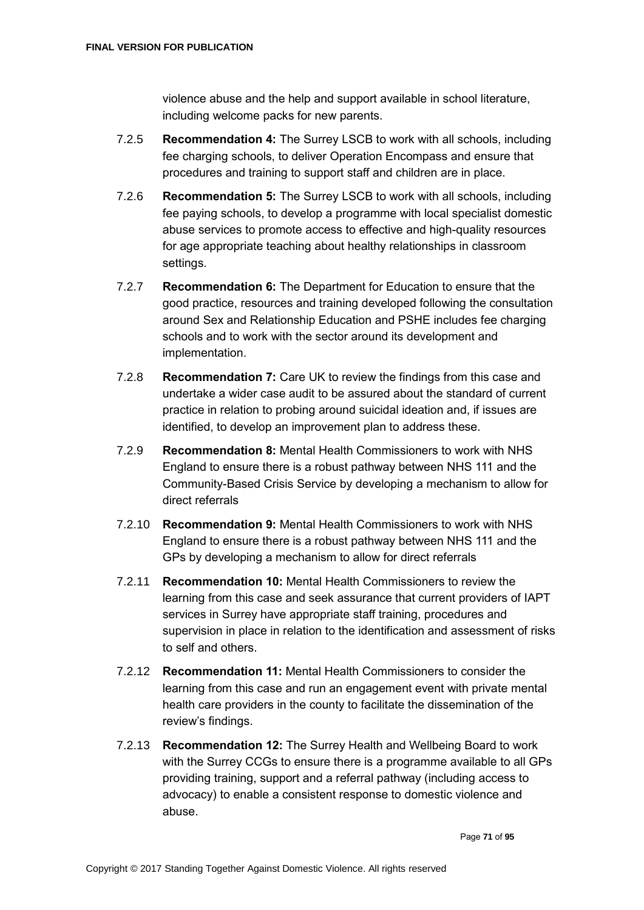violence abuse and the help and support available in school literature, including welcome packs for new parents.

7.2.5 **Recommendation 4:** The Surrey LSCB to work with all schools, including fee charging schools, to deliver Operation Encompass and ensure that procedures and training to support staff and children are in place.

7.2.6 **Recommendation 5:** The Surrey LSCB to work with all schools, including fee paying schools, to develop a programme with local specialist domestic abuse services to promote access to effective and high-quality resources for age appropriate teaching about healthy relationships in classroom settings.

7.2.7 **Recommendation 6:** The Department for Education to ensure that the good practice, resources and training developed following the consultation around Sex and Relationship Education and PSHE includes fee charging schools and to work with the sector around its development and implementation.

7.2.8 **Recommendation 7:** Care UK to review the findings from this case and undertake a wider case audit to be assured about the standard of current practice in relation to probing around suicidal ideation and, if issues are identified, to develop an improvement plan to address these.

7.2.9 **Recommendation 8:** Mental Health Commissioners to work with NHS England to ensure there is a robust pathway between NHS 111 and the Community-Based Crisis Service by developing a mechanism to allow for direct referrals

7.2.10 **Recommendation 9:** Mental Health Commissioners to work with NHS England to ensure there is a robust pathway between NHS 111 and the GPs by developing a mechanism to allow for direct referrals

7.2.11 **Recommendation 10:** Mental Health Commissioners to review the learning from this case and seek assurance that current providers of IAPT services in Surrey have appropriate staff training, procedures and supervision in place in relation to the identification and assessment of risks to self and others.

7.2.12 **Recommendation 11:** Mental Health Commissioners to consider the learning from this case and run an engagement event with private mental health care providers in the county to facilitate the dissemination of the review's findings.

7.2.13 **Recommendation 12:** The Surrey Health and Wellbeing Board to work with the Surrey CCGs to ensure there is a programme available to all GPs providing training, support and a referral pathway (including access to advocacy) to enable a consistent response to domestic violence and abuse.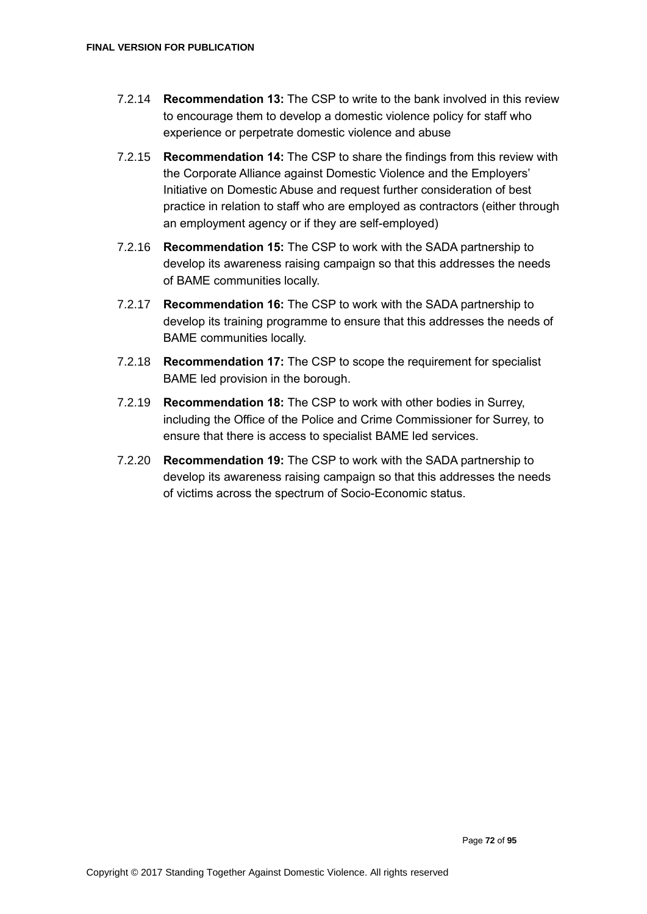7.2.14 **Recommendation 13:** The CSP to write to the bank involved in this review to encourage them to develop a domestic violence policy for staff who experience or perpetrate domestic violence and abuse

7.2.15 **Recommendation 14:** The CSP to share the findings from this review with the Corporate Alliance against Domestic Violence and the Employers' Initiative on Domestic Abuse and request further consideration of best practice in relation to staff who are employed as contractors (either through an employment agency or if they are self-employed)

7.2.16 **Recommendation 15:** The CSP to work with the SADA partnership to develop its awareness raising campaign so that this addresses the needs of BAME communities locally.

7.2.17 **Recommendation 16:** The CSP to work with the SADA partnership to develop its training programme to ensure that this addresses the needs of BAME communities locally.

7.2.18 **Recommendation 17:** The CSP to scope the requirement for specialist BAME led provision in the borough.

7.2.19 **Recommendation 18:** The CSP to work with other bodies in Surrey, including the Office of the Police and Crime Commissioner for Surrey, to ensure that there is access to specialist BAME led services.

7.2.20 **Recommendation 19:** The CSP to work with the SADA partnership to develop its awareness raising campaign so that this addresses the needs of victims across the spectrum of Socio-Economic status.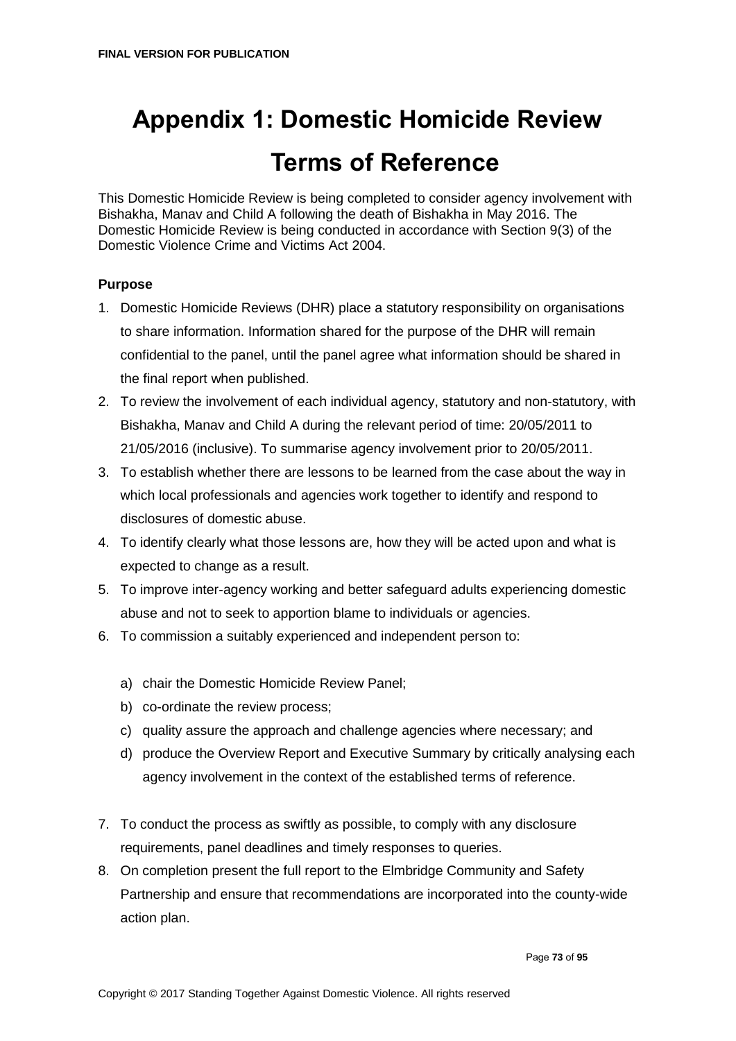# Appendix 1: Domestic Homicide Review Terms of Reference

This Domestic Homicide Review is being completed to consider agency involvement with Bishakha, Manav and Child A following the death of Bishakha in May 2016. The Domestic Homicide Review is being conducted in accordance with Section 9(3) of the Domestic Violence Crime and Victims Act 2004.

**Purpose**

1. Domestic Homicide Reviews (DHR) place a statutory responsibility on organisations to share information. Information shared for the purpose of the DHR will remain confidential to the panel, until the panel agree what information should be shared in the final report when published.
2. To review the involvement of each individual agency, statutory and non-statutory, with Bishakha, Manav and Child A during the relevant period of time: 20/05/2011 to 21/05/2016 (inclusive). To summarise agency involvement prior to 20/05/2011.
3. To establish whether there are lessons to be learned from the case about the way in which local professionals and agencies work together to identify and respond to disclosures of domestic abuse.
4. To identify clearly what those lessons are, how they will be acted upon and what is expected to change as a result.
5. To improve inter-agency working and better safeguard adults experiencing domestic abuse and not to seek to apportion blame to individuals or agencies.
6. To commission a suitably experienced and independent person to:

    a) chair the Domestic Homicide Review Panel;
    b) co-ordinate the review process;
    c) quality assure the approach and challenge agencies where necessary; and
    d) produce the Overview Report and Executive Summary by critically analysing each agency involvement in the context of the established terms of reference.

7. To conduct the process as swiftly as possible, to comply with any disclosure requirements, panel deadlines and timely responses to queries.
8. On completion present the full report to the Elmbridge Community and Safety Partnership and ensure that recommendations are incorporated into the county-wide action plan.

Copyright © 2017 Standing Together Against Domestic Violence. All rights reserved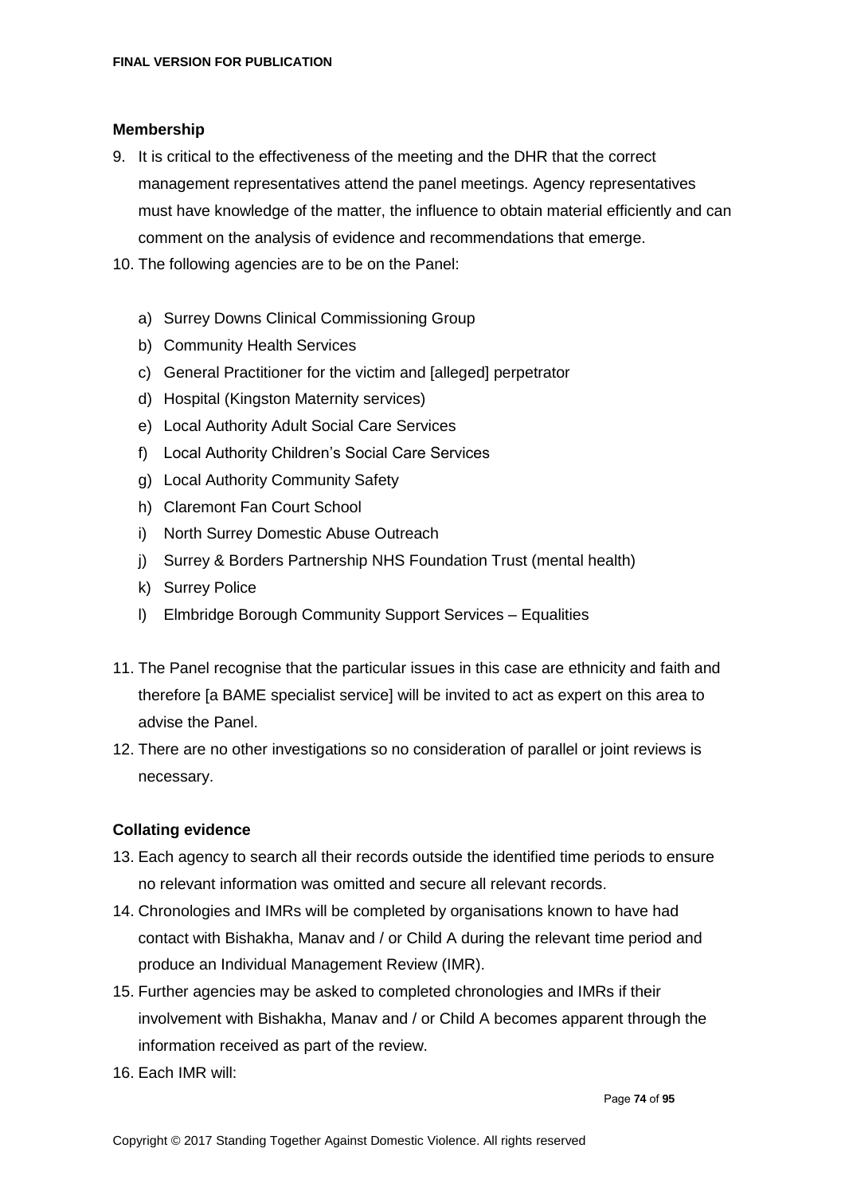**Membership**

9. It is critical to the effectiveness of the meeting and the DHR that the correct management representatives attend the panel meetings. Agency representatives must have knowledge of the matter, the influence to obtain material efficiently and can comment on the analysis of evidence and recommendations that emerge.
10. The following agencies are to be on the Panel:

    a) Surrey Downs Clinical Commissioning Group
    b) Community Health Services
    c) General Practitioner for the victim and [alleged] perpetrator
    d) Hospital (Kingston Maternity services)
    e) Local Authority Adult Social Care Services
    f) Local Authority Children's Social Care Services
    g) Local Authority Community Safety
    h) Claremont Fan Court School
    i) North Surrey Domestic Abuse Outreach
    j) Surrey & Borders Partnership NHS Foundation Trust (mental health)
    k) Surrey Police
    l) Elmbridge Borough Community Support Services – Equalities

11. The Panel recognise that the particular issues in this case are ethnicity and faith and therefore [a BAME specialist service] will be invited to act as expert on this area to advise the Panel.
12. There are no other investigations so no consideration of parallel or joint reviews is necessary.

**Collating evidence**

13. Each agency to search all their records outside the identified time periods to ensure no relevant information was omitted and secure all relevant records.
14. Chronologies and IMRs will be completed by organisations known to have had contact with Bishakha, Manav and / or Child A during the relevant time period and produce an Individual Management Review (IMR).
15. Further agencies may be asked to completed chronologies and IMRs if their involvement with Bishakha, Manav and / or Child A becomes apparent through the information received as part of the review.
16. Each IMR will: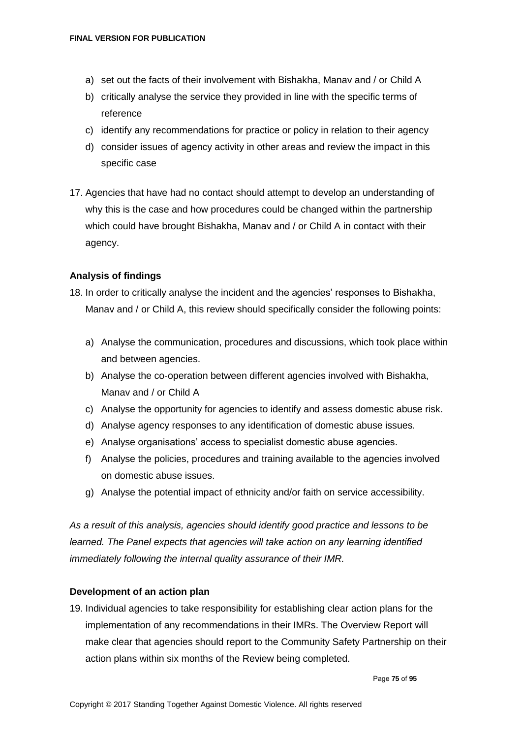a) set out the facts of their involvement with Bishakha, Manav and / or Child A
b) critically analyse the service they provided in line with the specific terms of reference
c) identify any recommendations for practice or policy in relation to their agency
d) consider issues of agency activity in other areas and review the impact in this specific case

17. Agencies that have had no contact should attempt to develop an understanding of why this is the case and how procedures could be changed within the partnership which could have brought Bishakha, Manav and / or Child A in contact with their agency.

**Analysis of findings**

18. In order to critically analyse the incident and the agencies' responses to Bishakha, Manav and / or Child A, this review should specifically consider the following points:

a) Analyse the communication, procedures and discussions, which took place within and between agencies.
b) Analyse the co-operation between different agencies involved with Bishakha, Manav and / or Child A
c) Analyse the opportunity for agencies to identify and assess domestic abuse risk.
d) Analyse agency responses to any identification of domestic abuse issues.
e) Analyse organisations' access to specialist domestic abuse agencies.
f) Analyse the policies, procedures and training available to the agencies involved on domestic abuse issues.
g) Analyse the potential impact of ethnicity and/or faith on service accessibility.

*As a result of this analysis, agencies should identify good practice and lessons to be learned. The Panel expects that agencies will take action on any learning identified immediately following the internal quality assurance of their IMR.*

**Development of an action plan**

19. Individual agencies to take responsibility for establishing clear action plans for the implementation of any recommendations in their IMRs. The Overview Report will make clear that agencies should report to the Community Safety Partnership on their action plans within six months of the Review being completed.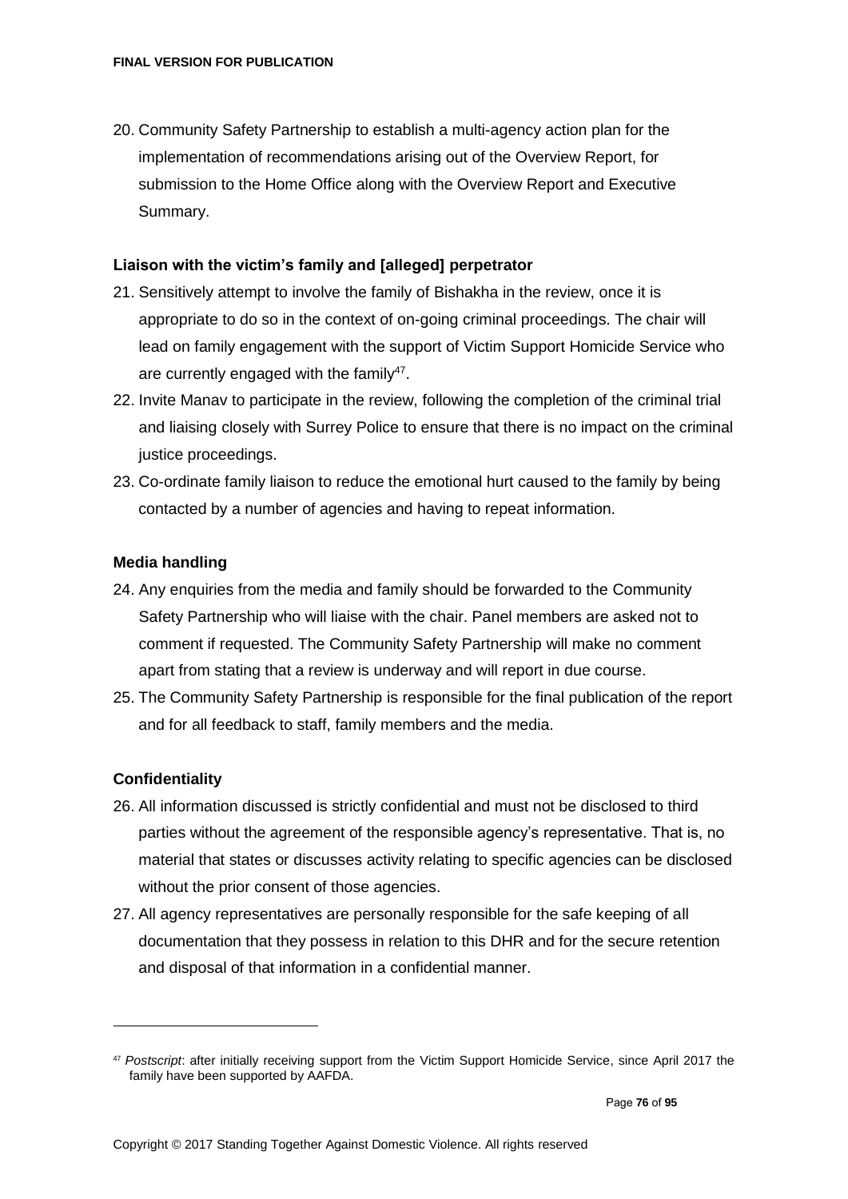20. Community Safety Partnership to establish a multi-agency action plan for the implementation of recommendations arising out of the Overview Report, for submission to the Home Office along with the Overview Report and Executive Summary.

**Liaison with the victim's family and [alleged] perpetrator**

21. Sensitively attempt to involve the family of Bishakha in the review, once it is appropriate to do so in the context of on-going criminal proceedings. The chair will lead on family engagement with the support of Victim Support Homicide Service who are currently engaged with the family[47].
22. Invite Manav to participate in the review, following the completion of the criminal trial and liaising closely with Surrey Police to ensure that there is no impact on the criminal justice proceedings.
23. Co-ordinate family liaison to reduce the emotional hurt caused to the family by being contacted by a number of agencies and having to repeat information.

**Media handling**

24. Any enquiries from the media and family should be forwarded to the Community Safety Partnership who will liaise with the chair. Panel members are asked not to comment if requested. The Community Safety Partnership will make no comment apart from stating that a review is underway and will report in due course.
25. The Community Safety Partnership is responsible for the final publication of the report and for all feedback to staff, family members and the media.

**Confidentiality**

26. All information discussed is strictly confidential and must not be disclosed to third parties without the agreement of the responsible agency's representative. That is, no material that states or discusses activity relating to specific agencies can be disclosed without the prior consent of those agencies.
27. All agency representatives are personally responsible for the safe keeping of all documentation that they possess in relation to this DHR and for the secure retention and disposal of that information in a confidential manner.

---

[47] *Postscript*: after initially receiving support from the Victim Support Homicide Service, since April 2017 the family have been supported by AAFDA.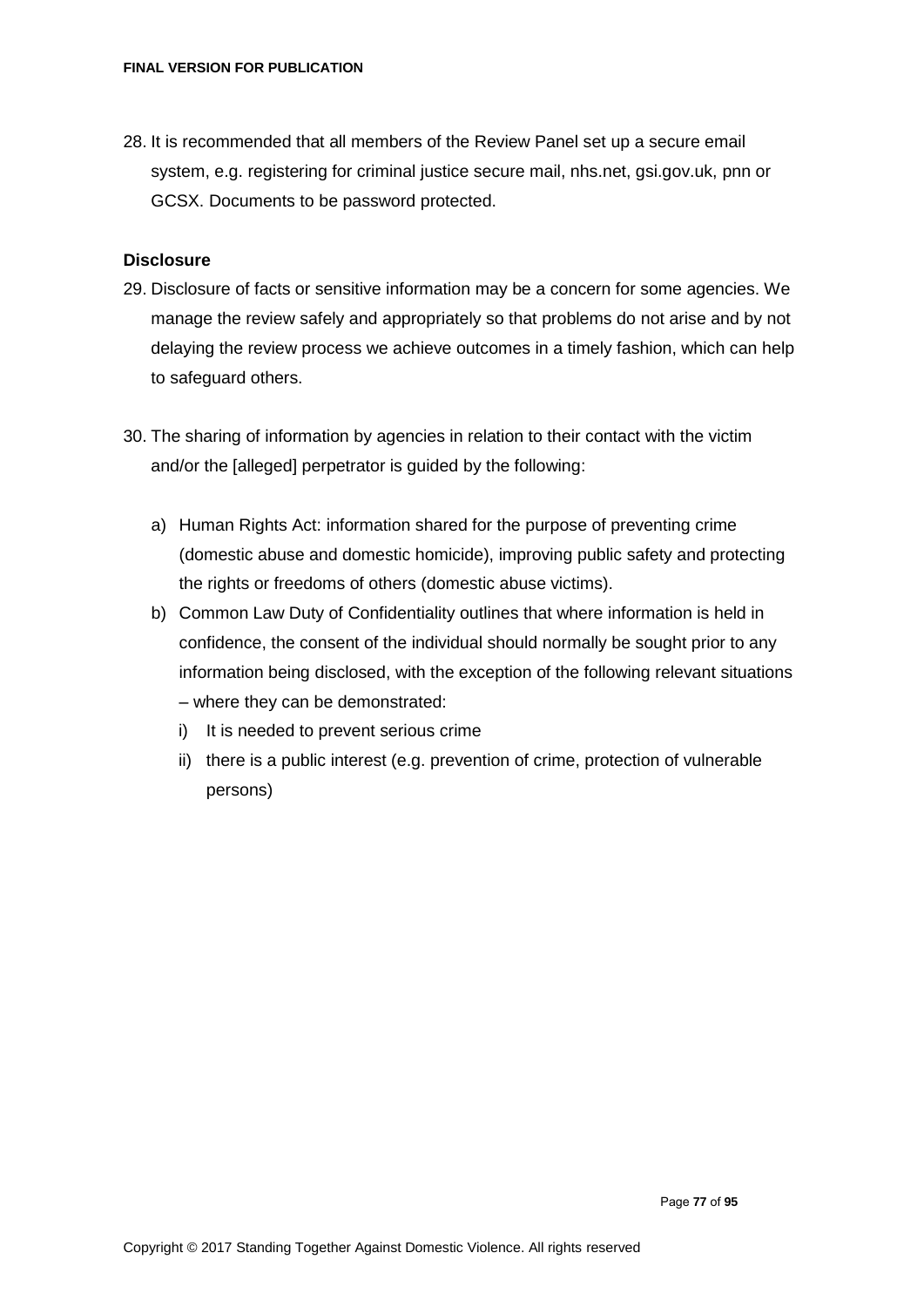28. It is recommended that all members of the Review Panel set up a secure email system, e.g. registering for criminal justice secure mail, nhs.net, gsi.gov.uk, pnn or GCSX. Documents to be password protected.

**Disclosure**

29. Disclosure of facts or sensitive information may be a concern for some agencies. We manage the review safely and appropriately so that problems do not arise and by not delaying the review process we achieve outcomes in a timely fashion, which can help to safeguard others.

30. The sharing of information by agencies in relation to their contact with the victim and/or the [alleged] perpetrator is guided by the following:

    a) Human Rights Act: information shared for the purpose of preventing crime (domestic abuse and domestic homicide), improving public safety and protecting the rights or freedoms of others (domestic abuse victims).

    b) Common Law Duty of Confidentiality outlines that where information is held in confidence, the consent of the individual should normally be sought prior to any information being disclosed, with the exception of the following relevant situations – where they can be demonstrated:

        i) It is needed to prevent serious crime

        ii) there is a public interest (e.g. prevention of crime, protection of vulnerable persons)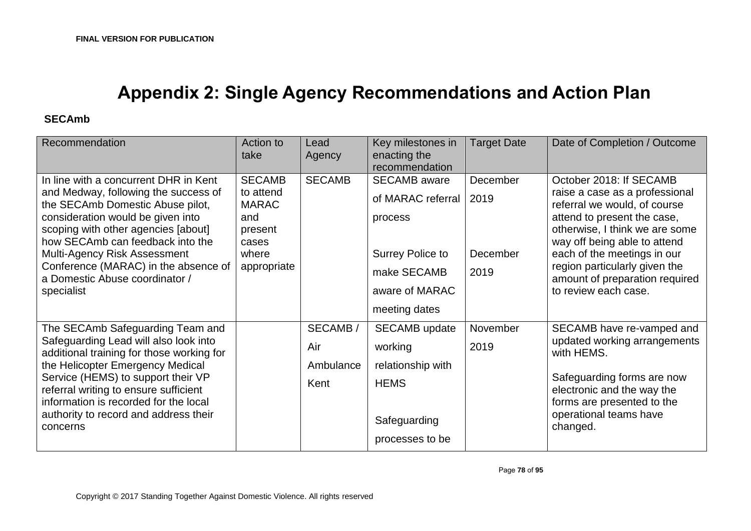# Appendix 2: Single Agency Recommendations and Action Plan

**SECAmb**

| Recommendation | Action to take | Lead Agency | Key milestones in enacting the recommendation | Target Date | Date of Completion / Outcome |
|---|---|---|---|---|---|
| In line with a concurrent DHR in Kent and Medway, following the success of the SECAmb Domestic Abuse pilot, consideration would be given into scoping with other agencies [about] how SECAmb can feedback into the Multi-Agency Risk Assessment Conference (MARAC) in the absence of a Domestic Abuse coordinator / specialist | SECAMB to attend MARAC and present cases where appropriate | SECAMB | SECAMB aware of MARAC referral process<br><br>Surrey Police to make SECAMB aware of MARAC meeting dates | December 2019<br><br>December 2019 | October 2018: If SECAMB raise a case as a professional referral we would, of course attend to present the case, otherwise, I think we are some way off being able to attend each of the meetings in our region particularly given the amount of preparation required to review each case. |
| The SECAmb Safeguarding Team and Safeguarding Lead will also look into additional training for those working for the Helicopter Emergency Medical Service (HEMS) to support their VP referral writing to ensure sufficient information is recorded for the local authority to record and address their concerns | | SECAMB / Air Ambulance Kent | SECAMB update working relationship with HEMS<br><br>Safeguarding processes to be | November 2019 | SECAMB have re-vamped and updated working arrangements with HEMS.<br><br>Safeguarding forms are now electronic and the way the forms are presented to the operational teams have changed. |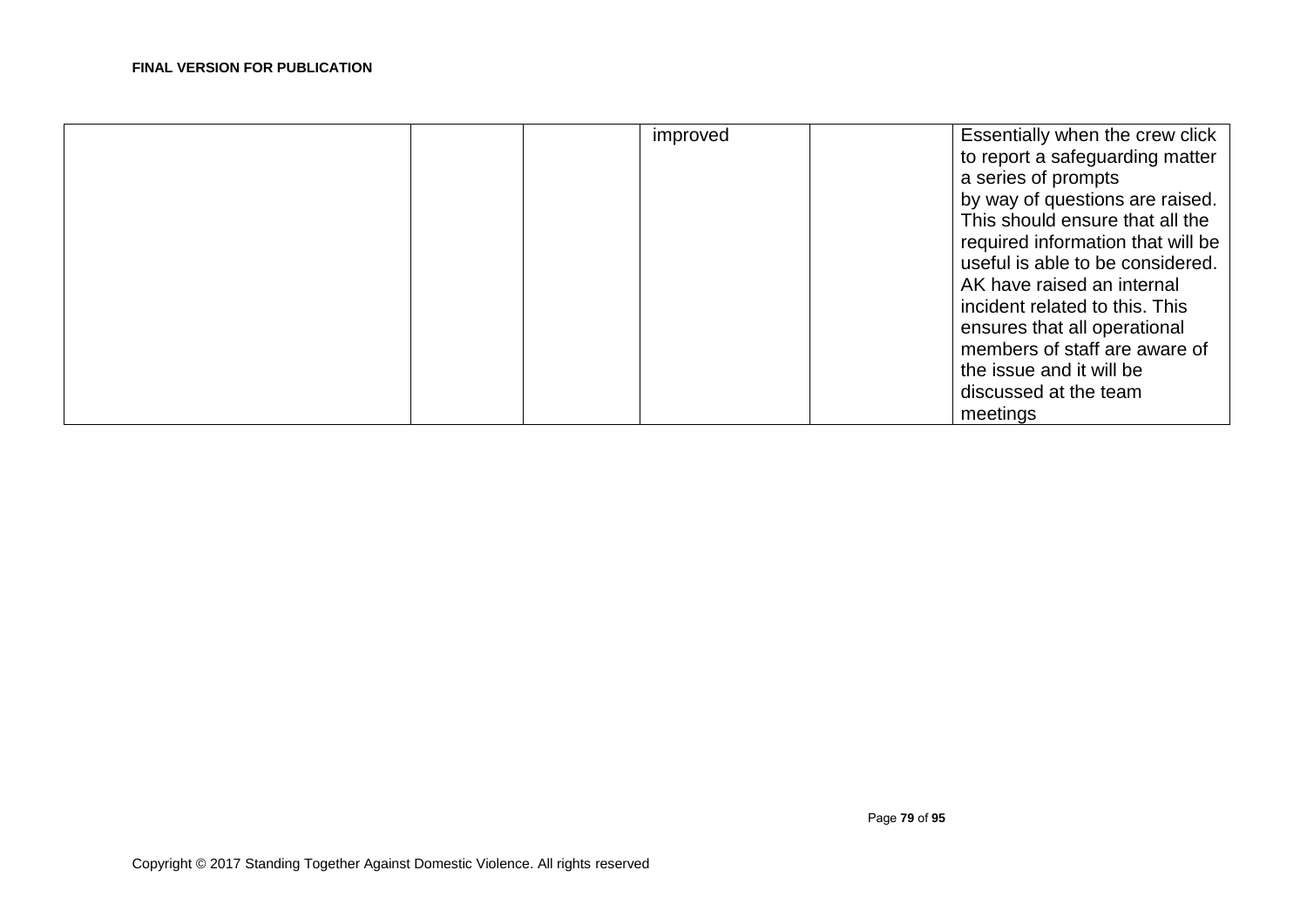| | | | | | |
|---|---|---|---|---|---|
| | | | improved | | Essentially when the crew click to report a safeguarding matter a series of prompts by way of questions are raised. This should ensure that all the required information that will be useful is able to be considered. AK have raised an internal incident related to this. This ensures that all operational members of staff are aware of the issue and it will be discussed at the team meetings |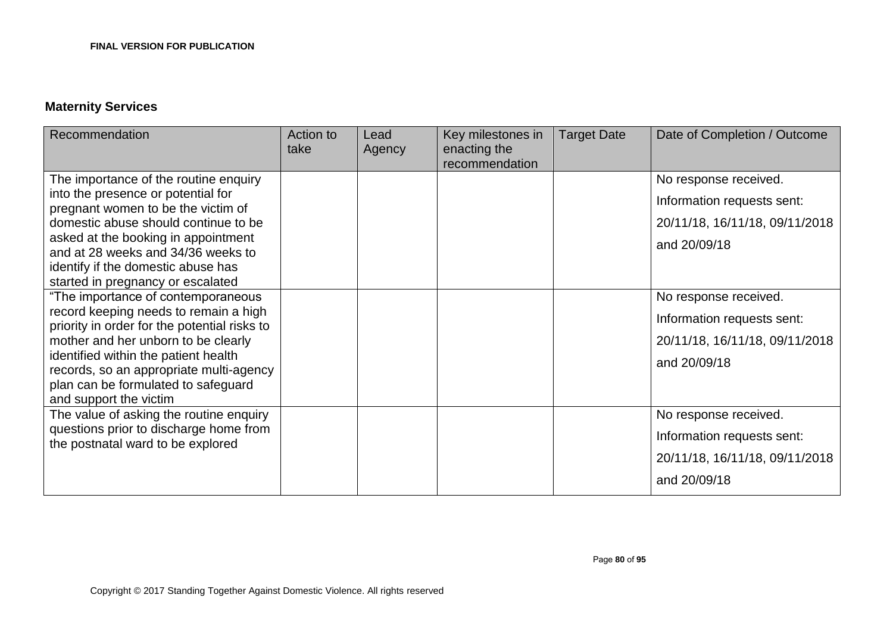## Maternity Services

| Recommendation | Action to take | Lead Agency | Key milestones in enacting the recommendation | Target Date | Date of Completion / Outcome |
|---|---|---|---|---|---|
| The importance of the routine enquiry into the presence or potential for pregnant women to be the victim of domestic abuse should continue to be asked at the booking in appointment and at 28 weeks and 34/36 weeks to identify if the domestic abuse has started in pregnancy or escalated | | | | | No response received. Information requests sent: 20/11/18, 16/11/18, 09/11/2018 and 20/09/18 |
| "The importance of contemporaneous record keeping needs to remain a high priority in order for the potential risks to mother and her unborn to be clearly identified within the patient health records, so an appropriate multi-agency plan can be formulated to safeguard and support the victim | | | | | No response received. Information requests sent: 20/11/18, 16/11/18, 09/11/2018 and 20/09/18 |
| The value of asking the routine enquiry questions prior to discharge home from the postnatal ward to be explored | | | | | No response received. Information requests sent: 20/11/18, 16/11/18, 09/11/2018 and 20/09/18 |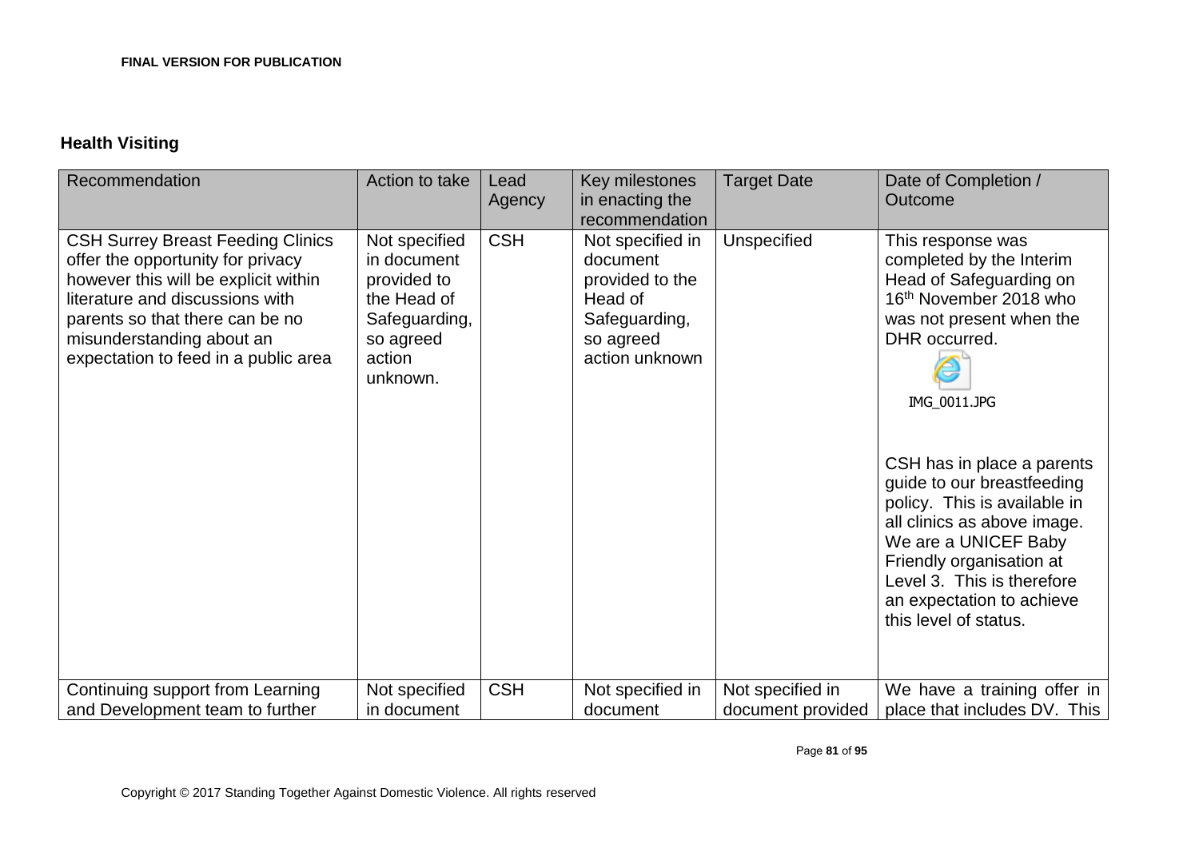## Health Visiting

| Recommendation | Action to take | Lead Agency | Key milestones in enacting the recommendation | Target Date | Date of Completion / Outcome |
| --- | --- | --- | --- | --- | --- |
| CSH Surrey Breast Feeding Clinics offer the opportunity for privacy however this will be explicit within literature and discussions with parents so that there can be no misunderstanding about an expectation to feed in a public area | Not specified in document provided to the Head of Safeguarding, so agreed action unknown. | CSH | Not specified in document provided to the Head of Safeguarding, so agreed action unknown | Unspecified | This response was completed by the Interim Head of Safeguarding on 16th November 2018 who was not present when the DHR occurred. IMG_0011.JPG CSH has in place a parents guide to our breastfeeding policy. This is available in all clinics as above image. We are a UNICEF Baby Friendly organisation at Level 3. This is therefore an expectation to achieve this level of status. |
| Continuing support from Learning and Development team to further | Not specified in document | CSH | Not specified in document | Not specified in document provided | We have a training offer in place that includes DV. This |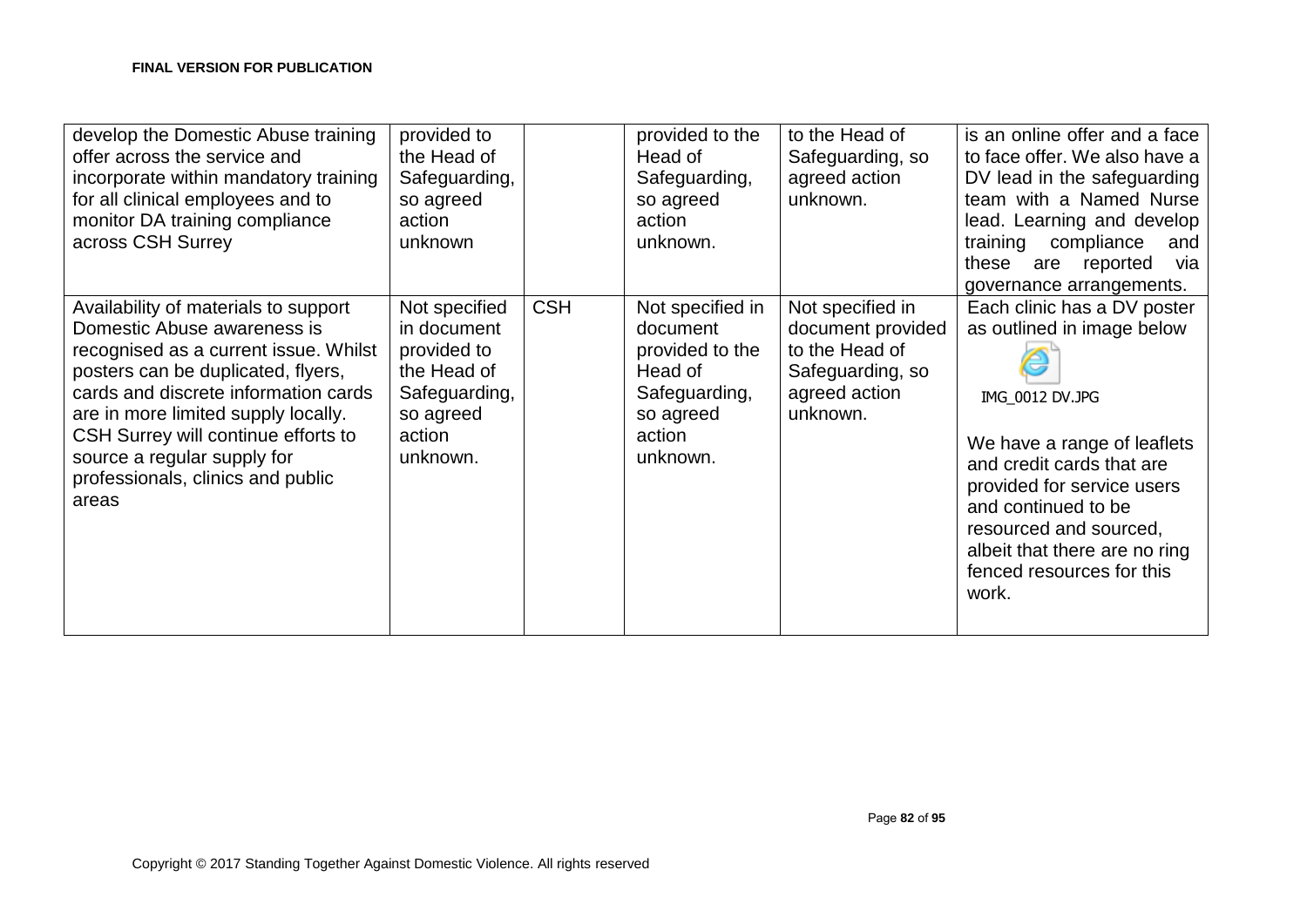| | | | | | |
|---|---|---|---|---|---|
| develop the Domestic Abuse training offer across the service and incorporate within mandatory training for all clinical employees and to monitor DA training compliance across CSH Surrey | provided to the Head of Safeguarding, so agreed action unknown | | provided to the Head of Safeguarding, so agreed action unknown. | to the Head of Safeguarding, so agreed action unknown. | is an online offer and a face to face offer. We also have a DV lead in the safeguarding team with a Named Nurse lead. Learning and develop training compliance and these are reported via governance arrangements. |
| Availability of materials to support Domestic Abuse awareness is recognised as a current issue. Whilst posters can be duplicated, flyers, cards and discrete information cards are in more limited supply locally. CSH Surrey will continue efforts to source a regular supply for professionals, clinics and public areas | Not specified in document provided to the Head of Safeguarding, so agreed action unknown. | CSH | Not specified in document provided to the Head of Safeguarding, so agreed action unknown. | Not specified in document provided to the Head of Safeguarding, so agreed action unknown. | Each clinic has a DV poster as outlined in image below<br><br>IMG_0012 DV.JPG<br><br>We have a range of leaflets and credit cards that are provided for service users and continued to be resourced and sourced, albeit that there are no ring fenced resources for this work. |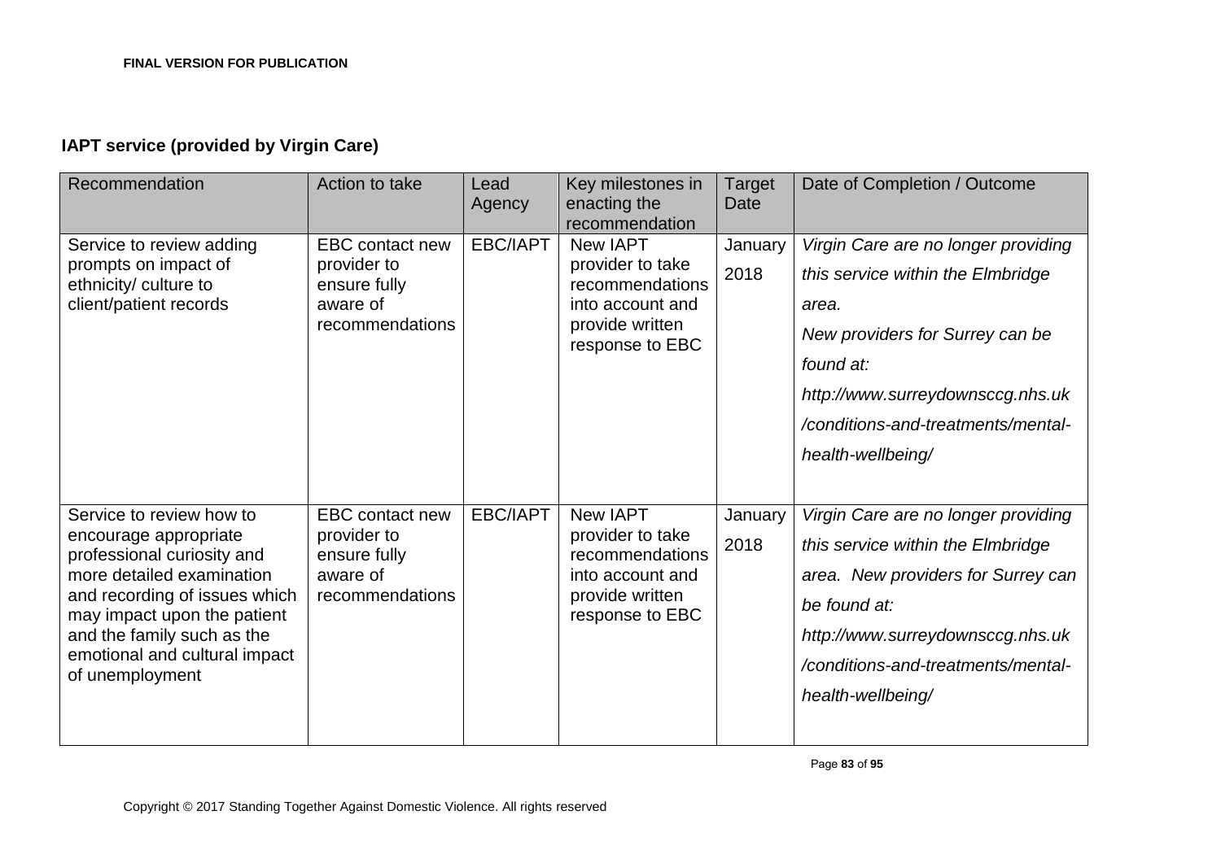**IAPT service (provided by Virgin Care)**

| Recommendation | Action to take | Lead Agency | Key milestones in enacting the recommendation | Target Date | Date of Completion / Outcome |
|---|---|---|---|---|---|
| Service to review adding prompts on impact of ethnicity/ culture to client/patient records | EBC contact new provider to ensure fully aware of recommendations | EBC/IAPT | New IAPT provider to take recommendations into account and provide written response to EBC | January 2018 | *Virgin Care are no longer providing this service within the Elmbridge area.* *New providers for Surrey can be found at: http://www.surreydownsccg.nhs.uk/conditions-and-treatments/mental-health-wellbeing/* |
| Service to review how to encourage appropriate professional curiosity and more detailed examination and recording of issues which may impact upon the patient and the family such as the emotional and cultural impact of unemployment | EBC contact new provider to ensure fully aware of recommendations | EBC/IAPT | New IAPT provider to take recommendations into account and provide written response to EBC | January 2018 | *Virgin Care are no longer providing this service within the Elmbridge area. New providers for Surrey can be found at: http://www.surreydownsccg.nhs.uk/conditions-and-treatments/mental-health-wellbeing/* |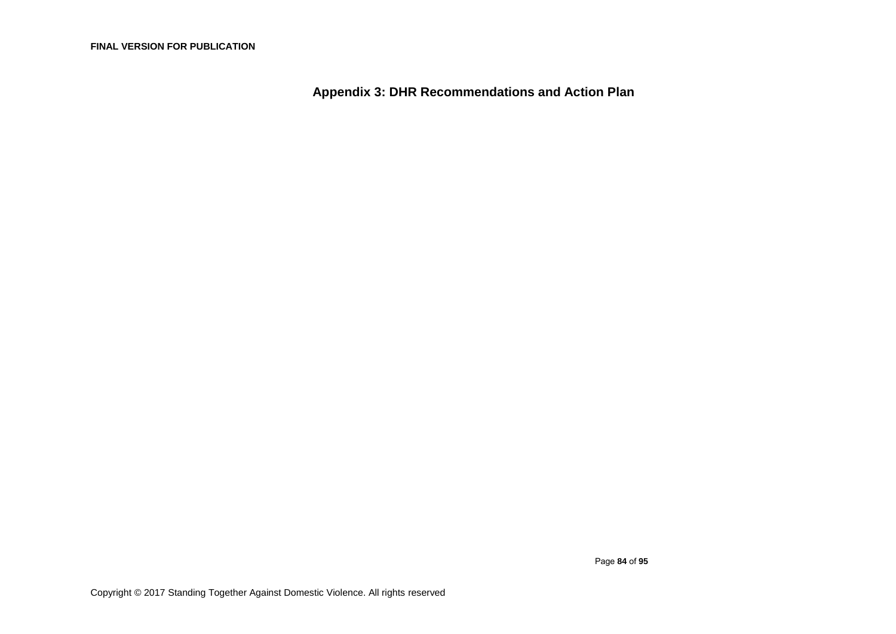# Appendix 3: DHR Recommendations and Action Plan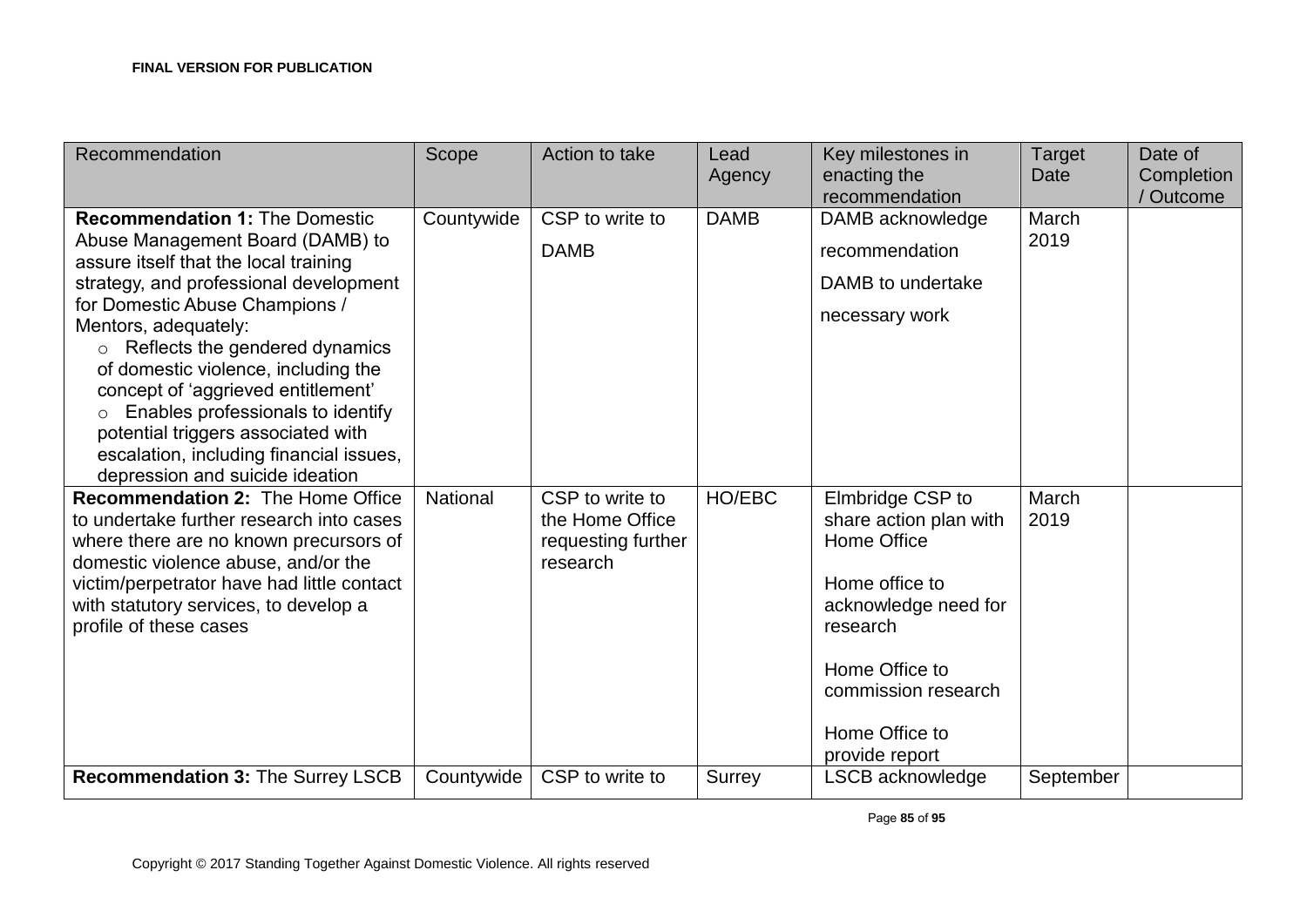| Recommendation | Scope | Action to take | Lead Agency | Key milestones in enacting the recommendation | Target Date | Date of Completion / Outcome |
|---|---|---|---|---|---|---|
| **Recommendation 1:** The Domestic Abuse Management Board (DAMB) to assure itself that the local training strategy, and professional development for Domestic Abuse Champions / Mentors, adequately: <br>○ Reflects the gendered dynamics of domestic violence, including the concept of 'aggrieved entitlement' <br>○ Enables professionals to identify potential triggers associated with escalation, including financial issues, depression and suicide ideation | Countywide | CSP to write to DAMB | DAMB | DAMB acknowledge recommendation <br>DAMB to undertake necessary work | March 2019 | |
| **Recommendation 2:** The Home Office to undertake further research into cases where there are no known precursors of domestic violence abuse, and/or the victim/perpetrator have had little contact with statutory services, to develop a profile of these cases | National | CSP to write to the Home Office requesting further research | HO/EBC | Elmbridge CSP to share action plan with Home Office <br><br>Home office to acknowledge need for research <br><br>Home Office to commission research <br><br>Home Office to provide report | March 2019 | |
| **Recommendation 3:** The Surrey LSCB | Countywide | CSP to write to | Surrey | LSCB acknowledge | September | |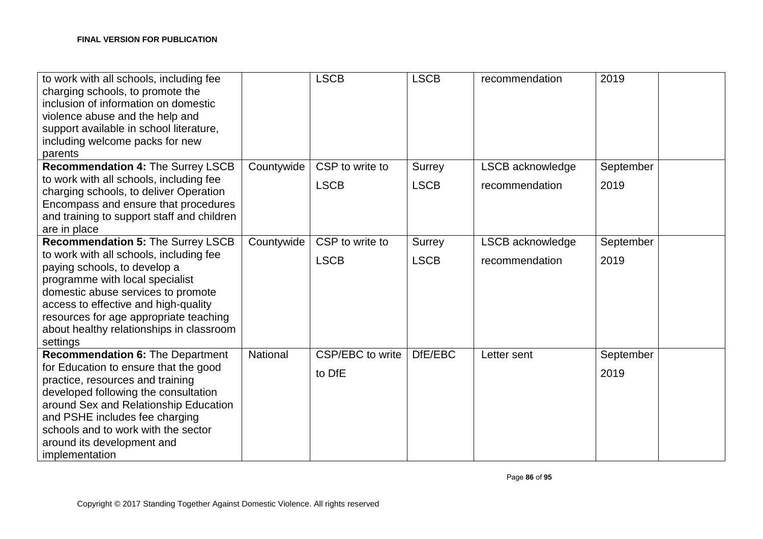| | | | | | | |
|---|---|---|---|---|---|---|
| to work with all schools, including fee charging schools, to promote the inclusion of information on domestic violence abuse and the help and support available in school literature, including welcome packs for new parents | | LSCB | LSCB | recommendation | 2019 | |
| **Recommendation 4:** The Surrey LSCB to work with all schools, including fee charging schools, to deliver Operation Encompass and ensure that procedures and training to support staff and children are in place | Countywide | CSP to write to LSCB | Surrey LSCB | LSCB acknowledge recommendation | September 2019 | |
| **Recommendation 5:** The Surrey LSCB to work with all schools, including fee paying schools, to develop a programme with local specialist domestic abuse services to promote access to effective and high-quality resources for age appropriate teaching about healthy relationships in classroom settings | Countywide | CSP to write to LSCB | Surrey LSCB | LSCB acknowledge recommendation | September 2019 | |
| **Recommendation 6:** The Department for Education to ensure that the good practice, resources and training developed following the consultation around Sex and Relationship Education and PSHE includes fee charging schools and to work with the sector around its development and implementation | National | CSP/EBC to write to DfE | DfE/EBC | Letter sent | September 2019 | |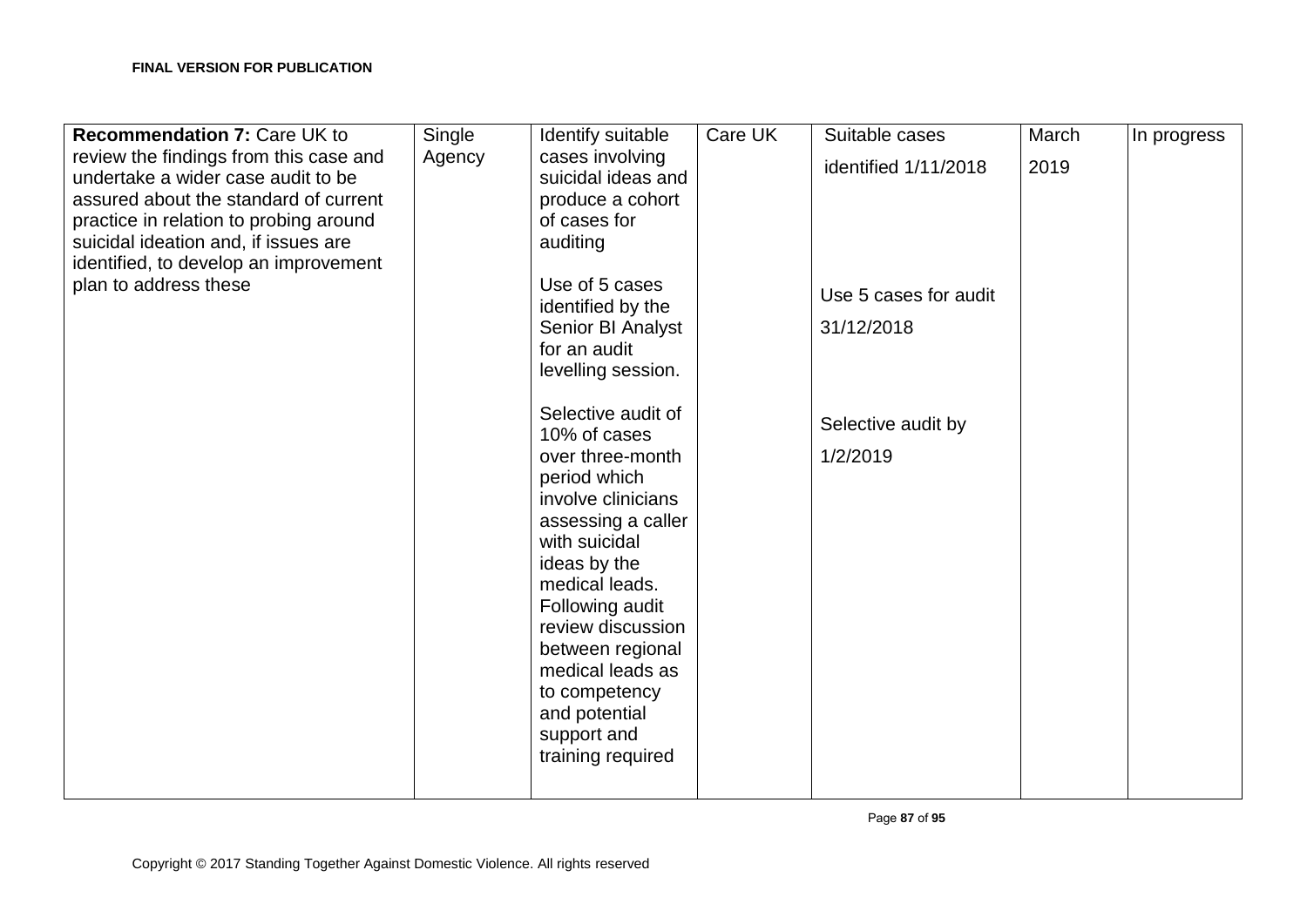| **Recommendation 7:** Care UK to review the findings from this case and undertake a wider case audit to be assured about the standard of current practice in relation to probing around suicidal ideation and, if issues are identified, to develop an improvement plan to address these | Single Agency | Identify suitable cases involving suicidal ideas and produce a cohort of cases for auditing<br><br>Use of 5 cases identified by the Senior BI Analyst for an audit levelling session.<br><br>Selective audit of 10% of cases over three-month period which involve clinicians assessing a caller with suicidal ideas by the medical leads. Following audit review discussion between regional medical leads as to competency and potential support and training required | Care UK | Suitable cases identified 1/11/2018<br><br>Use 5 cases for audit 31/12/2018<br><br>Selective audit by 1/2/2019 | March 2019 | In progress |
|---|---|---|---|---|---|---|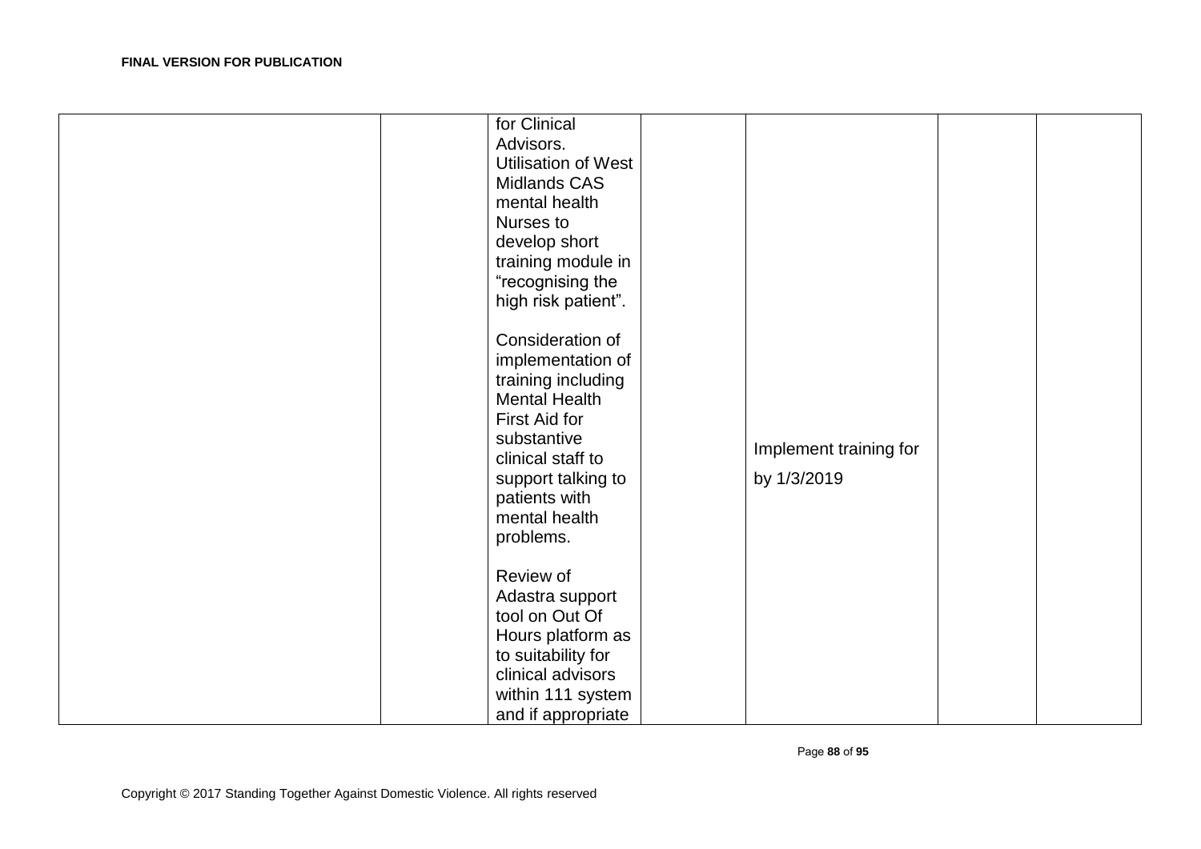| | | | | | | |
|---|---|---|---|---|---|---|
| | | for Clinical Advisors. Utilisation of West Midlands CAS mental health Nurses to develop short training module in "recognising the high risk patient".<br><br>Consideration of implementation of training including Mental Health First Aid for substantive clinical staff to support talking to patients with mental health problems.<br><br>Review of Adastra support tool on Out Of Hours platform as to suitability for clinical advisors within 111 system and if appropriate | | Implement training for by 1/3/2019 | | |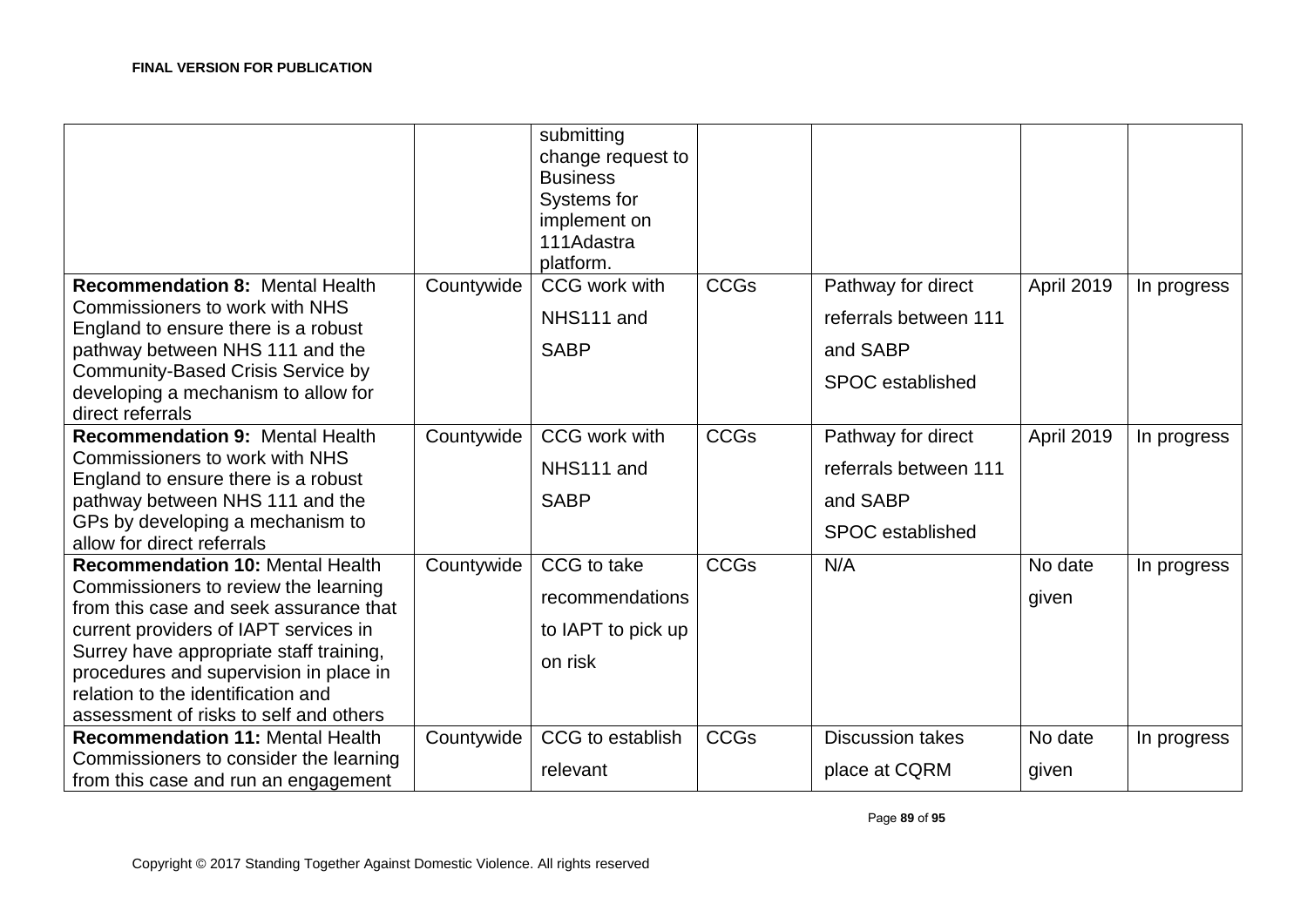| | | | | | | |
|---|---|---|---|---|---|---|
| | | submitting change request to Business Systems for implement on 111Adastra platform. | | | | |
| **Recommendation 8:** Mental Health Commissioners to work with NHS England to ensure there is a robust pathway between NHS 111 and the Community-Based Crisis Service by developing a mechanism to allow for direct referrals | Countywide | CCG work with NHS111 and SABP | CCGs | Pathway for direct referrals between 111 and SABP SPOC established | April 2019 | In progress |
| **Recommendation 9:** Mental Health Commissioners to work with NHS England to ensure there is a robust pathway between NHS 111 and the GPs by developing a mechanism to allow for direct referrals | Countywide | CCG work with NHS111 and SABP | CCGs | Pathway for direct referrals between 111 and SABP SPOC established | April 2019 | In progress |
| **Recommendation 10:** Mental Health Commissioners to review the learning from this case and seek assurance that current providers of IAPT services in Surrey have appropriate staff training, procedures and supervision in place in relation to the identification and assessment of risks to self and others | Countywide | CCG to take recommendations to IAPT to pick up on risk | CCGs | N/A | No date given | In progress |
| **Recommendation 11:** Mental Health Commissioners to consider the learning from this case and run an engagement | Countywide | CCG to establish relevant | CCGs | Discussion takes place at CQRM | No date given | In progress |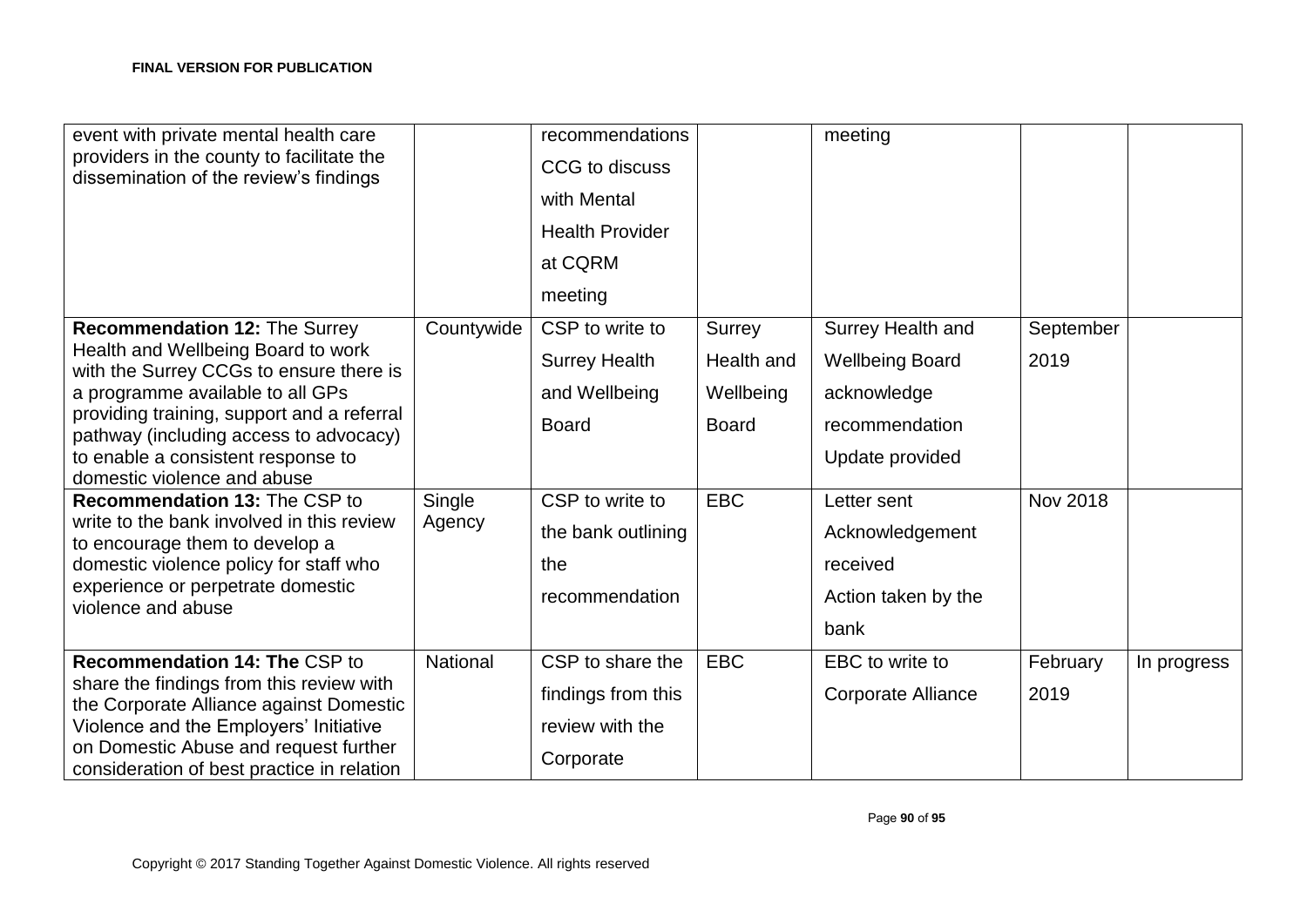| | | | | | | |
|---|---|---|---|---|---|---|
| event with private mental health care providers in the county to facilitate the dissemination of the review's findings | | recommendations CCG to discuss with Mental Health Provider at CQRM meeting | | meeting | | |
| **Recommendation 12:** The Surrey Health and Wellbeing Board to work with the Surrey CCGs to ensure there is a programme available to all GPs providing training, support and a referral pathway (including access to advocacy) to enable a consistent response to domestic violence and abuse | Countywide | CSP to write to Surrey Health and Wellbeing Board | Surrey Health and Wellbeing Board | Surrey Health and Wellbeing Board acknowledge recommendation Update provided | September 2019 | |
| **Recommendation 13:** The CSP to write to the bank involved in this review to encourage them to develop a domestic violence policy for staff who experience or perpetrate domestic violence and abuse | Single Agency | CSP to write to the bank outlining the recommendation | EBC | Letter sent Acknowledgement received Action taken by the bank | Nov 2018 | |
| **Recommendation 14: The** CSP to share the findings from this review with the Corporate Alliance against Domestic Violence and the Employers' Initiative on Domestic Abuse and request further consideration of best practice in relation | National | CSP to share the findings from this review with the Corporate | EBC | EBC to write to Corporate Alliance | February 2019 | In progress |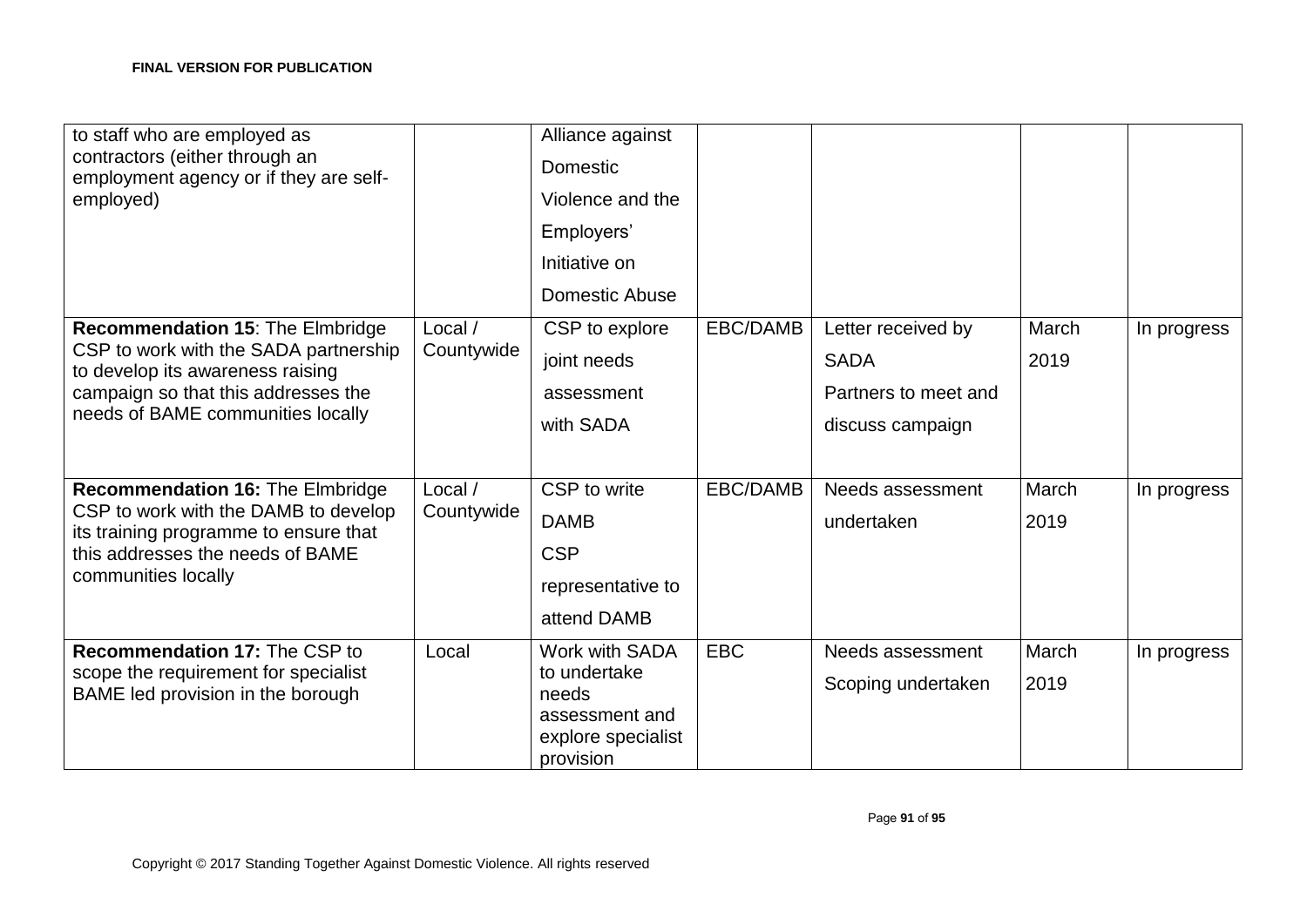| | | | | | | |
|---|---|---|---|---|---|---|
| to staff who are employed as contractors (either through an employment agency or if they are self-employed) | | Alliance against Domestic Violence and the Employers' Initiative on Domestic Abuse | | | | |
| **Recommendation 15**: The Elmbridge CSP to work with the SADA partnership to develop its awareness raising campaign so that this addresses the needs of BAME communities locally | Local / Countywide | CSP to explore joint needs assessment with SADA | EBC/DAMB | Letter received by SADA Partners to meet and discuss campaign | March 2019 | In progress |
| **Recommendation 16:** The Elmbridge CSP to work with the DAMB to develop its training programme to ensure that this addresses the needs of BAME communities locally | Local / Countywide | CSP to write DAMB CSP representative to attend DAMB | EBC/DAMB | Needs assessment undertaken | March 2019 | In progress |
| **Recommendation 17:** The CSP to scope the requirement for specialist BAME led provision in the borough | Local | Work with SADA to undertake needs assessment and explore specialist provision | EBC | Needs assessment Scoping undertaken | March 2019 | In progress |

Copyright © 2017 Standing Together Against Domestic Violence. All rights reserved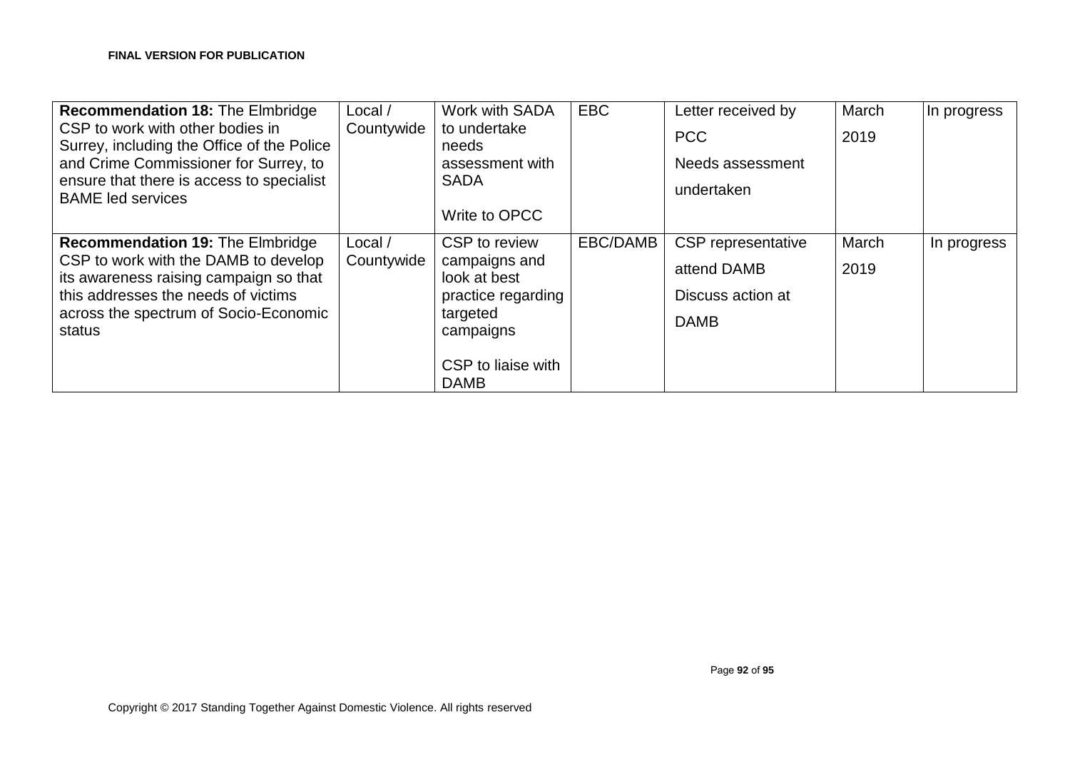| **Recommendation 18:** The Elmbridge CSP to work with other bodies in Surrey, including the Office of the Police and Crime Commissioner for Surrey, to ensure that there is access to specialist BAME led services | Local / Countywide | Work with SADA to undertake needs assessment with SADA<br><br>Write to OPCC | EBC | Letter received by PCC<br><br>Needs assessment undertaken | March 2019 | In progress |
|---|---|---|---|---|---|---|
| **Recommendation 19:** The Elmbridge CSP to work with the DAMB to develop its awareness raising campaign so that this addresses the needs of victims across the spectrum of Socio-Economic status | Local / Countywide | CSP to review campaigns and look at best practice regarding targeted campaigns<br><br>CSP to liaise with DAMB | EBC/DAMB | CSP representative attend DAMB<br><br>Discuss action at DAMB | March 2019 | In progress |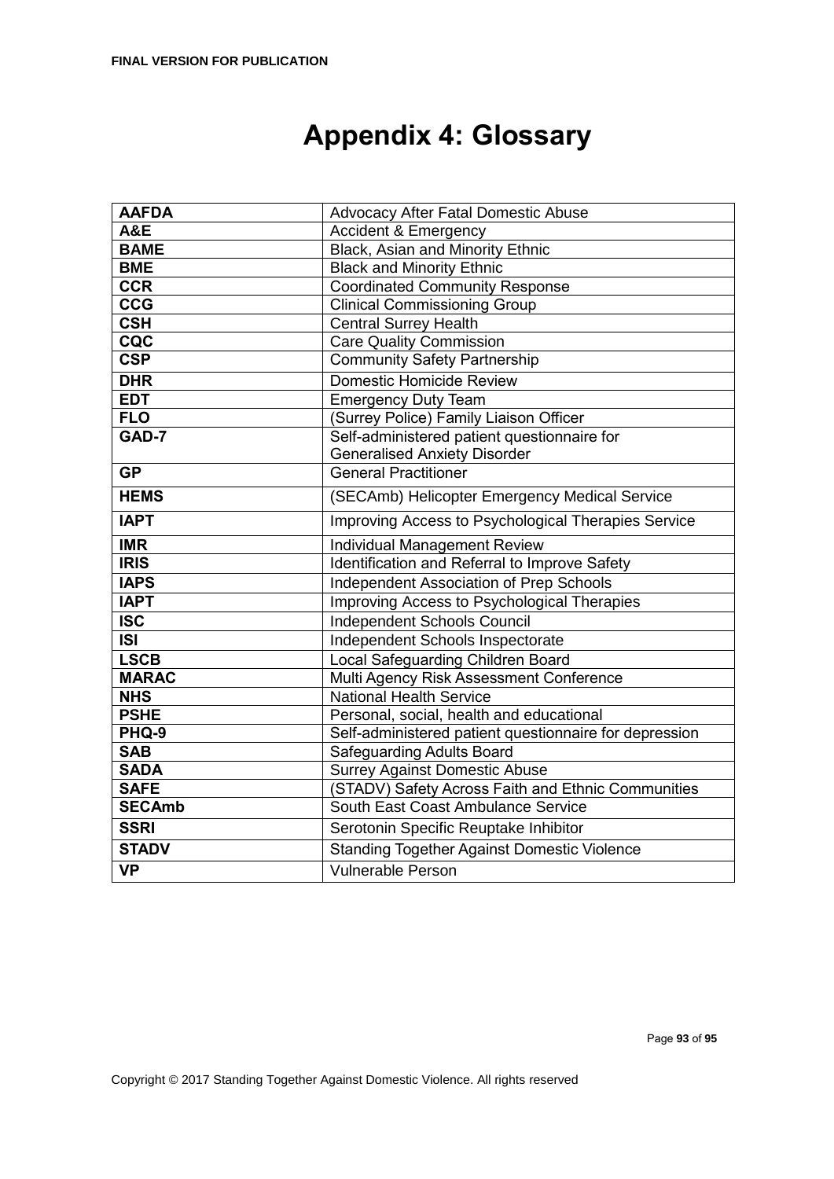# Appendix 4: Glossary

| | |
|---|---|
| **AAFDA** | Advocacy After Fatal Domestic Abuse |
| **A&E** | Accident & Emergency |
| **BAME** | Black, Asian and Minority Ethnic |
| **BME** | Black and Minority Ethnic |
| **CCR** | Coordinated Community Response |
| **CCG** | Clinical Commissioning Group |
| **CSH** | Central Surrey Health |
| **CQC** | Care Quality Commission |
| **CSP** | Community Safety Partnership |
| **DHR** | Domestic Homicide Review |
| **EDT** | Emergency Duty Team |
| **FLO** | (Surrey Police) Family Liaison Officer |
| **GAD-7** | Self-administered patient questionnaire for Generalised Anxiety Disorder |
| **GP** | General Practitioner |
| **HEMS** | (SECAmb) Helicopter Emergency Medical Service |
| **IAPT** | Improving Access to Psychological Therapies Service |
| **IMR** | Individual Management Review |
| **IRIS** | Identification and Referral to Improve Safety |
| **IAPS** | Independent Association of Prep Schools |
| **IAPT** | Improving Access to Psychological Therapies |
| **ISC** | Independent Schools Council |
| **ISI** | Independent Schools Inspectorate |
| **LSCB** | Local Safeguarding Children Board |
| **MARAC** | Multi Agency Risk Assessment Conference |
| **NHS** | National Health Service |
| **PSHE** | Personal, social, health and educational |
| **PHQ-9** | Self-administered patient questionnaire for depression |
| **SAB** | Safeguarding Adults Board |
| **SADA** | Surrey Against Domestic Abuse |
| **SAFE** | (STADV) Safety Across Faith and Ethnic Communities |
| **SECAmb** | South East Coast Ambulance Service |
| **SSRI** | Serotonin Specific Reuptake Inhibitor |
| **STADV** | Standing Together Against Domestic Violence |
| **VP** | Vulnerable Person |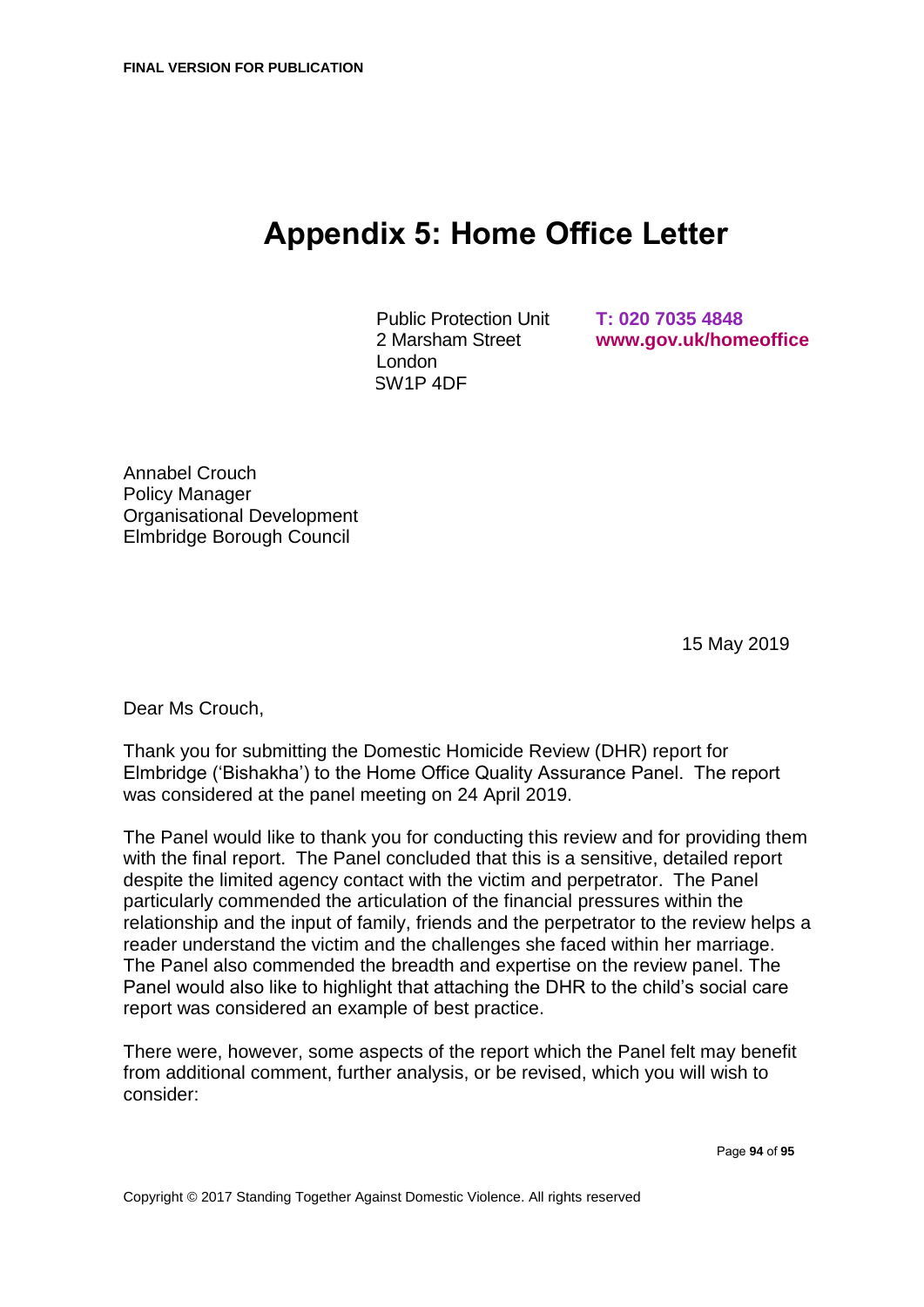# Appendix 5: Home Office Letter

Public Protection Unit
2 Marsham Street
London
SW1P 4DF

**T: 020 7035 4848**
**www.gov.uk/homeoffice**

Annabel Crouch
Policy Manager
Organisational Development
Elmbridge Borough Council

15 May 2019

Dear Ms Crouch,

Thank you for submitting the Domestic Homicide Review (DHR) report for Elmbridge ('Bishakha') to the Home Office Quality Assurance Panel. The report was considered at the panel meeting on 24 April 2019.

The Panel would like to thank you for conducting this review and for providing them with the final report. The Panel concluded that this is a sensitive, detailed report despite the limited agency contact with the victim and perpetrator. The Panel particularly commended the articulation of the financial pressures within the relationship and the input of family, friends and the perpetrator to the review helps a reader understand the victim and the challenges she faced within her marriage. The Panel also commended the breadth and expertise on the review panel. The Panel would also like to highlight that attaching the DHR to the child's social care report was considered an example of best practice.

There were, however, some aspects of the report which the Panel felt may benefit from additional comment, further analysis, or be revised, which you will wish to consider: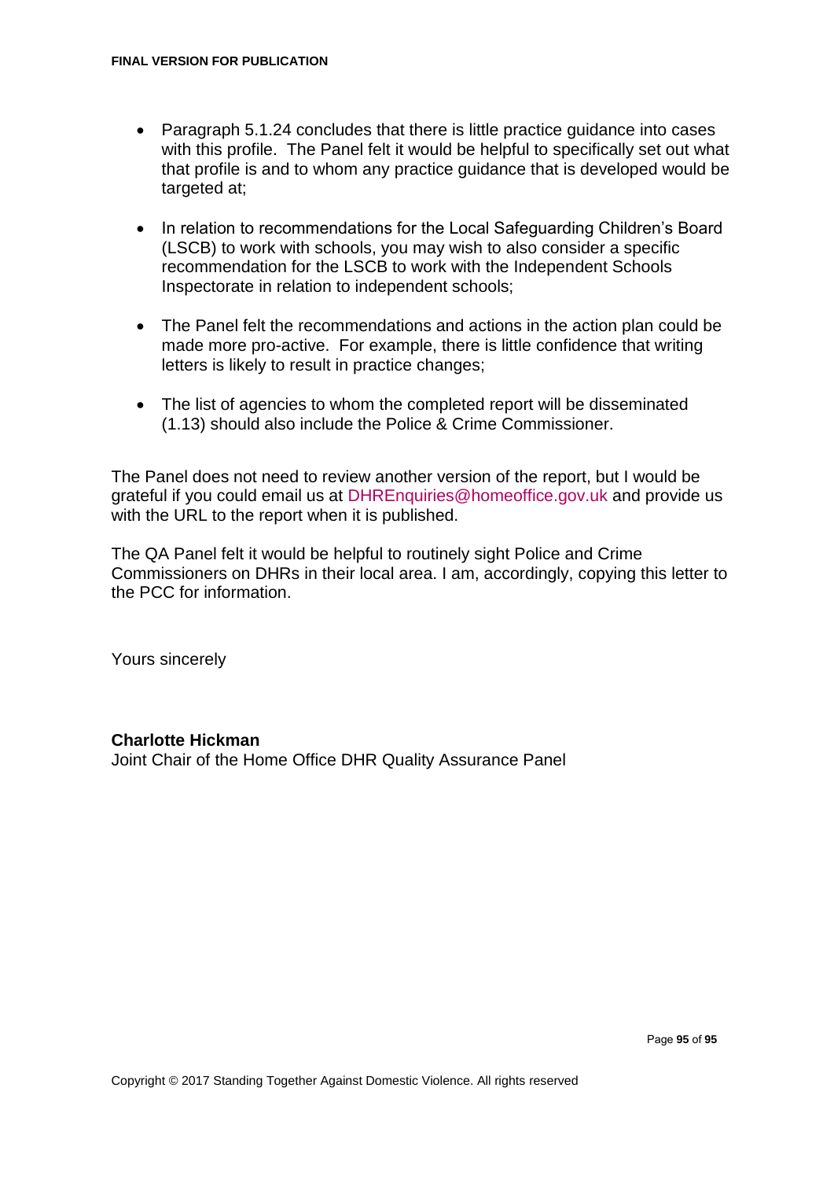- Paragraph 5.1.24 concludes that there is little practice guidance into cases with this profile. The Panel felt it would be helpful to specifically set out what that profile is and to whom any practice guidance that is developed would be targeted at;

- In relation to recommendations for the Local Safeguarding Children's Board (LSCB) to work with schools, you may wish to also consider a specific recommendation for the LSCB to work with the Independent Schools Inspectorate in relation to independent schools;

- The Panel felt the recommendations and actions in the action plan could be made more pro-active. For example, there is little confidence that writing letters is likely to result in practice changes;

- The list of agencies to whom the completed report will be disseminated (1.13) should also include the Police & Crime Commissioner.

The Panel does not need to review another version of the report, but I would be grateful if you could email us at DHREnquiries@homeoffice.gov.uk and provide us with the URL to the report when it is published.

The QA Panel felt it would be helpful to routinely sight Police and Crime Commissioners on DHRs in their local area. I am, accordingly, copying this letter to the PCC for information.

Yours sincerely

**Charlotte Hickman**
Joint Chair of the Home Office DHR Quality Assurance Panel

Copyright © 2017 Standing Together Against Domestic Violence. All rights reserved